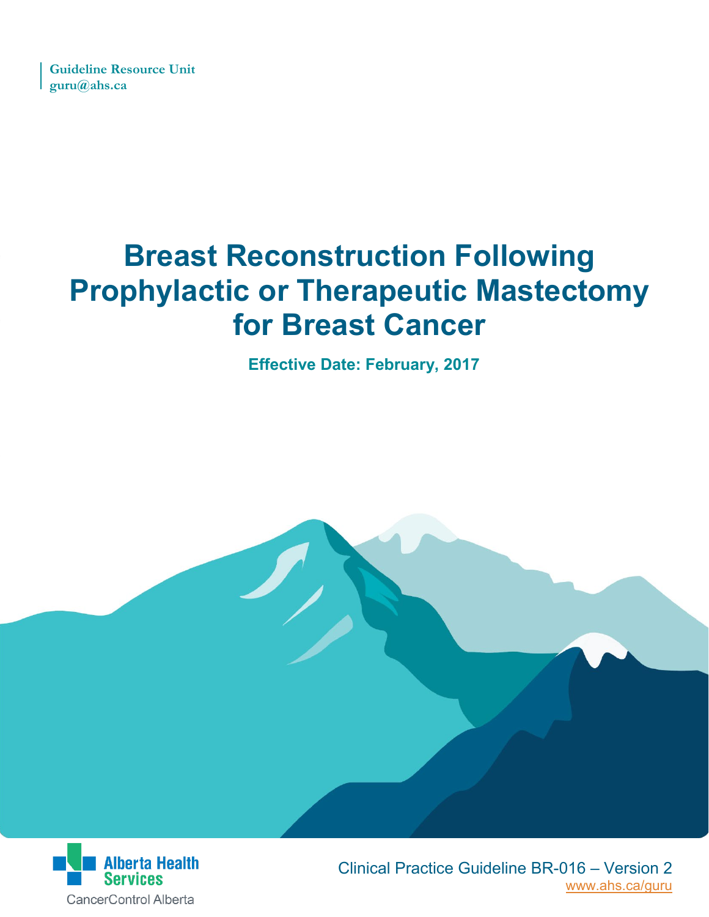Guideline Resource Unit
guru@ahs.ca

# Breast Reconstruction Following Prophylactic or Therapeutic Mastectomy for Breast Cancer

**Effective Date: February, 2017**

Alberta Health Services

CancerControl Alberta

Clinical Practice Guideline BR-016 – Version 2

www.ahs.ca/guru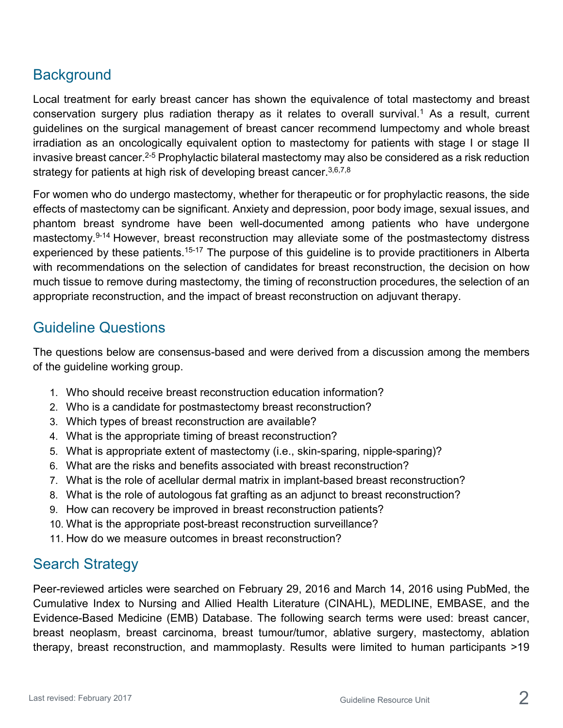## Background

Local treatment for early breast cancer has shown the equivalence of total mastectomy and breast conservation surgery plus radiation therapy as it relates to overall survival.[1] As a result, current guidelines on the surgical management of breast cancer recommend lumpectomy and whole breast irradiation as an oncologically equivalent option to mastectomy for patients with stage I or stage II invasive breast cancer.[2-5] Prophylactic bilateral mastectomy may also be considered as a risk reduction strategy for patients at high risk of developing breast cancer.[3,6,7,8]

For women who do undergo mastectomy, whether for therapeutic or for prophylactic reasons, the side effects of mastectomy can be significant. Anxiety and depression, poor body image, sexual issues, and phantom breast syndrome have been well-documented among patients who have undergone mastectomy.[9-14] However, breast reconstruction may alleviate some of the postmastectomy distress experienced by these patients.[15-17] The purpose of this guideline is to provide practitioners in Alberta with recommendations on the selection of candidates for breast reconstruction, the decision on how much tissue to remove during mastectomy, the timing of reconstruction procedures, the selection of an appropriate reconstruction, and the impact of breast reconstruction on adjuvant therapy.

## Guideline Questions

The questions below are consensus-based and were derived from a discussion among the members of the guideline working group.

1. Who should receive breast reconstruction education information?
2. Who is a candidate for postmastectomy breast reconstruction?
3. Which types of breast reconstruction are available?
4. What is the appropriate timing of breast reconstruction?
5. What is appropriate extent of mastectomy (i.e., skin-sparing, nipple-sparing)?
6. What are the risks and benefits associated with breast reconstruction?
7. What is the role of acellular dermal matrix in implant-based breast reconstruction?
8. What is the role of autologous fat grafting as an adjunct to breast reconstruction?
9. How can recovery be improved in breast reconstruction patients?
10. What is the appropriate post-breast reconstruction surveillance?
11. How do we measure outcomes in breast reconstruction?

## Search Strategy

Peer-reviewed articles were searched on February 29, 2016 and March 14, 2016 using PubMed, the Cumulative Index to Nursing and Allied Health Literature (CINAHL), MEDLINE, EMBASE, and the Evidence-Based Medicine (EMB) Database. The following search terms were used: breast cancer, breast neoplasm, breast carcinoma, breast tumour/tumor, ablative surgery, mastectomy, ablation therapy, breast reconstruction, and mammoplasty. Results were limited to human participants >19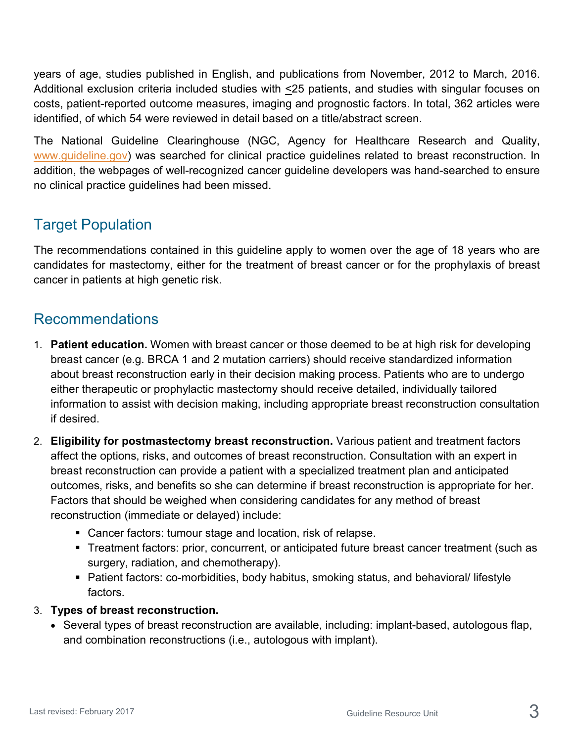years of age, studies published in English, and publications from November, 2012 to March, 2016. Additional exclusion criteria included studies with ≤25 patients, and studies with singular focuses on costs, patient-reported outcome measures, imaging and prognostic factors. In total, 362 articles were identified, of which 54 were reviewed in detail based on a title/abstract screen.

The National Guideline Clearinghouse (NGC, Agency for Healthcare Research and Quality, www.guideline.gov) was searched for clinical practice guidelines related to breast reconstruction. In addition, the webpages of well-recognized cancer guideline developers was hand-searched to ensure no clinical practice guidelines had been missed.

## Target Population

The recommendations contained in this guideline apply to women over the age of 18 years who are candidates for mastectomy, either for the treatment of breast cancer or for the prophylaxis of breast cancer in patients at high genetic risk.

## Recommendations

1. **Patient education.** Women with breast cancer or those deemed to be at high risk for developing breast cancer (e.g. BRCA 1 and 2 mutation carriers) should receive standardized information about breast reconstruction early in their decision making process. Patients who are to undergo either therapeutic or prophylactic mastectomy should receive detailed, individually tailored information to assist with decision making, including appropriate breast reconstruction consultation if desired.

2. **Eligibility for postmastectomy breast reconstruction.** Various patient and treatment factors affect the options, risks, and outcomes of breast reconstruction. Consultation with an expert in breast reconstruction can provide a patient with a specialized treatment plan and anticipated outcomes, risks, and benefits so she can determine if breast reconstruction is appropriate for her. Factors that should be weighed when considering candidates for any method of breast reconstruction (immediate or delayed) include:
   - Cancer factors: tumour stage and location, risk of relapse.
   - Treatment factors: prior, concurrent, or anticipated future breast cancer treatment (such as surgery, radiation, and chemotherapy).
   - Patient factors: co-morbidities, body habitus, smoking status, and behavioral/ lifestyle factors.

3. **Types of breast reconstruction.**
   - Several types of breast reconstruction are available, including: implant-based, autologous flap, and combination reconstructions (i.e., autologous with implant).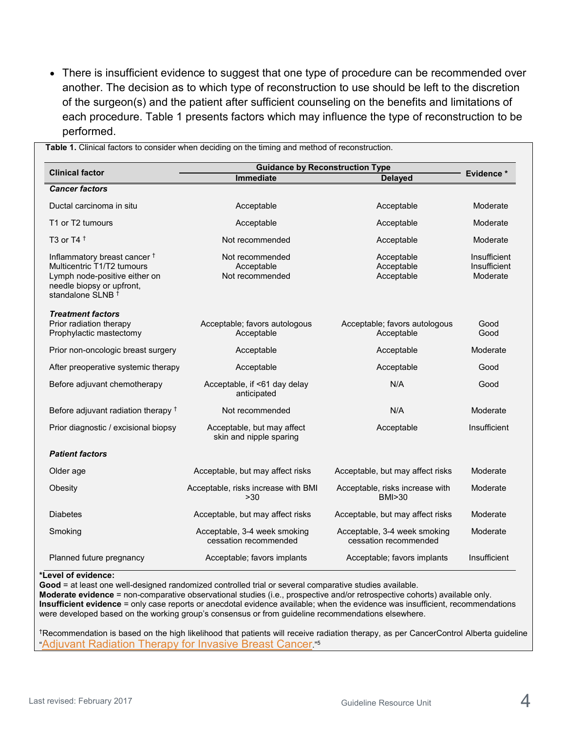- There is insufficient evidence to suggest that one type of procedure can be recommended over another. The decision as to which type of reconstruction to use should be left to the discretion of the surgeon(s) and the patient after sufficient counseling on the benefits and limitations of each procedure. Table 1 presents factors which may influence the type of reconstruction to be performed.

**Table 1.** Clinical factors to consider when deciding on the timing and method of reconstruction.

| Clinical factor | Guidance by Reconstruction Type | | Evidence * |
|---|---|---|---|
| | Immediate | Delayed | |
| ***Cancer factors*** | | | |
| Ductal carcinoma in situ | Acceptable | Acceptable | Moderate |
| T1 or T2 tumours | Acceptable | Acceptable | Moderate |
| T3 or T4 † | Not recommended | Acceptable | Moderate |
| Inflammatory breast cancer † | Not recommended | Acceptable | Insufficient |
| Multicentric T1/T2 tumours | Acceptable | Acceptable | Insufficient |
| Lymph node-positive either on needle biopsy or upfront, standalone SLNB † | Not recommended | Acceptable | Moderate |
| ***Treatment factors*** | | | |
| Prior radiation therapy | Acceptable; favors autologous | Acceptable; favors autologous | Good |
| Prophylactic mastectomy | Acceptable | Acceptable | Good |
| Prior non-oncologic breast surgery | Acceptable | Acceptable | Moderate |
| After preoperative systemic therapy | Acceptable | Acceptable | Good |
| Before adjuvant chemotherapy | Acceptable, if <61 day delay anticipated | N/A | Good |
| Before adjuvant radiation therapy † | Not recommended | N/A | Moderate |
| Prior diagnostic / excisional biopsy | Acceptable, but may affect skin and nipple sparing | Acceptable | Insufficient |
| ***Patient factors*** | | | |
| Older age | Acceptable, but may affect risks | Acceptable, but may affect risks | Moderate |
| Obesity | Acceptable, risks increase with BMI >30 | Acceptable, risks increase with BMI>30 | Moderate |
| Diabetes | Acceptable, but may affect risks | Acceptable, but may affect risks | Moderate |
| Smoking | Acceptable, 3-4 week smoking cessation recommended | Acceptable, 3-4 week smoking cessation recommended | Moderate |
| Planned future pregnancy | Acceptable; favors implants | Acceptable; favors implants | Insufficient |

**\*Level of evidence:**
**Good** = at least one well-designed randomized controlled trial or several comparative studies available.
**Moderate evidence** = non-comparative observational studies (i.e., prospective and/or retrospective cohorts) available only.
**Insufficient evidence** = only case reports or anecdotal evidence available; when the evidence was insufficient, recommendations were developed based on the working group's consensus or from guideline recommendations elsewhere.

†Recommendation is based on the high likelihood that patients will receive radiation therapy, as per CancerControl Alberta guideline "Adjuvant Radiation Therapy for Invasive Breast Cancer."[5]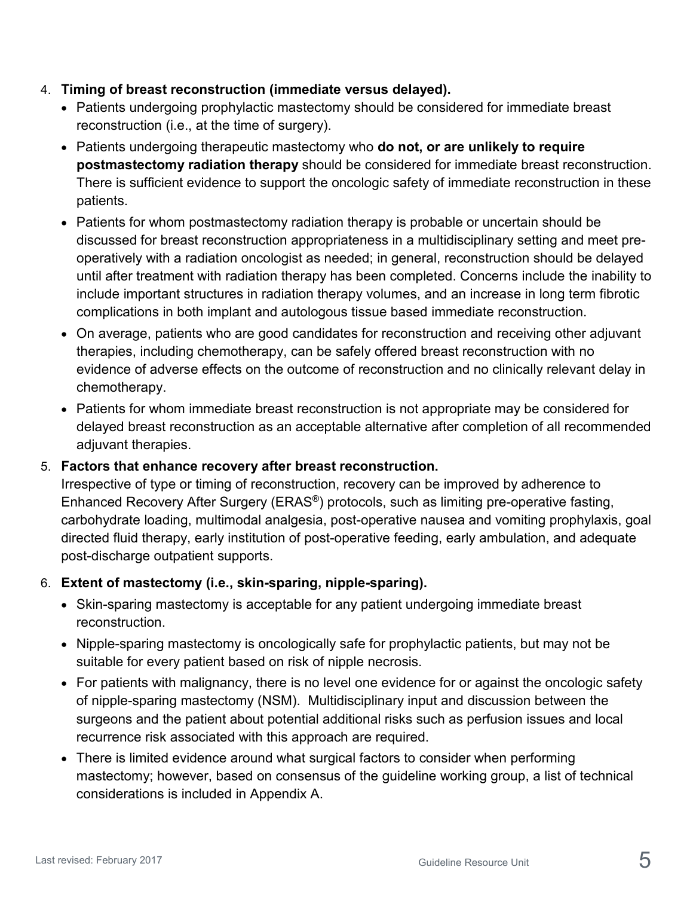4. **Timing of breast reconstruction (immediate versus delayed).**
   - Patients undergoing prophylactic mastectomy should be considered for immediate breast reconstruction (i.e., at the time of surgery).
   - Patients undergoing therapeutic mastectomy who **do not, or are unlikely to require postmastectomy radiation therapy** should be considered for immediate breast reconstruction. There is sufficient evidence to support the oncologic safety of immediate reconstruction in these patients.
   - Patients for whom postmastectomy radiation therapy is probable or uncertain should be discussed for breast reconstruction appropriateness in a multidisciplinary setting and meet pre-operatively with a radiation oncologist as needed; in general, reconstruction should be delayed until after treatment with radiation therapy has been completed. Concerns include the inability to include important structures in radiation therapy volumes, and an increase in long term fibrotic complications in both implant and autologous tissue based immediate reconstruction.
   - On average, patients who are good candidates for reconstruction and receiving other adjuvant therapies, including chemotherapy, can be safely offered breast reconstruction with no evidence of adverse effects on the outcome of reconstruction and no clinically relevant delay in chemotherapy.
   - Patients for whom immediate breast reconstruction is not appropriate may be considered for delayed breast reconstruction as an acceptable alternative after completion of all recommended adjuvant therapies.

5. **Factors that enhance recovery after breast reconstruction.**
   Irrespective of type or timing of reconstruction, recovery can be improved by adherence to Enhanced Recovery After Surgery (ERAS®) protocols, such as limiting pre-operative fasting, carbohydrate loading, multimodal analgesia, post-operative nausea and vomiting prophylaxis, goal directed fluid therapy, early institution of post-operative feeding, early ambulation, and adequate post-discharge outpatient supports.

6. **Extent of mastectomy (i.e., skin-sparing, nipple-sparing).**
   - Skin-sparing mastectomy is acceptable for any patient undergoing immediate breast reconstruction.
   - Nipple-sparing mastectomy is oncologically safe for prophylactic patients, but may not be suitable for every patient based on risk of nipple necrosis.
   - For patients with malignancy, there is no level one evidence for or against the oncologic safety of nipple-sparing mastectomy (NSM). Multidisciplinary input and discussion between the surgeons and the patient about potential additional risks such as perfusion issues and local recurrence risk associated with this approach are required.
   - There is limited evidence around what surgical factors to consider when performing mastectomy; however, based on consensus of the guideline working group, a list of technical considerations is included in Appendix A.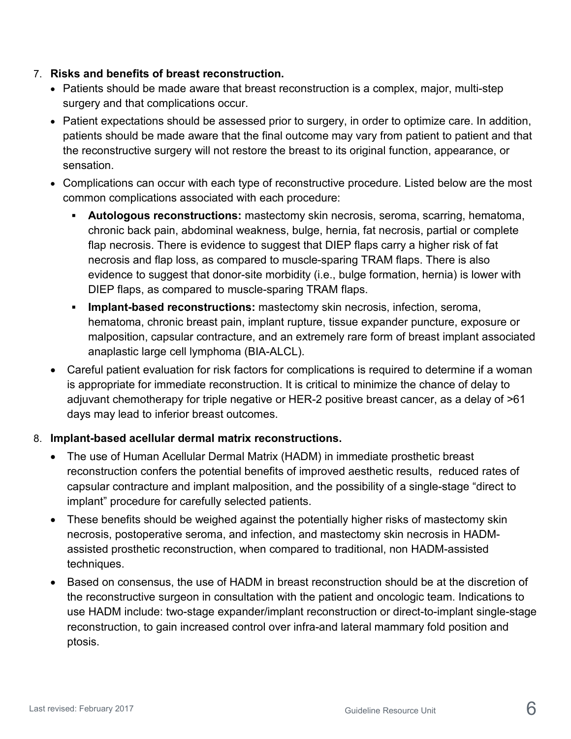7. **Risks and benefits of breast reconstruction.**
   - Patients should be made aware that breast reconstruction is a complex, major, multi-step surgery and that complications occur.
   - Patient expectations should be assessed prior to surgery, in order to optimize care. In addition, patients should be made aware that the final outcome may vary from patient to patient and that the reconstructive surgery will not restore the breast to its original function, appearance, or sensation.
   - Complications can occur with each type of reconstructive procedure. Listed below are the most common complications associated with each procedure:
     - **Autologous reconstructions:** mastectomy skin necrosis, seroma, scarring, hematoma, chronic back pain, abdominal weakness, bulge, hernia, fat necrosis, partial or complete flap necrosis. There is evidence to suggest that DIEP flaps carry a higher risk of fat necrosis and flap loss, as compared to muscle-sparing TRAM flaps. There is also evidence to suggest that donor-site morbidity (i.e., bulge formation, hernia) is lower with DIEP flaps, as compared to muscle-sparing TRAM flaps.
     - **Implant-based reconstructions:** mastectomy skin necrosis, infection, seroma, hematoma, chronic breast pain, implant rupture, tissue expander puncture, exposure or malposition, capsular contracture, and an extremely rare form of breast implant associated anaplastic large cell lymphoma (BIA-ALCL).
   - Careful patient evaluation for risk factors for complications is required to determine if a woman is appropriate for immediate reconstruction. It is critical to minimize the chance of delay to adjuvant chemotherapy for triple negative or HER-2 positive breast cancer, as a delay of >61 days may lead to inferior breast outcomes.

8. **Implant-based acellular dermal matrix reconstructions.**
   - The use of Human Acellular Dermal Matrix (HADM) in immediate prosthetic breast reconstruction confers the potential benefits of improved aesthetic results, reduced rates of capsular contracture and implant malposition, and the possibility of a single-stage "direct to implant" procedure for carefully selected patients.
   - These benefits should be weighed against the potentially higher risks of mastectomy skin necrosis, postoperative seroma, and infection, and mastectomy skin necrosis in HADM-assisted prosthetic reconstruction, when compared to traditional, non HADM-assisted techniques.
   - Based on consensus, the use of HADM in breast reconstruction should be at the discretion of the reconstructive surgeon in consultation with the patient and oncologic team. Indications to use HADM include: two-stage expander/implant reconstruction or direct-to-implant single-stage reconstruction, to gain increased control over infra-and lateral mammary fold position and ptosis.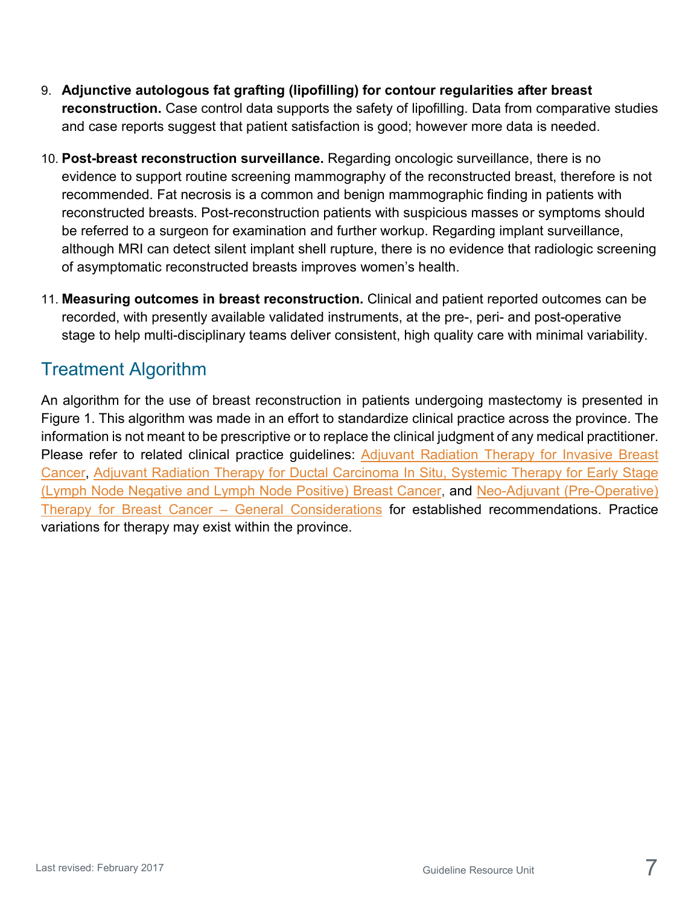9. **Adjunctive autologous fat grafting (lipofilling) for contour regularities after breast reconstruction.** Case control data supports the safety of lipofilling. Data from comparative studies and case reports suggest that patient satisfaction is good; however more data is needed.

10. **Post-breast reconstruction surveillance.** Regarding oncologic surveillance, there is no evidence to support routine screening mammography of the reconstructed breast, therefore is not recommended. Fat necrosis is a common and benign mammographic finding in patients with reconstructed breasts. Post-reconstruction patients with suspicious masses or symptoms should be referred to a surgeon for examination and further workup. Regarding implant surveillance, although MRI can detect silent implant shell rupture, there is no evidence that radiologic screening of asymptomatic reconstructed breasts improves women's health.

11. **Measuring outcomes in breast reconstruction.** Clinical and patient reported outcomes can be recorded, with presently available validated instruments, at the pre-, peri- and post-operative stage to help multi-disciplinary teams deliver consistent, high quality care with minimal variability.

## Treatment Algorithm

An algorithm for the use of breast reconstruction in patients undergoing mastectomy is presented in Figure 1. This algorithm was made in an effort to standardize clinical practice across the province. The information is not meant to be prescriptive or to replace the clinical judgment of any medical practitioner. Please refer to related clinical practice guidelines: Adjuvant Radiation Therapy for Invasive Breast Cancer, Adjuvant Radiation Therapy for Ductal Carcinoma In Situ, Systemic Therapy for Early Stage (Lymph Node Negative and Lymph Node Positive) Breast Cancer, and Neo-Adjuvant (Pre-Operative) Therapy for Breast Cancer – General Considerations for established recommendations. Practice variations for therapy may exist within the province.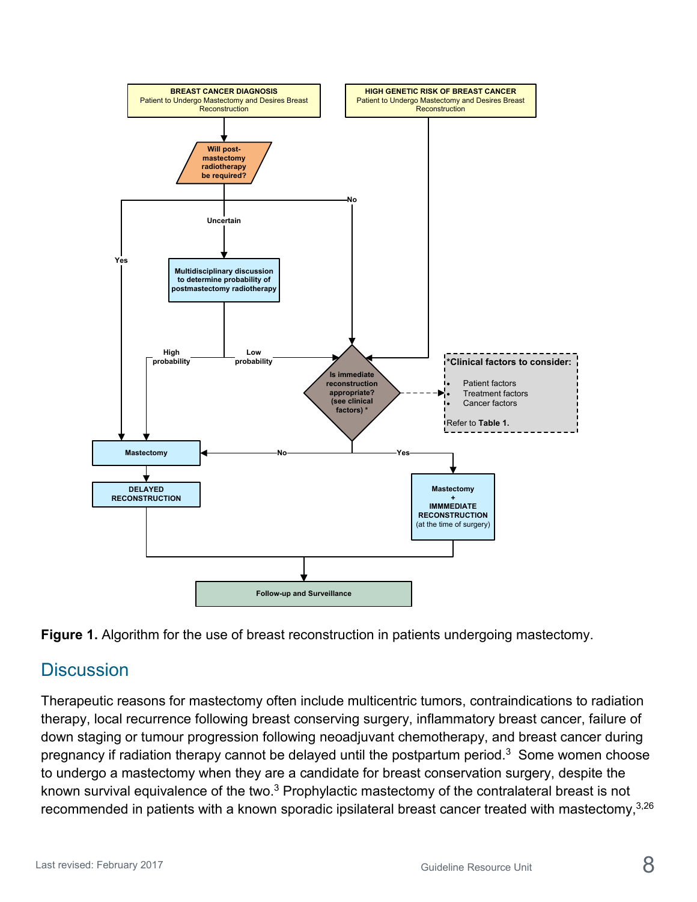BREAST CANCER DIAGNOSIS
Patient to Undergo Mastectomy and Desires Breast Reconstruction

HIGH GENETIC RISK OF BREAST CANCER
Patient to Undergo Mastectomy and Desires Breast Reconstruction

Will post-mastectomy radiotherapy be required?

Yes

Uncertain

No

Multidisciplinary discussion to determine probability of postmastectomy radiotherapy

High probability

Low probability

Is immediate reconstruction appropriate? (see clinical factors) *

*Clinical factors to consider:

- Patient factors
- Treatment factors
- Cancer factors

Refer to **Table 1.**

No

Yes

Mastectomy

DELAYED RECONSTRUCTION

Mastectomy + IMMMEDIATE RECONSTRUCTION (at the time of surgery)

Follow-up and Surveillance

**Figure 1.** Algorithm for the use of breast reconstruction in patients undergoing mastectomy.

## Discussion

Therapeutic reasons for mastectomy often include multicentric tumors, contraindications to radiation therapy, local recurrence following breast conserving surgery, inflammatory breast cancer, failure of down staging or tumour progression following neoadjuvant chemotherapy, and breast cancer during pregnancy if radiation therapy cannot be delayed until the postpartum period.[3] Some women choose to undergo a mastectomy when they are a candidate for breast conservation surgery, despite the known survival equivalence of the two.[3] Prophylactic mastectomy of the contralateral breast is not recommended in patients with a known sporadic ipsilateral breast cancer treated with mastectomy,[3,26]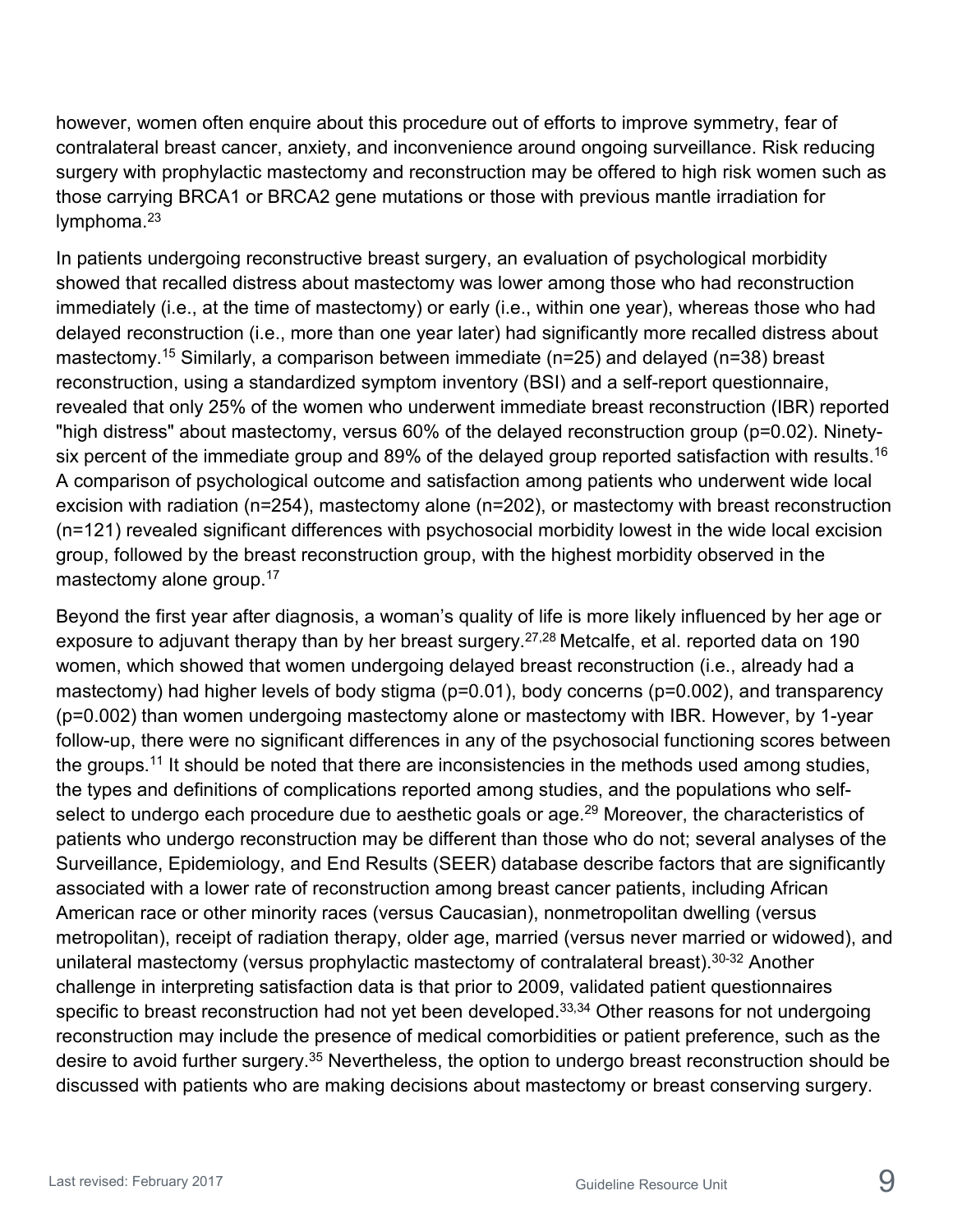however, women often enquire about this procedure out of efforts to improve symmetry, fear of contralateral breast cancer, anxiety, and inconvenience around ongoing surveillance. Risk reducing surgery with prophylactic mastectomy and reconstruction may be offered to high risk women such as those carrying BRCA1 or BRCA2 gene mutations or those with previous mantle irradiation for lymphoma.[23]

In patients undergoing reconstructive breast surgery, an evaluation of psychological morbidity showed that recalled distress about mastectomy was lower among those who had reconstruction immediately (i.e., at the time of mastectomy) or early (i.e., within one year), whereas those who had delayed reconstruction (i.e., more than one year later) had significantly more recalled distress about mastectomy.[15] Similarly, a comparison between immediate (n=25) and delayed (n=38) breast reconstruction, using a standardized symptom inventory (BSI) and a self-report questionnaire, revealed that only 25% of the women who underwent immediate breast reconstruction (IBR) reported "high distress" about mastectomy, versus 60% of the delayed reconstruction group (p=0.02). Ninety-six percent of the immediate group and 89% of the delayed group reported satisfaction with results.[16] A comparison of psychological outcome and satisfaction among patients who underwent wide local excision with radiation (n=254), mastectomy alone (n=202), or mastectomy with breast reconstruction (n=121) revealed significant differences with psychosocial morbidity lowest in the wide local excision group, followed by the breast reconstruction group, with the highest morbidity observed in the mastectomy alone group.[17]

Beyond the first year after diagnosis, a woman's quality of life is more likely influenced by her age or exposure to adjuvant therapy than by her breast surgery.[27,28] Metcalfe, et al. reported data on 190 women, which showed that women undergoing delayed breast reconstruction (i.e., already had a mastectomy) had higher levels of body stigma (p=0.01), body concerns (p=0.002), and transparency (p=0.002) than women undergoing mastectomy alone or mastectomy with IBR. However, by 1-year follow-up, there were no significant differences in any of the psychosocial functioning scores between the groups.[11] It should be noted that there are inconsistencies in the methods used among studies, the types and definitions of complications reported among studies, and the populations who self-select to undergo each procedure due to aesthetic goals or age.[29] Moreover, the characteristics of patients who undergo reconstruction may be different than those who do not; several analyses of the Surveillance, Epidemiology, and End Results (SEER) database describe factors that are significantly associated with a lower rate of reconstruction among breast cancer patients, including African American race or other minority races (versus Caucasian), nonmetropolitan dwelling (versus metropolitan), receipt of radiation therapy, older age, married (versus never married or widowed), and unilateral mastectomy (versus prophylactic mastectomy of contralateral breast).[30-32] Another challenge in interpreting satisfaction data is that prior to 2009, validated patient questionnaires specific to breast reconstruction had not yet been developed.[33,34] Other reasons for not undergoing reconstruction may include the presence of medical comorbidities or patient preference, such as the desire to avoid further surgery.[35] Nevertheless, the option to undergo breast reconstruction should be discussed with patients who are making decisions about mastectomy or breast conserving surgery.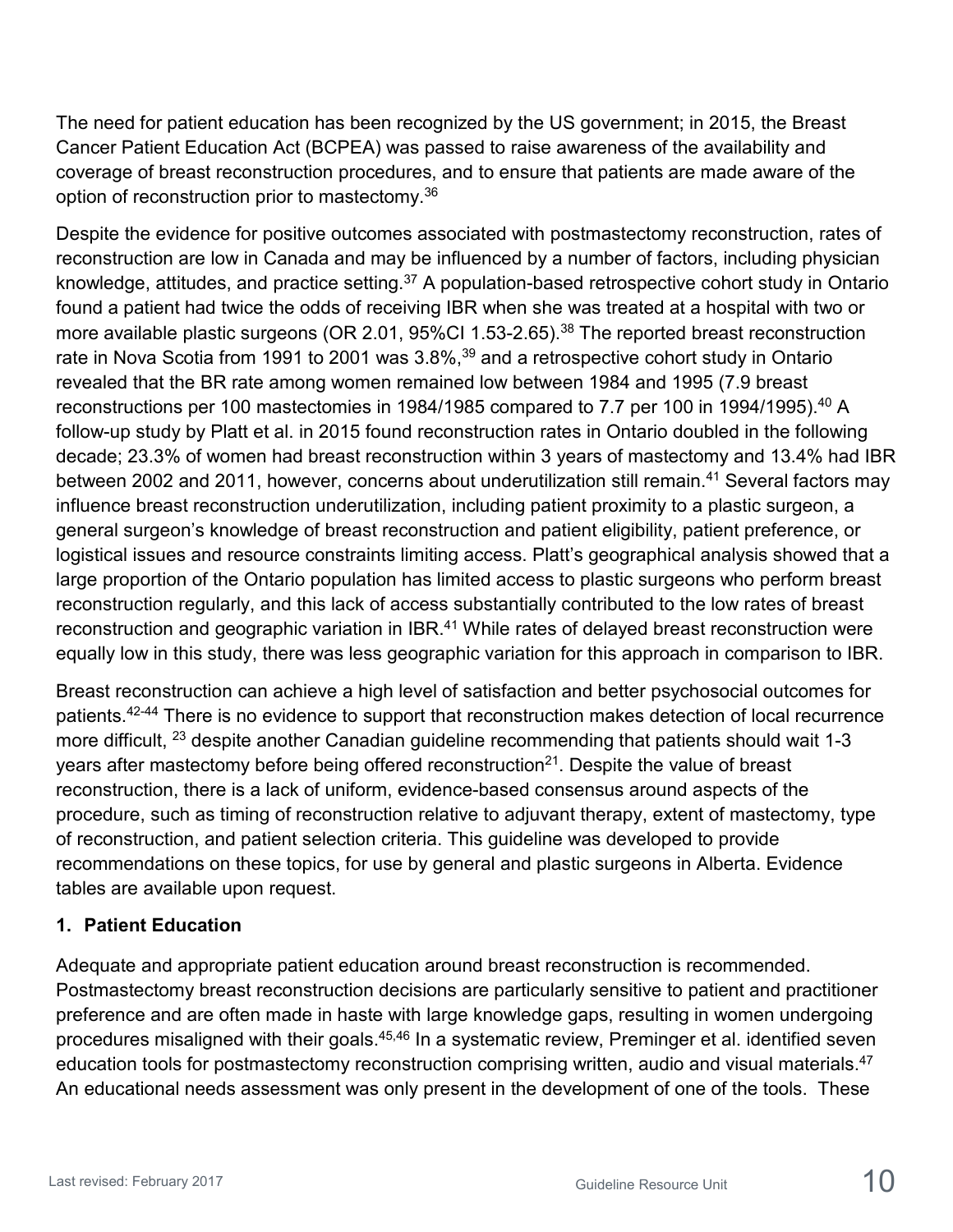The need for patient education has been recognized by the US government; in 2015, the Breast Cancer Patient Education Act (BCPEA) was passed to raise awareness of the availability and coverage of breast reconstruction procedures, and to ensure that patients are made aware of the option of reconstruction prior to mastectomy.[36]

Despite the evidence for positive outcomes associated with postmastectomy reconstruction, rates of reconstruction are low in Canada and may be influenced by a number of factors, including physician knowledge, attitudes, and practice setting.[37] A population-based retrospective cohort study in Ontario found a patient had twice the odds of receiving IBR when she was treated at a hospital with two or more available plastic surgeons (OR 2.01, 95%CI 1.53-2.65).[38] The reported breast reconstruction rate in Nova Scotia from 1991 to 2001 was 3.8%,[39] and a retrospective cohort study in Ontario revealed that the BR rate among women remained low between 1984 and 1995 (7.9 breast reconstructions per 100 mastectomies in 1984/1985 compared to 7.7 per 100 in 1994/1995).[40] A follow-up study by Platt et al. in 2015 found reconstruction rates in Ontario doubled in the following decade; 23.3% of women had breast reconstruction within 3 years of mastectomy and 13.4% had IBR between 2002 and 2011, however, concerns about underutilization still remain.[41] Several factors may influence breast reconstruction underutilization, including patient proximity to a plastic surgeon, a general surgeon's knowledge of breast reconstruction and patient eligibility, patient preference, or logistical issues and resource constraints limiting access. Platt's geographical analysis showed that a large proportion of the Ontario population has limited access to plastic surgeons who perform breast reconstruction regularly, and this lack of access substantially contributed to the low rates of breast reconstruction and geographic variation in IBR.[41] While rates of delayed breast reconstruction were equally low in this study, there was less geographic variation for this approach in comparison to IBR.

Breast reconstruction can achieve a high level of satisfaction and better psychosocial outcomes for patients.[42-44] There is no evidence to support that reconstruction makes detection of local recurrence more difficult, [23] despite another Canadian guideline recommending that patients should wait 1-3 years after mastectomy before being offered reconstruction[21]. Despite the value of breast reconstruction, there is a lack of uniform, evidence-based consensus around aspects of the procedure, such as timing of reconstruction relative to adjuvant therapy, extent of mastectomy, type of reconstruction, and patient selection criteria. This guideline was developed to provide recommendations on these topics, for use by general and plastic surgeons in Alberta. Evidence tables are available upon request.

### 1. Patient Education

Adequate and appropriate patient education around breast reconstruction is recommended. Postmastectomy breast reconstruction decisions are particularly sensitive to patient and practitioner preference and are often made in haste with large knowledge gaps, resulting in women undergoing procedures misaligned with their goals.[45,46] In a systematic review, Preminger et al. identified seven education tools for postmastectomy reconstruction comprising written, audio and visual materials.[47] An educational needs assessment was only present in the development of one of the tools. These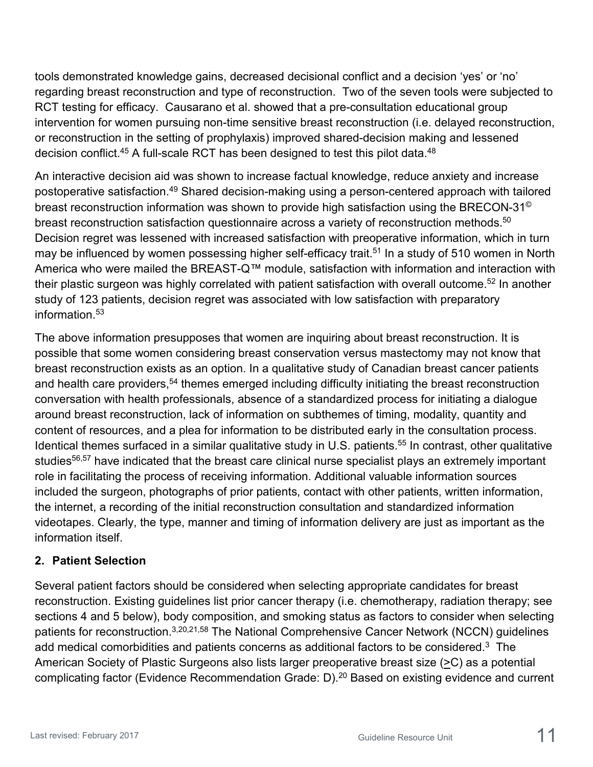tools demonstrated knowledge gains, decreased decisional conflict and a decision 'yes' or 'no' regarding breast reconstruction and type of reconstruction. Two of the seven tools were subjected to RCT testing for efficacy. Causarano et al. showed that a pre-consultation educational group intervention for women pursuing non-time sensitive breast reconstruction (i.e. delayed reconstruction, or reconstruction in the setting of prophylaxis) improved shared-decision making and lessened decision conflict.[45] A full-scale RCT has been designed to test this pilot data.[48]

An interactive decision aid was shown to increase factual knowledge, reduce anxiety and increase postoperative satisfaction.[49] Shared decision-making using a person-centered approach with tailored breast reconstruction information was shown to provide high satisfaction using the BRECON-31© breast reconstruction satisfaction questionnaire across a variety of reconstruction methods.[50] Decision regret was lessened with increased satisfaction with preoperative information, which in turn may be influenced by women possessing higher self-efficacy trait.[51] In a study of 510 women in North America who were mailed the BREAST-Q™ module, satisfaction with information and interaction with their plastic surgeon was highly correlated with patient satisfaction with overall outcome.[52] In another study of 123 patients, decision regret was associated with low satisfaction with preparatory information.[53]

The above information presupposes that women are inquiring about breast reconstruction. It is possible that some women considering breast conservation versus mastectomy may not know that breast reconstruction exists as an option. In a qualitative study of Canadian breast cancer patients and health care providers,[54] themes emerged including difficulty initiating the breast reconstruction conversation with health professionals, absence of a standardized process for initiating a dialogue around breast reconstruction, lack of information on subthemes of timing, modality, quantity and content of resources, and a plea for information to be distributed early in the consultation process. Identical themes surfaced in a similar qualitative study in U.S. patients.[55] In contrast, other qualitative studies[56,57] have indicated that the breast care clinical nurse specialist plays an extremely important role in facilitating the process of receiving information. Additional valuable information sources included the surgeon, photographs of prior patients, contact with other patients, written information, the internet, a recording of the initial reconstruction consultation and standardized information videotapes. Clearly, the type, manner and timing of information delivery are just as important as the information itself.

**2. Patient Selection**

Several patient factors should be considered when selecting appropriate candidates for breast reconstruction. Existing guidelines list prior cancer therapy (i.e. chemotherapy, radiation therapy; see sections 4 and 5 below), body composition, and smoking status as factors to consider when selecting patients for reconstruction.[3,20,21,58] The National Comprehensive Cancer Network (NCCN) guidelines add medical comorbidities and patients concerns as additional factors to be considered.[3] The American Society of Plastic Surgeons also lists larger preoperative breast size (≥C) as a potential complicating factor (Evidence Recommendation Grade: D).[20] Based on existing evidence and current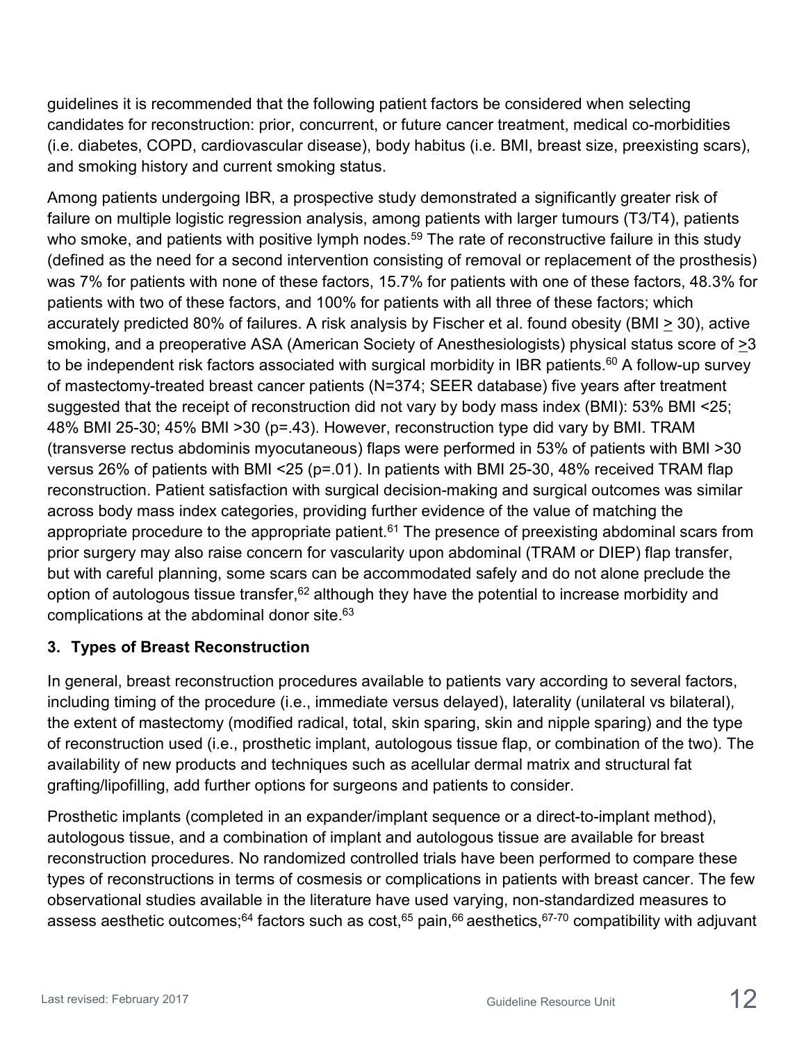guidelines it is recommended that the following patient factors be considered when selecting candidates for reconstruction: prior, concurrent, or future cancer treatment, medical co-morbidities (i.e. diabetes, COPD, cardiovascular disease), body habitus (i.e. BMI, breast size, preexisting scars), and smoking history and current smoking status.

Among patients undergoing IBR, a prospective study demonstrated a significantly greater risk of failure on multiple logistic regression analysis, among patients with larger tumours (T3/T4), patients who smoke, and patients with positive lymph nodes.[59] The rate of reconstructive failure in this study (defined as the need for a second intervention consisting of removal or replacement of the prosthesis) was 7% for patients with none of these factors, 15.7% for patients with one of these factors, 48.3% for patients with two of these factors, and 100% for patients with all three of these factors; which accurately predicted 80% of failures. A risk analysis by Fischer et al. found obesity (BMI ≥ 30), active smoking, and a preoperative ASA (American Society of Anesthesiologists) physical status score of ≥3 to be independent risk factors associated with surgical morbidity in IBR patients.[60] A follow-up survey of mastectomy-treated breast cancer patients (N=374; SEER database) five years after treatment suggested that the receipt of reconstruction did not vary by body mass index (BMI): 53% BMI <25; 48% BMI 25-30; 45% BMI >30 (p=.43). However, reconstruction type did vary by BMI. TRAM (transverse rectus abdominis myocutaneous) flaps were performed in 53% of patients with BMI >30 versus 26% of patients with BMI <25 (p=.01). In patients with BMI 25-30, 48% received TRAM flap reconstruction. Patient satisfaction with surgical decision-making and surgical outcomes was similar across body mass index categories, providing further evidence of the value of matching the appropriate procedure to the appropriate patient.[61] The presence of preexisting abdominal scars from prior surgery may also raise concern for vascularity upon abdominal (TRAM or DIEP) flap transfer, but with careful planning, some scars can be accommodated safely and do not alone preclude the option of autologous tissue transfer,[62] although they have the potential to increase morbidity and complications at the abdominal donor site.[63]

### 3. Types of Breast Reconstruction

In general, breast reconstruction procedures available to patients vary according to several factors, including timing of the procedure (i.e., immediate versus delayed), laterality (unilateral vs bilateral), the extent of mastectomy (modified radical, total, skin sparing, skin and nipple sparing) and the type of reconstruction used (i.e., prosthetic implant, autologous tissue flap, or combination of the two). The availability of new products and techniques such as acellular dermal matrix and structural fat grafting/lipofilling, add further options for surgeons and patients to consider.

Prosthetic implants (completed in an expander/implant sequence or a direct-to-implant method), autologous tissue, and a combination of implant and autologous tissue are available for breast reconstruction procedures. No randomized controlled trials have been performed to compare these types of reconstructions in terms of cosmesis or complications in patients with breast cancer. The few observational studies available in the literature have used varying, non-standardized measures to assess aesthetic outcomes;[64] factors such as cost,[65] pain,[66] aesthetics,[67-70] compatibility with adjuvant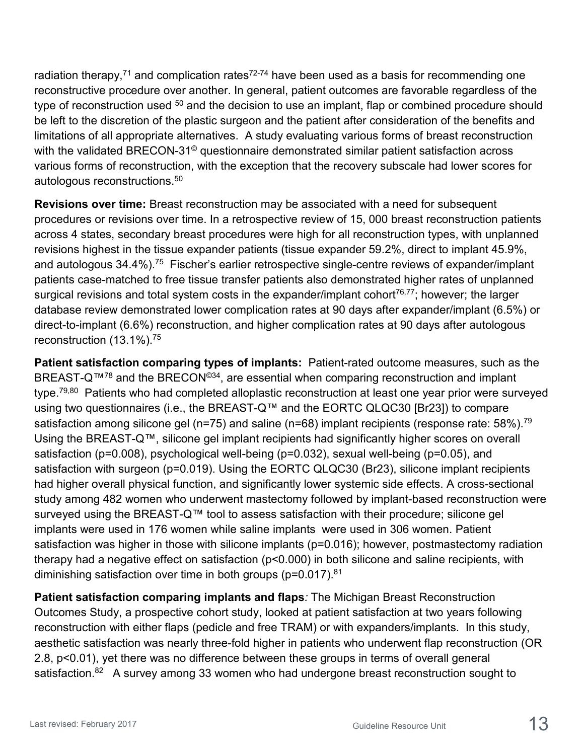radiation therapy,[71] and complication rates[72-74] have been used as a basis for recommending one reconstructive procedure over another. In general, patient outcomes are favorable regardless of the type of reconstruction used [50] and the decision to use an implant, flap or combined procedure should be left to the discretion of the plastic surgeon and the patient after consideration of the benefits and limitations of all appropriate alternatives. A study evaluating various forms of breast reconstruction with the validated BRECON-31© questionnaire demonstrated similar patient satisfaction across various forms of reconstruction, with the exception that the recovery subscale had lower scores for autologous reconstructions.[50]

**Revisions over time:** Breast reconstruction may be associated with a need for subsequent procedures or revisions over time. In a retrospective review of 15, 000 breast reconstruction patients across 4 states, secondary breast procedures were high for all reconstruction types, with unplanned revisions highest in the tissue expander patients (tissue expander 59.2%, direct to implant 45.9%, and autologous 34.4%).[75] Fischer's earlier retrospective single-centre reviews of expander/implant patients case-matched to free tissue transfer patients also demonstrated higher rates of unplanned surgical revisions and total system costs in the expander/implant cohort[76,77]; however; the larger database review demonstrated lower complication rates at 90 days after expander/implant (6.5%) or direct-to-implant (6.6%) reconstruction, and higher complication rates at 90 days after autologous reconstruction (13.1%).[75]

**Patient satisfaction comparing types of implants:** Patient-rated outcome measures, such as the BREAST-Q™[78] and the BRECON©[34], are essential when comparing reconstruction and implant type.[79,80] Patients who had completed alloplastic reconstruction at least one year prior were surveyed using two questionnaires (i.e., the BREAST-Q™ and the EORTC QLQC30 [Br23]) to compare satisfaction among silicone gel (n=75) and saline (n=68) implant recipients (response rate: 58%).[79] Using the BREAST-Q™, silicone gel implant recipients had significantly higher scores on overall satisfaction ($p=0.008$), psychological well-being ($p=0.032$), sexual well-being ($p=0.05$), and satisfaction with surgeon ($p=0.019$). Using the EORTC QLQC30 (Br23), silicone implant recipients had higher overall physical function, and significantly lower systemic side effects. A cross-sectional study among 482 women who underwent mastectomy followed by implant-based reconstruction were surveyed using the BREAST-Q™ tool to assess satisfaction with their procedure; silicone gel implants were used in 176 women while saline implants were used in 306 women. Patient satisfaction was higher in those with silicone implants ($p=0.016$); however, postmastectomy radiation therapy had a negative effect on satisfaction ($p<0.000$) in both silicone and saline recipients, with diminishing satisfaction over time in both groups ($p=0.017$).[81]

**Patient satisfaction comparing implants and flaps***:* The Michigan Breast Reconstruction Outcomes Study, a prospective cohort study, looked at patient satisfaction at two years following reconstruction with either flaps (pedicle and free TRAM) or with expanders/implants. In this study, aesthetic satisfaction was nearly three-fold higher in patients who underwent flap reconstruction (OR 2.8, $p<0.01$), yet there was no difference between these groups in terms of overall general satisfaction.[82] A survey among 33 women who had undergone breast reconstruction sought to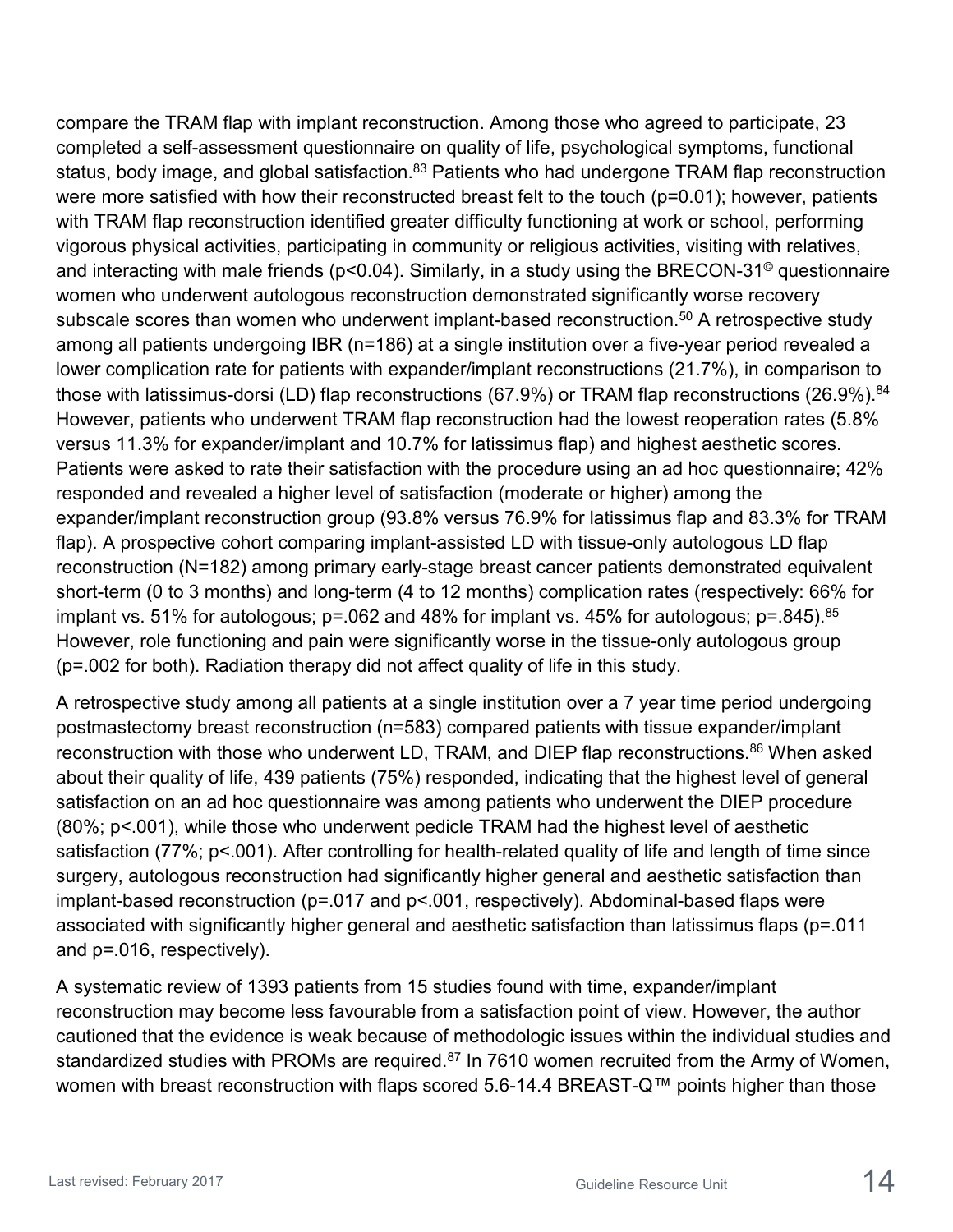compare the TRAM flap with implant reconstruction. Among those who agreed to participate, 23 completed a self-assessment questionnaire on quality of life, psychological symptoms, functional status, body image, and global satisfaction.[83] Patients who had undergone TRAM flap reconstruction were more satisfied with how their reconstructed breast felt to the touch (p=0.01); however, patients with TRAM flap reconstruction identified greater difficulty functioning at work or school, performing vigorous physical activities, participating in community or religious activities, visiting with relatives, and interacting with male friends (p<0.04). Similarly, in a study using the BRECON-31© questionnaire women who underwent autologous reconstruction demonstrated significantly worse recovery subscale scores than women who underwent implant-based reconstruction.[50] A retrospective study among all patients undergoing IBR (n=186) at a single institution over a five-year period revealed a lower complication rate for patients with expander/implant reconstructions (21.7%), in comparison to those with latissimus-dorsi (LD) flap reconstructions (67.9%) or TRAM flap reconstructions (26.9%).[84] However, patients who underwent TRAM flap reconstruction had the lowest reoperation rates (5.8% versus 11.3% for expander/implant and 10.7% for latissimus flap) and highest aesthetic scores. Patients were asked to rate their satisfaction with the procedure using an ad hoc questionnaire; 42% responded and revealed a higher level of satisfaction (moderate or higher) among the expander/implant reconstruction group (93.8% versus 76.9% for latissimus flap and 83.3% for TRAM flap). A prospective cohort comparing implant-assisted LD with tissue-only autologous LD flap reconstruction (N=182) among primary early-stage breast cancer patients demonstrated equivalent short-term (0 to 3 months) and long-term (4 to 12 months) complication rates (respectively: 66% for implant vs. 51% for autologous; p=.062 and 48% for implant vs. 45% for autologous; p=.845).[85] However, role functioning and pain were significantly worse in the tissue-only autologous group (p=.002 for both). Radiation therapy did not affect quality of life in this study.

A retrospective study among all patients at a single institution over a 7 year time period undergoing postmastectomy breast reconstruction (n=583) compared patients with tissue expander/implant reconstruction with those who underwent LD, TRAM, and DIEP flap reconstructions.[86] When asked about their quality of life, 439 patients (75%) responded, indicating that the highest level of general satisfaction on an ad hoc questionnaire was among patients who underwent the DIEP procedure (80%; p<.001), while those who underwent pedicle TRAM had the highest level of aesthetic satisfaction (77%; p<.001). After controlling for health-related quality of life and length of time since surgery, autologous reconstruction had significantly higher general and aesthetic satisfaction than implant-based reconstruction (p=.017 and p<.001, respectively). Abdominal-based flaps were associated with significantly higher general and aesthetic satisfaction than latissimus flaps (p=.011 and p=.016, respectively).

A systematic review of 1393 patients from 15 studies found with time, expander/implant reconstruction may become less favourable from a satisfaction point of view. However, the author cautioned that the evidence is weak because of methodologic issues within the individual studies and standardized studies with PROMs are required.[87] In 7610 women recruited from the Army of Women, women with breast reconstruction with flaps scored 5.6-14.4 BREAST-Q™ points higher than those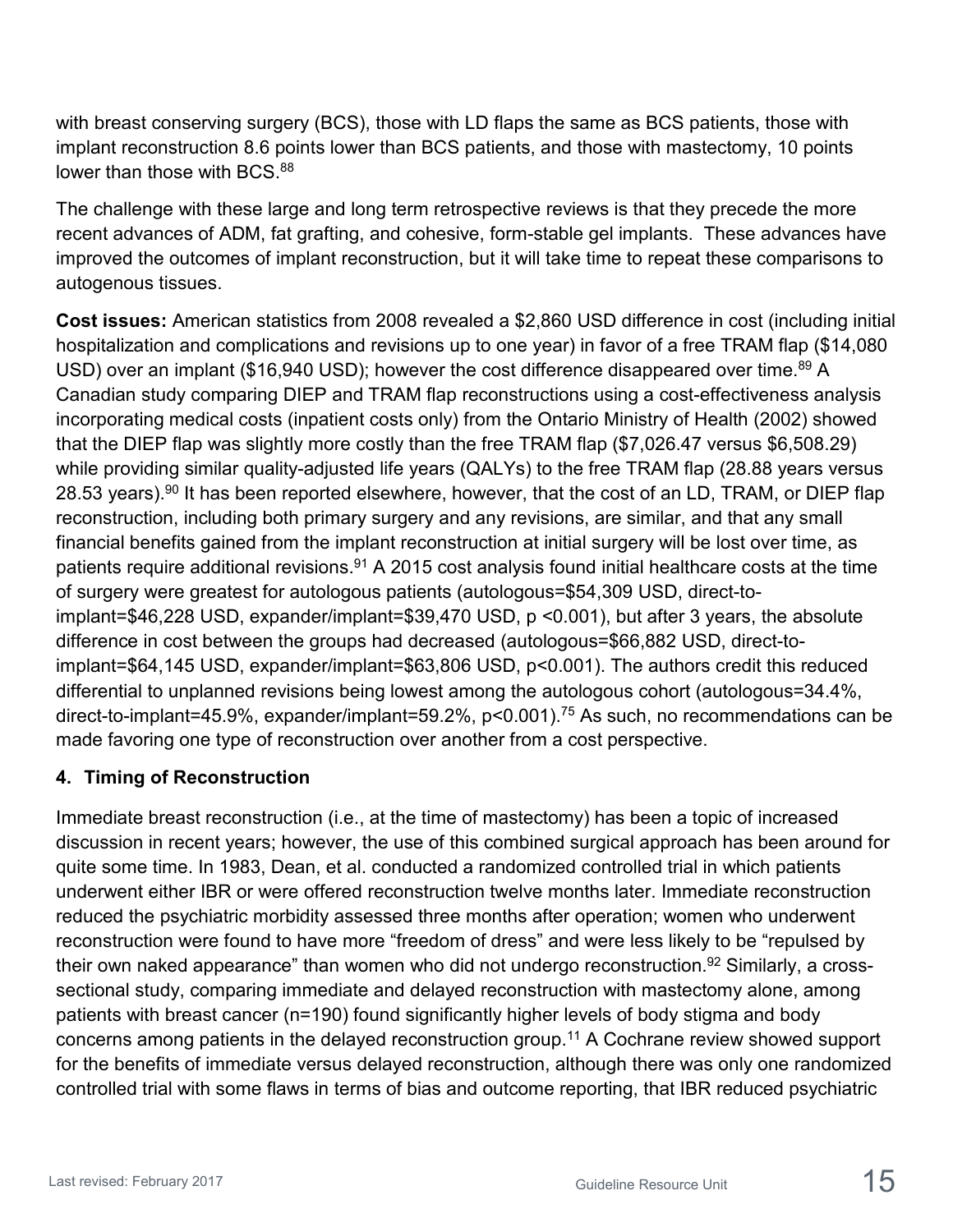with breast conserving surgery (BCS), those with LD flaps the same as BCS patients, those with implant reconstruction 8.6 points lower than BCS patients, and those with mastectomy, 10 points lower than those with BCS.[88]

The challenge with these large and long term retrospective reviews is that they precede the more recent advances of ADM, fat grafting, and cohesive, form-stable gel implants. These advances have improved the outcomes of implant reconstruction, but it will take time to repeat these comparisons to autogenous tissues.

**Cost issues:** American statistics from 2008 revealed a $2,860 USD difference in cost (including initial hospitalization and complications and revisions up to one year) in favor of a free TRAM flap ($14,080 USD) over an implant ($16,940 USD); however the cost difference disappeared over time.[89] A Canadian study comparing DIEP and TRAM flap reconstructions using a cost-effectiveness analysis incorporating medical costs (inpatient costs only) from the Ontario Ministry of Health (2002) showed that the DIEP flap was slightly more costly than the free TRAM flap ($7,026.47 versus $6,508.29) while providing similar quality-adjusted life years (QALYs) to the free TRAM flap (28.88 years versus 28.53 years).[90] It has been reported elsewhere, however, that the cost of an LD, TRAM, or DIEP flap reconstruction, including both primary surgery and any revisions, are similar, and that any small financial benefits gained from the implant reconstruction at initial surgery will be lost over time, as patients require additional revisions.[91] A 2015 cost analysis found initial healthcare costs at the time of surgery were greatest for autologous patients (autologous=$54,309 USD, direct-to-implant=$46,228 USD, expander/implant=$39,470 USD, $p < 0.001$), but after 3 years, the absolute difference in cost between the groups had decreased (autologous=$66,882 USD, direct-to-implant=$64,145 USD, expander/implant=$63,806 USD, $p < 0.001$). The authors credit this reduced differential to unplanned revisions being lowest among the autologous cohort (autologous=34.4%, direct-to-implant=45.9%, expander/implant=59.2%, $p < 0.001$).[75] As such, no recommendations can be made favoring one type of reconstruction over another from a cost perspective.

## 4. Timing of Reconstruction

Immediate breast reconstruction (i.e., at the time of mastectomy) has been a topic of increased discussion in recent years; however, the use of this combined surgical approach has been around for quite some time. In 1983, Dean, et al. conducted a randomized controlled trial in which patients underwent either IBR or were offered reconstruction twelve months later. Immediate reconstruction reduced the psychiatric morbidity assessed three months after operation; women who underwent reconstruction were found to have more "freedom of dress" and were less likely to be "repulsed by their own naked appearance" than women who did not undergo reconstruction.[92] Similarly, a cross-sectional study, comparing immediate and delayed reconstruction with mastectomy alone, among patients with breast cancer (n=190) found significantly higher levels of body stigma and body concerns among patients in the delayed reconstruction group.[11] A Cochrane review showed support for the benefits of immediate versus delayed reconstruction, although there was only one randomized controlled trial with some flaws in terms of bias and outcome reporting, that IBR reduced psychiatric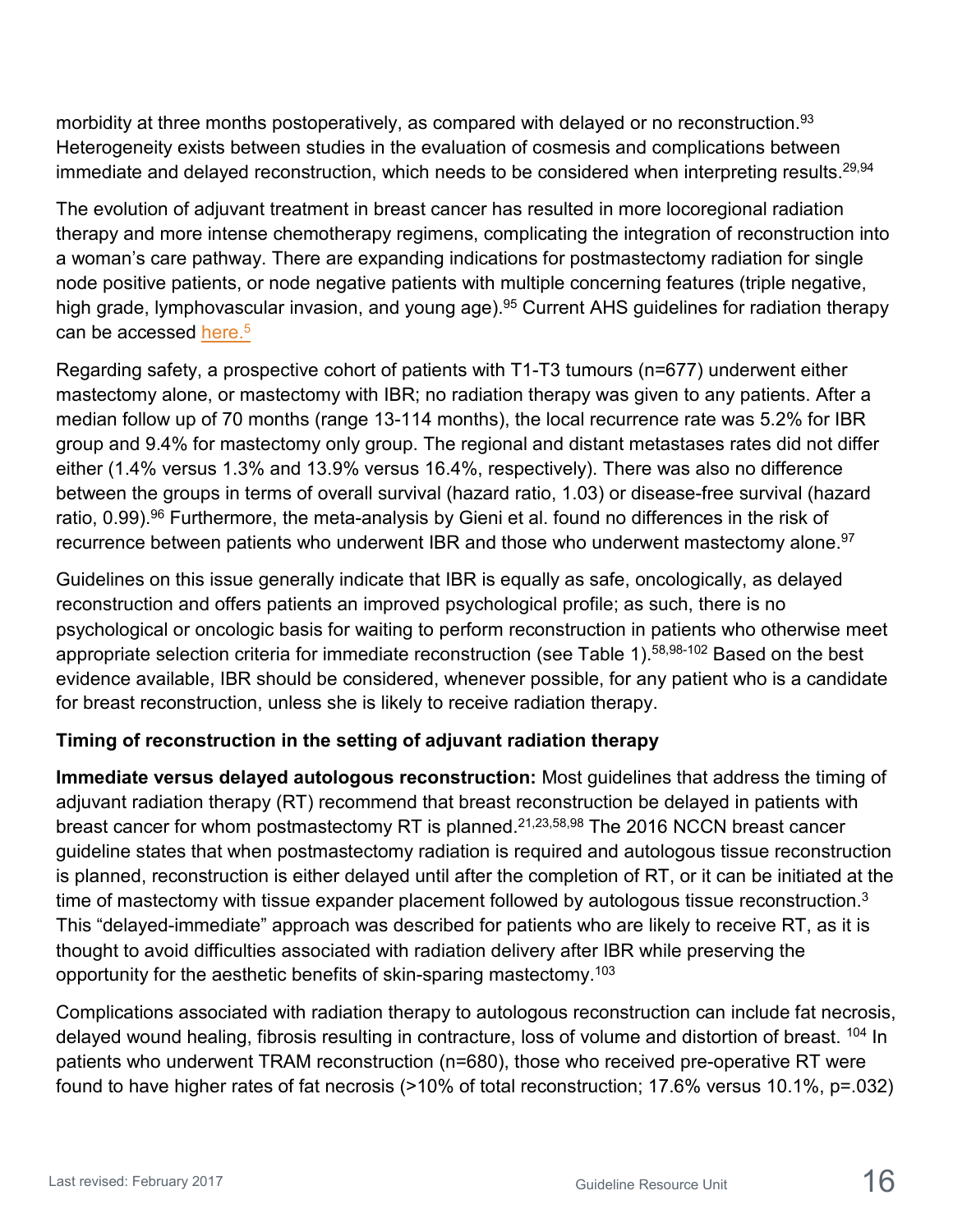morbidity at three months postoperatively, as compared with delayed or no reconstruction.[93] Heterogeneity exists between studies in the evaluation of cosmesis and complications between immediate and delayed reconstruction, which needs to be considered when interpreting results.[29,94]

The evolution of adjuvant treatment in breast cancer has resulted in more locoregional radiation therapy and more intense chemotherapy regimens, complicating the integration of reconstruction into a woman's care pathway. There are expanding indications for postmastectomy radiation for single node positive patients, or node negative patients with multiple concerning features (triple negative, high grade, lymphovascular invasion, and young age).[95] Current AHS guidelines for radiation therapy can be accessed here.[5]

Regarding safety, a prospective cohort of patients with T1-T3 tumours (n=677) underwent either mastectomy alone, or mastectomy with IBR; no radiation therapy was given to any patients. After a median follow up of 70 months (range 13-114 months), the local recurrence rate was 5.2% for IBR group and 9.4% for mastectomy only group. The regional and distant metastases rates did not differ either (1.4% versus 1.3% and 13.9% versus 16.4%, respectively). There was also no difference between the groups in terms of overall survival (hazard ratio, 1.03) or disease-free survival (hazard ratio, 0.99).[96] Furthermore, the meta-analysis by Gieni et al. found no differences in the risk of recurrence between patients who underwent IBR and those who underwent mastectomy alone.[97]

Guidelines on this issue generally indicate that IBR is equally as safe, oncologically, as delayed reconstruction and offers patients an improved psychological profile; as such, there is no psychological or oncologic basis for waiting to perform reconstruction in patients who otherwise meet appropriate selection criteria for immediate reconstruction (see Table 1).[58,98-102] Based on the best evidence available, IBR should be considered, whenever possible, for any patient who is a candidate for breast reconstruction, unless she is likely to receive radiation therapy.

**Timing of reconstruction in the setting of adjuvant radiation therapy**

**Immediate versus delayed autologous reconstruction:** Most guidelines that address the timing of adjuvant radiation therapy (RT) recommend that breast reconstruction be delayed in patients with breast cancer for whom postmastectomy RT is planned.[21,23,58,98] The 2016 NCCN breast cancer guideline states that when postmastectomy radiation is required and autologous tissue reconstruction is planned, reconstruction is either delayed until after the completion of RT, or it can be initiated at the time of mastectomy with tissue expander placement followed by autologous tissue reconstruction.[3] This "delayed-immediate" approach was described for patients who are likely to receive RT, as it is thought to avoid difficulties associated with radiation delivery after IBR while preserving the opportunity for the aesthetic benefits of skin-sparing mastectomy.[103]

Complications associated with radiation therapy to autologous reconstruction can include fat necrosis, delayed wound healing, fibrosis resulting in contracture, loss of volume and distortion of breast.[104] In patients who underwent TRAM reconstruction (n=680), those who received pre-operative RT were found to have higher rates of fat necrosis (>10% of total reconstruction; 17.6% versus 10.1%, p=.032)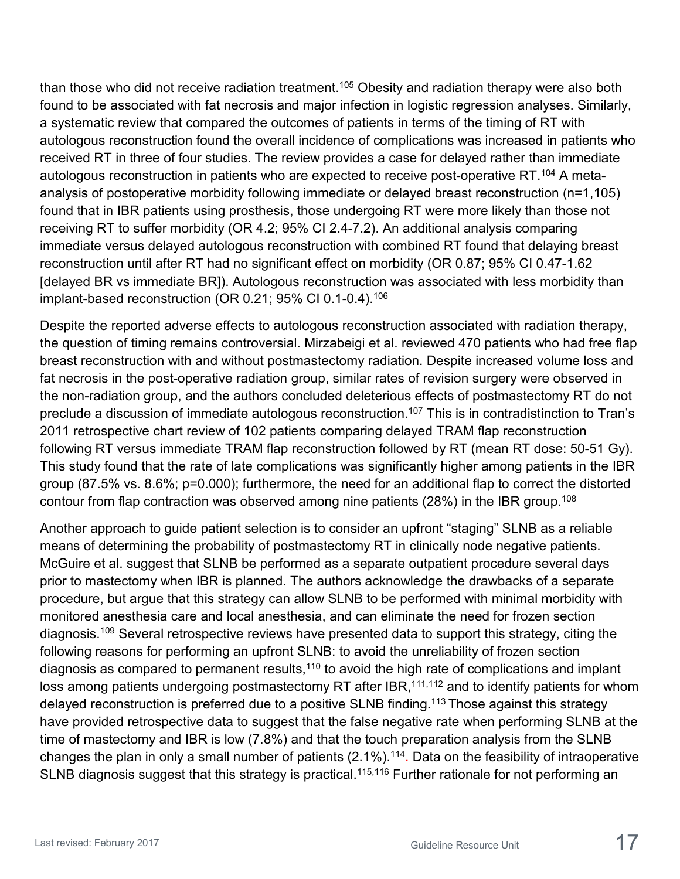than those who did not receive radiation treatment.[105] Obesity and radiation therapy were also both found to be associated with fat necrosis and major infection in logistic regression analyses. Similarly, a systematic review that compared the outcomes of patients in terms of the timing of RT with autologous reconstruction found the overall incidence of complications was increased in patients who received RT in three of four studies. The review provides a case for delayed rather than immediate autologous reconstruction in patients who are expected to receive post-operative RT.[104] A meta-analysis of postoperative morbidity following immediate or delayed breast reconstruction (n=1,105) found that in IBR patients using prosthesis, those undergoing RT were more likely than those not receiving RT to suffer morbidity (OR 4.2; 95% CI 2.4-7.2). An additional analysis comparing immediate versus delayed autologous reconstruction with combined RT found that delaying breast reconstruction until after RT had no significant effect on morbidity (OR 0.87; 95% CI 0.47-1.62 [delayed BR vs immediate BR]). Autologous reconstruction was associated with less morbidity than implant-based reconstruction (OR 0.21; 95% CI 0.1-0.4).[106]

Despite the reported adverse effects to autologous reconstruction associated with radiation therapy, the question of timing remains controversial. Mirzabeigi et al. reviewed 470 patients who had free flap breast reconstruction with and without postmastectomy radiation. Despite increased volume loss and fat necrosis in the post-operative radiation group, similar rates of revision surgery were observed in the non-radiation group, and the authors concluded deleterious effects of postmastectomy RT do not preclude a discussion of immediate autologous reconstruction.[107] This is in contradistinction to Tran's 2011 retrospective chart review of 102 patients comparing delayed TRAM flap reconstruction following RT versus immediate TRAM flap reconstruction followed by RT (mean RT dose: 50-51 Gy). This study found that the rate of late complications was significantly higher among patients in the IBR group (87.5% vs. 8.6%; p=0.000); furthermore, the need for an additional flap to correct the distorted contour from flap contraction was observed among nine patients (28%) in the IBR group.[108]

Another approach to guide patient selection is to consider an upfront "staging" SLNB as a reliable means of determining the probability of postmastectomy RT in clinically node negative patients. McGuire et al. suggest that SLNB be performed as a separate outpatient procedure several days prior to mastectomy when IBR is planned. The authors acknowledge the drawbacks of a separate procedure, but argue that this strategy can allow SLNB to be performed with minimal morbidity with monitored anesthesia care and local anesthesia, and can eliminate the need for frozen section diagnosis.[109] Several retrospective reviews have presented data to support this strategy, citing the following reasons for performing an upfront SLNB: to avoid the unreliability of frozen section diagnosis as compared to permanent results,[110] to avoid the high rate of complications and implant loss among patients undergoing postmastectomy RT after IBR,[111,112] and to identify patients for whom delayed reconstruction is preferred due to a positive SLNB finding.[113] Those against this strategy have provided retrospective data to suggest that the false negative rate when performing SLNB at the time of mastectomy and IBR is low (7.8%) and that the touch preparation analysis from the SLNB changes the plan in only a small number of patients (2.1%).[114]. Data on the feasibility of intraoperative SLNB diagnosis suggest that this strategy is practical.[115,116] Further rationale for not performing an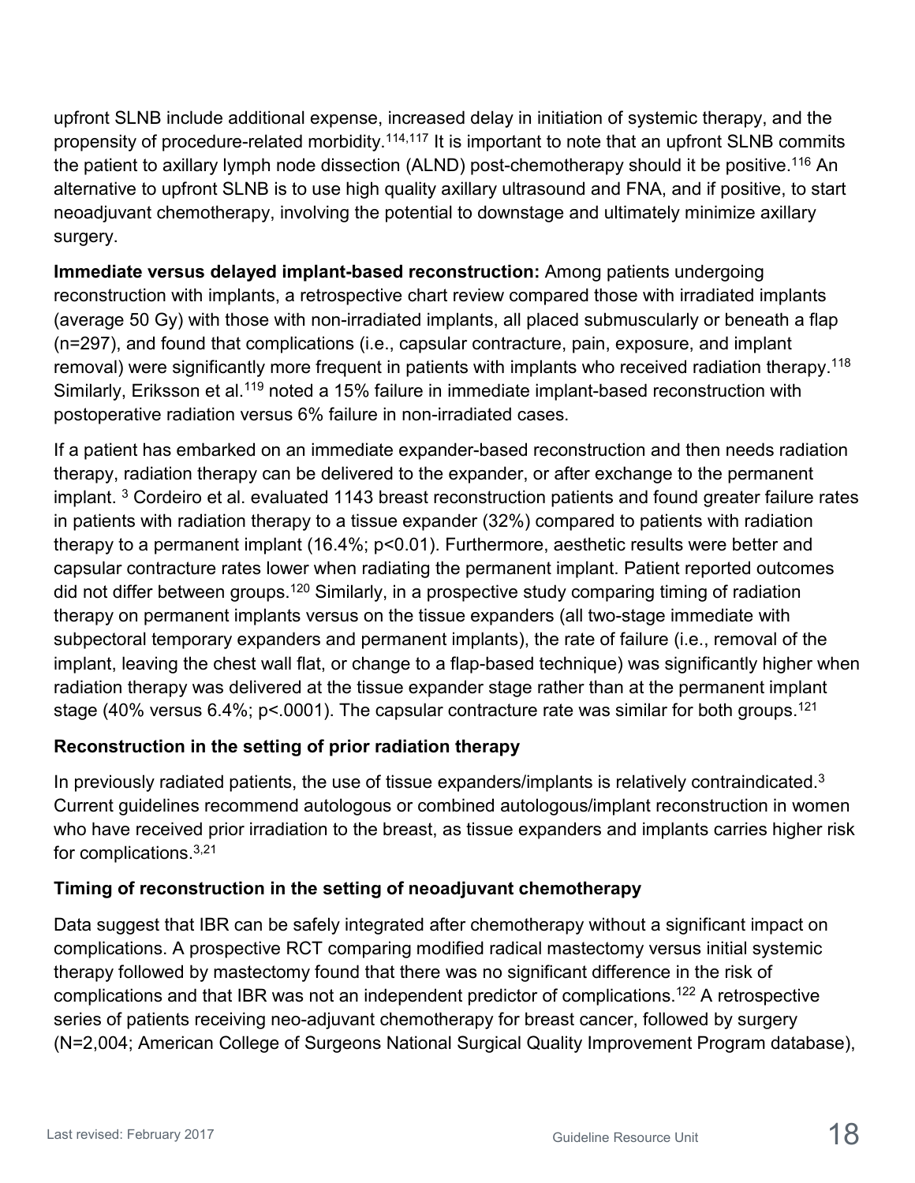upfront SLNB include additional expense, increased delay in initiation of systemic therapy, and the propensity of procedure-related morbidity.[114,117] It is important to note that an upfront SLNB commits the patient to axillary lymph node dissection (ALND) post-chemotherapy should it be positive.[116] An alternative to upfront SLNB is to use high quality axillary ultrasound and FNA, and if positive, to start neoadjuvant chemotherapy, involving the potential to downstage and ultimately minimize axillary surgery.

**Immediate versus delayed implant-based reconstruction:** Among patients undergoing reconstruction with implants, a retrospective chart review compared those with irradiated implants (average 50 Gy) with those with non-irradiated implants, all placed submuscularly or beneath a flap (n=297), and found that complications (i.e., capsular contracture, pain, exposure, and implant removal) were significantly more frequent in patients with implants who received radiation therapy.[118] Similarly, Eriksson et al.[119] noted a 15% failure in immediate implant-based reconstruction with postoperative radiation versus 6% failure in non-irradiated cases.

If a patient has embarked on an immediate expander-based reconstruction and then needs radiation therapy, radiation therapy can be delivered to the expander, or after exchange to the permanent implant. [3] Cordeiro et al. evaluated 1143 breast reconstruction patients and found greater failure rates in patients with radiation therapy to a tissue expander (32%) compared to patients with radiation therapy to a permanent implant (16.4%; $p<0.01$). Furthermore, aesthetic results were better and capsular contracture rates lower when radiating the permanent implant. Patient reported outcomes did not differ between groups.[120] Similarly, in a prospective study comparing timing of radiation therapy on permanent implants versus on the tissue expanders (all two-stage immediate with subpectoral temporary expanders and permanent implants), the rate of failure (i.e., removal of the implant, leaving the chest wall flat, or change to a flap-based technique) was significantly higher when radiation therapy was delivered at the tissue expander stage rather than at the permanent implant stage (40% versus 6.4%; $p<.0001$). The capsular contracture rate was similar for both groups.[121]

**Reconstruction in the setting of prior radiation therapy**

In previously radiated patients, the use of tissue expanders/implants is relatively contraindicated.[3] Current guidelines recommend autologous or combined autologous/implant reconstruction in women who have received prior irradiation to the breast, as tissue expanders and implants carries higher risk for complications.[3,21]

**Timing of reconstruction in the setting of neoadjuvant chemotherapy**

Data suggest that IBR can be safely integrated after chemotherapy without a significant impact on complications. A prospective RCT comparing modified radical mastectomy versus initial systemic therapy followed by mastectomy found that there was no significant difference in the risk of complications and that IBR was not an independent predictor of complications.[122] A retrospective series of patients receiving neo-adjuvant chemotherapy for breast cancer, followed by surgery (N=2,004; American College of Surgeons National Surgical Quality Improvement Program database),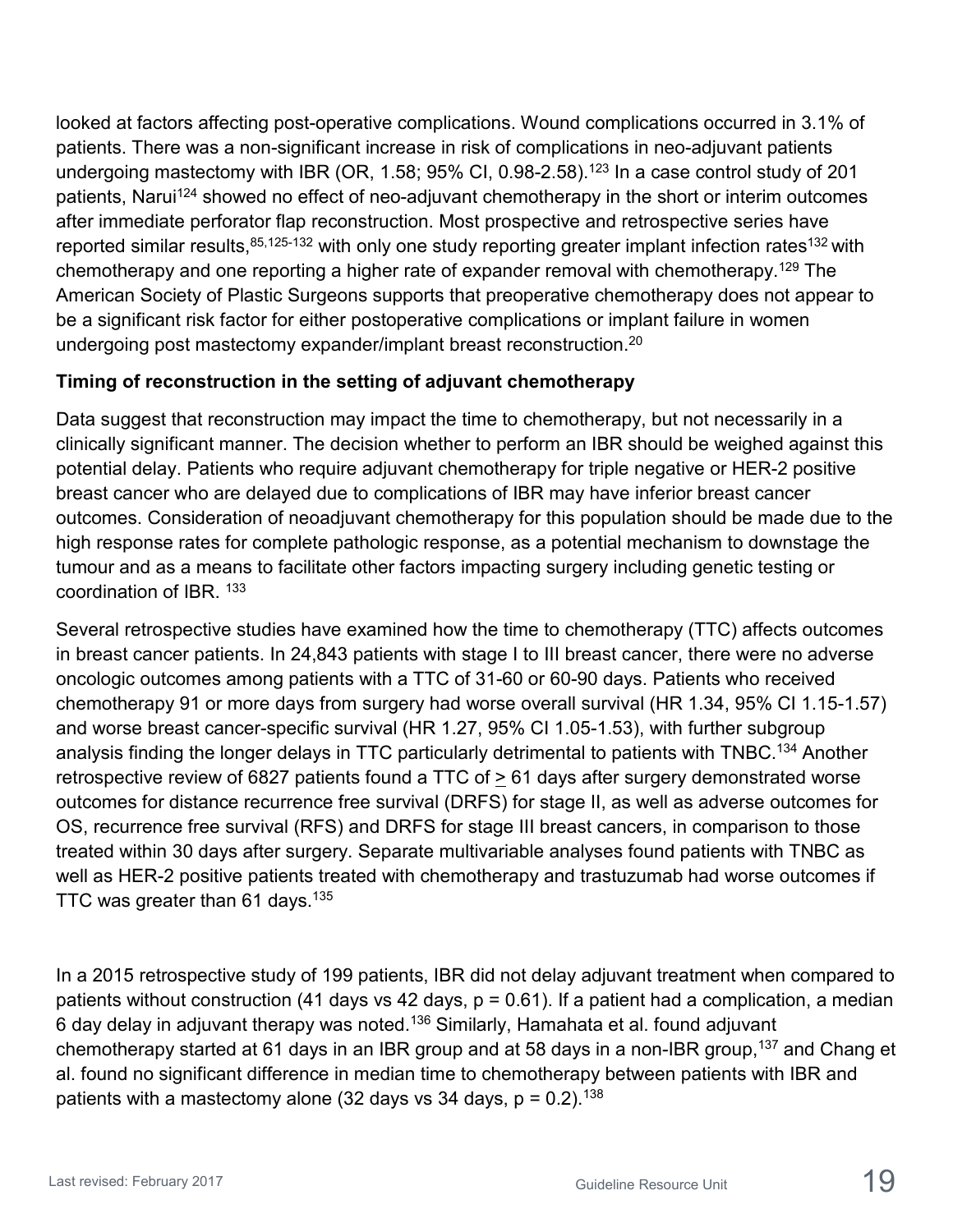looked at factors affecting post-operative complications. Wound complications occurred in 3.1% of patients. There was a non-significant increase in risk of complications in neo-adjuvant patients undergoing mastectomy with IBR (OR, 1.58; 95% CI, 0.98-2.58).[123] In a case control study of 201 patients, Narui[124] showed no effect of neo-adjuvant chemotherapy in the short or interim outcomes after immediate perforator flap reconstruction. Most prospective and retrospective series have reported similar results,[85,125-132] with only one study reporting greater implant infection rates[132] with chemotherapy and one reporting a higher rate of expander removal with chemotherapy.[129] The American Society of Plastic Surgeons supports that preoperative chemotherapy does not appear to be a significant risk factor for either postoperative complications or implant failure in women undergoing post mastectomy expander/implant breast reconstruction.[20]

**Timing of reconstruction in the setting of adjuvant chemotherapy**

Data suggest that reconstruction may impact the time to chemotherapy, but not necessarily in a clinically significant manner. The decision whether to perform an IBR should be weighed against this potential delay. Patients who require adjuvant chemotherapy for triple negative or HER-2 positive breast cancer who are delayed due to complications of IBR may have inferior breast cancer outcomes. Consideration of neoadjuvant chemotherapy for this population should be made due to the high response rates for complete pathologic response, as a potential mechanism to downstage the tumour and as a means to facilitate other factors impacting surgery including genetic testing or coordination of IBR. [133]

Several retrospective studies have examined how the time to chemotherapy (TTC) affects outcomes in breast cancer patients. In 24,843 patients with stage I to III breast cancer, there were no adverse oncologic outcomes among patients with a TTC of 31-60 or 60-90 days. Patients who received chemotherapy 91 or more days from surgery had worse overall survival (HR 1.34, 95% CI 1.15-1.57) and worse breast cancer-specific survival (HR 1.27, 95% CI 1.05-1.53), with further subgroup analysis finding the longer delays in TTC particularly detrimental to patients with TNBC.[134] Another retrospective review of 6827 patients found a TTC of $\geq$ 61 days after surgery demonstrated worse outcomes for distance recurrence free survival (DRFS) for stage II, as well as adverse outcomes for OS, recurrence free survival (RFS) and DRFS for stage III breast cancers, in comparison to those treated within 30 days after surgery. Separate multivariable analyses found patients with TNBC as well as HER-2 positive patients treated with chemotherapy and trastuzumab had worse outcomes if TTC was greater than 61 days.[135]

In a 2015 retrospective study of 199 patients, IBR did not delay adjuvant treatment when compared to patients without construction (41 days vs 42 days, $p = 0.61$). If a patient had a complication, a median 6 day delay in adjuvant therapy was noted.[136] Similarly, Hamahata et al. found adjuvant chemotherapy started at 61 days in an IBR group and at 58 days in a non-IBR group,[137] and Chang et al. found no significant difference in median time to chemotherapy between patients with IBR and patients with a mastectomy alone (32 days vs 34 days, $p = 0.2$).[138]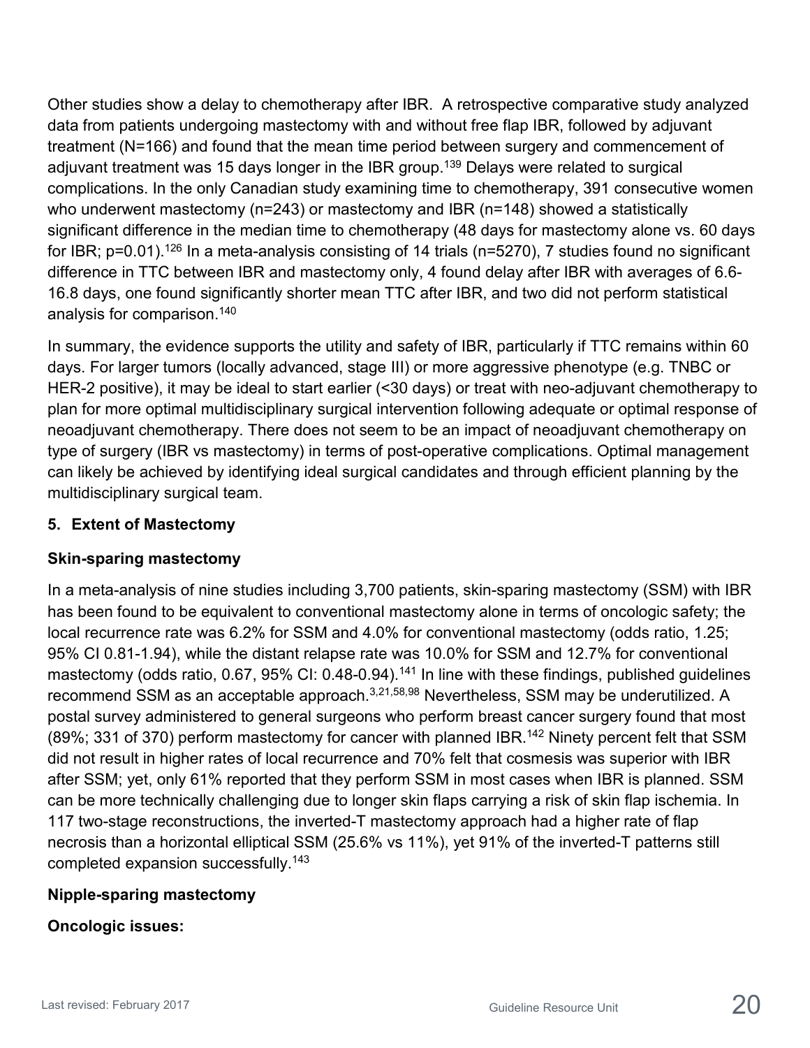Other studies show a delay to chemotherapy after IBR. A retrospective comparative study analyzed data from patients undergoing mastectomy with and without free flap IBR, followed by adjuvant treatment (N=166) and found that the mean time period between surgery and commencement of adjuvant treatment was 15 days longer in the IBR group.[139] Delays were related to surgical complications. In the only Canadian study examining time to chemotherapy, 391 consecutive women who underwent mastectomy (n=243) or mastectomy and IBR (n=148) showed a statistically significant difference in the median time to chemotherapy (48 days for mastectomy alone vs. 60 days for IBR; p=0.01).[126] In a meta-analysis consisting of 14 trials (n=5270), 7 studies found no significant difference in TTC between IBR and mastectomy only, 4 found delay after IBR with averages of 6.6-16.8 days, one found significantly shorter mean TTC after IBR, and two did not perform statistical analysis for comparison.[140]

In summary, the evidence supports the utility and safety of IBR, particularly if TTC remains within 60 days. For larger tumors (locally advanced, stage III) or more aggressive phenotype (e.g. TNBC or HER-2 positive), it may be ideal to start earlier (<30 days) or treat with neo-adjuvant chemotherapy to plan for more optimal multidisciplinary surgical intervention following adequate or optimal response of neoadjuvant chemotherapy. There does not seem to be an impact of neoadjuvant chemotherapy on type of surgery (IBR vs mastectomy) in terms of post-operative complications. Optimal management can likely be achieved by identifying ideal surgical candidates and through efficient planning by the multidisciplinary surgical team.

## 5. Extent of Mastectomy

### Skin-sparing mastectomy

In a meta-analysis of nine studies including 3,700 patients, skin-sparing mastectomy (SSM) with IBR has been found to be equivalent to conventional mastectomy alone in terms of oncologic safety; the local recurrence rate was 6.2% for SSM and 4.0% for conventional mastectomy (odds ratio, 1.25; 95% CI 0.81-1.94), while the distant relapse rate was 10.0% for SSM and 12.7% for conventional mastectomy (odds ratio, 0.67, 95% CI: 0.48-0.94).[141] In line with these findings, published guidelines recommend SSM as an acceptable approach.[3,21,58,98] Nevertheless, SSM may be underutilized. A postal survey administered to general surgeons who perform breast cancer surgery found that most (89%; 331 of 370) perform mastectomy for cancer with planned IBR.[142] Ninety percent felt that SSM did not result in higher rates of local recurrence and 70% felt that cosmesis was superior with IBR after SSM; yet, only 61% reported that they perform SSM in most cases when IBR is planned. SSM can be more technically challenging due to longer skin flaps carrying a risk of skin flap ischemia. In 117 two-stage reconstructions, the inverted-T mastectomy approach had a higher rate of flap necrosis than a horizontal elliptical SSM (25.6% vs 11%), yet 91% of the inverted-T patterns still completed expansion successfully.[143]

### Nipple-sparing mastectomy

**Oncologic issues:**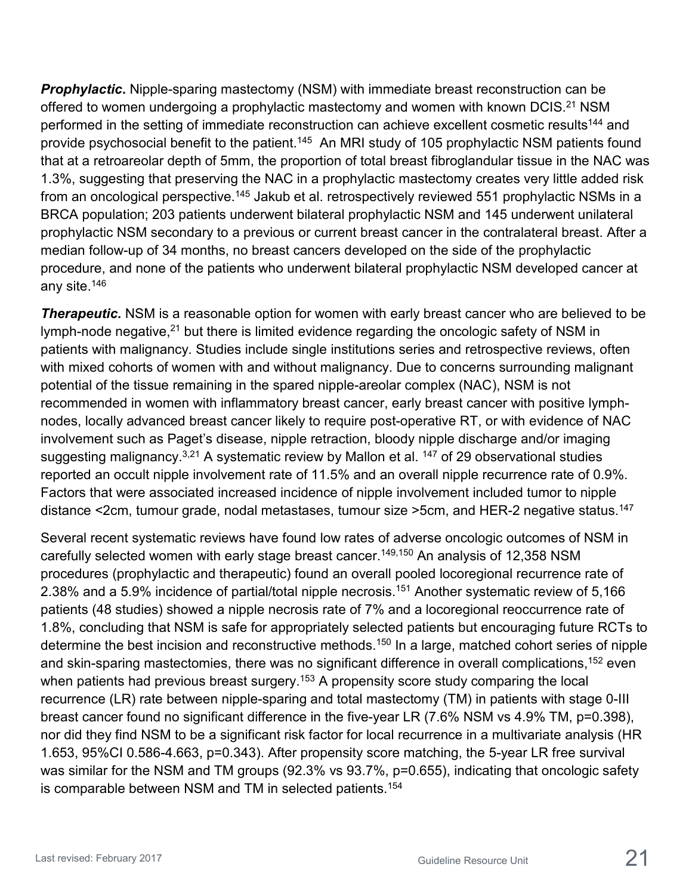***Prophylactic***. Nipple-sparing mastectomy (NSM) with immediate breast reconstruction can be offered to women undergoing a prophylactic mastectomy and women with known DCIS.[21] NSM performed in the setting of immediate reconstruction can achieve excellent cosmetic results[144] and provide psychosocial benefit to the patient.[145] An MRI study of 105 prophylactic NSM patients found that at a retroareolar depth of 5mm, the proportion of total breast fibroglandular tissue in the NAC was 1.3%, suggesting that preserving the NAC in a prophylactic mastectomy creates very little added risk from an oncological perspective.[145] Jakub et al. retrospectively reviewed 551 prophylactic NSMs in a BRCA population; 203 patients underwent bilateral prophylactic NSM and 145 underwent unilateral prophylactic NSM secondary to a previous or current breast cancer in the contralateral breast. After a median follow-up of 34 months, no breast cancers developed on the side of the prophylactic procedure, and none of the patients who underwent bilateral prophylactic NSM developed cancer at any site.[146]

***Therapeutic.*** NSM is a reasonable option for women with early breast cancer who are believed to be lymph-node negative,[21] but there is limited evidence regarding the oncologic safety of NSM in patients with malignancy. Studies include single institutions series and retrospective reviews, often with mixed cohorts of women with and without malignancy. Due to concerns surrounding malignant potential of the tissue remaining in the spared nipple-areolar complex (NAC), NSM is not recommended in women with inflammatory breast cancer, early breast cancer with positive lymph-nodes, locally advanced breast cancer likely to require post-operative RT, or with evidence of NAC involvement such as Paget's disease, nipple retraction, bloody nipple discharge and/or imaging suggesting malignancy.[3,21] A systematic review by Mallon et al. [147] of 29 observational studies reported an occult nipple involvement rate of 11.5% and an overall nipple recurrence rate of 0.9%. Factors that were associated increased incidence of nipple involvement included tumor to nipple distance <2cm, tumour grade, nodal metastases, tumour size >5cm, and HER-2 negative status.[147]

Several recent systematic reviews have found low rates of adverse oncologic outcomes of NSM in carefully selected women with early stage breast cancer.[149,150] An analysis of 12,358 NSM procedures (prophylactic and therapeutic) found an overall pooled locoregional recurrence rate of 2.38% and a 5.9% incidence of partial/total nipple necrosis.[151] Another systematic review of 5,166 patients (48 studies) showed a nipple necrosis rate of 7% and a locoregional reoccurrence rate of 1.8%, concluding that NSM is safe for appropriately selected patients but encouraging future RCTs to determine the best incision and reconstructive methods.[150] In a large, matched cohort series of nipple and skin-sparing mastectomies, there was no significant difference in overall complications,[152] even when patients had previous breast surgery.[153] A propensity score study comparing the local recurrence (LR) rate between nipple-sparing and total mastectomy (TM) in patients with stage 0-III breast cancer found no significant difference in the five-year LR (7.6% NSM vs 4.9% TM, $p=0.398$), nor did they find NSM to be a significant risk factor for local recurrence in a multivariate analysis (HR 1.653, 95%CI 0.586-4.663, $p=0.343$). After propensity score matching, the 5-year LR free survival was similar for the NSM and TM groups (92.3% vs 93.7%, $p=0.655$), indicating that oncologic safety is comparable between NSM and TM in selected patients.[154]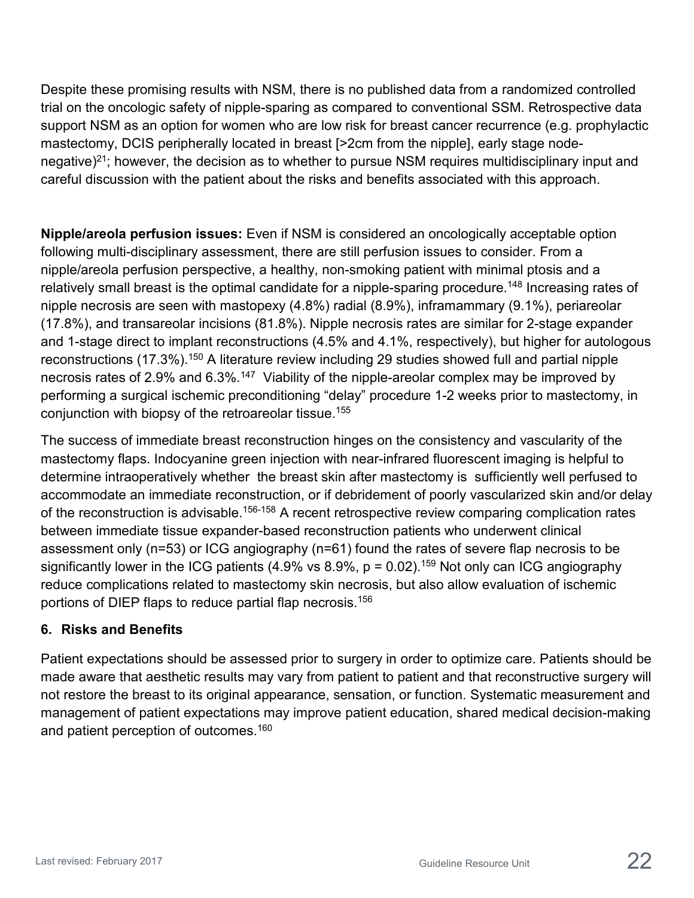Despite these promising results with NSM, there is no published data from a randomized controlled trial on the oncologic safety of nipple-sparing as compared to conventional SSM. Retrospective data support NSM as an option for women who are low risk for breast cancer recurrence (e.g. prophylactic mastectomy, DCIS peripherally located in breast [>2cm from the nipple], early stage node-negative)[21]; however, the decision as to whether to pursue NSM requires multidisciplinary input and careful discussion with the patient about the risks and benefits associated with this approach.

**Nipple/areola perfusion issues:** Even if NSM is considered an oncologically acceptable option following multi-disciplinary assessment, there are still perfusion issues to consider. From a nipple/areola perfusion perspective, a healthy, non-smoking patient with minimal ptosis and a relatively small breast is the optimal candidate for a nipple-sparing procedure.[148] Increasing rates of nipple necrosis are seen with mastopexy (4.8%) radial (8.9%), inframammary (9.1%), periareolar (17.8%), and transareolar incisions (81.8%). Nipple necrosis rates are similar for 2-stage expander and 1-stage direct to implant reconstructions (4.5% and 4.1%, respectively), but higher for autologous reconstructions (17.3%).[150] A literature review including 29 studies showed full and partial nipple necrosis rates of 2.9% and 6.3%.[147] Viability of the nipple-areolar complex may be improved by performing a surgical ischemic preconditioning "delay" procedure 1-2 weeks prior to mastectomy, in conjunction with biopsy of the retroareolar tissue.[155]

The success of immediate breast reconstruction hinges on the consistency and vascularity of the mastectomy flaps. Indocyanine green injection with near-infrared fluorescent imaging is helpful to determine intraoperatively whether the breast skin after mastectomy is sufficiently well perfused to accommodate an immediate reconstruction, or if debridement of poorly vascularized skin and/or delay of the reconstruction is advisable.[156-158] A recent retrospective review comparing complication rates between immediate tissue expander-based reconstruction patients who underwent clinical assessment only (n=53) or ICG angiography (n=61) found the rates of severe flap necrosis to be significantly lower in the ICG patients (4.9% vs 8.9%, $p = 0.02$).[159] Not only can ICG angiography reduce complications related to mastectomy skin necrosis, but also allow evaluation of ischemic portions of DIEP flaps to reduce partial flap necrosis.[156]

## 6. Risks and Benefits

Patient expectations should be assessed prior to surgery in order to optimize care. Patients should be made aware that aesthetic results may vary from patient to patient and that reconstructive surgery will not restore the breast to its original appearance, sensation, or function. Systematic measurement and management of patient expectations may improve patient education, shared medical decision-making and patient perception of outcomes.[160]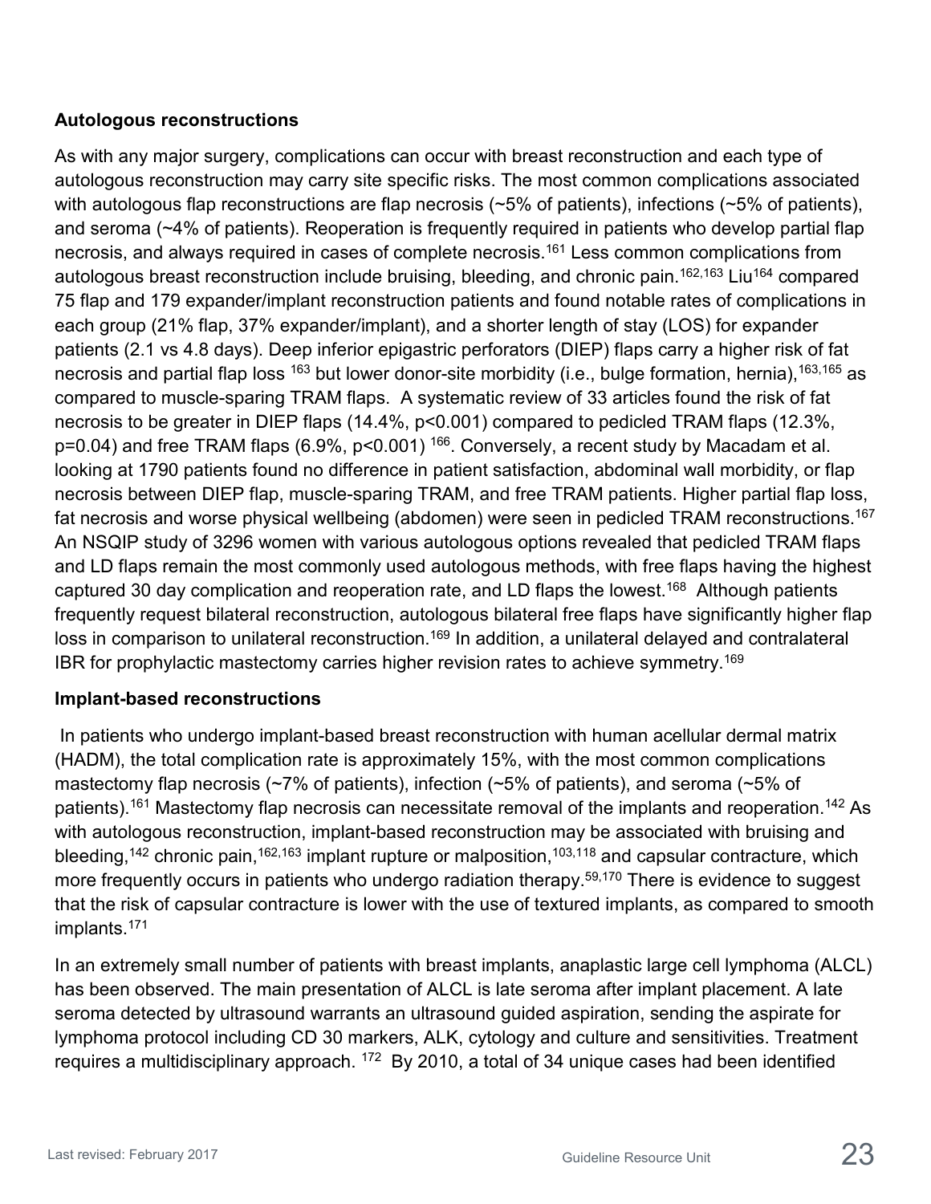**Autologous reconstructions**

As with any major surgery, complications can occur with breast reconstruction and each type of autologous reconstruction may carry site specific risks. The most common complications associated with autologous flap reconstructions are flap necrosis (~5% of patients), infections (~5% of patients), and seroma (~4% of patients). Reoperation is frequently required in patients who develop partial flap necrosis, and always required in cases of complete necrosis.[161] Less common complications from autologous breast reconstruction include bruising, bleeding, and chronic pain.[162,163] Liu[164] compared 75 flap and 179 expander/implant reconstruction patients and found notable rates of complications in each group (21% flap, 37% expander/implant), and a shorter length of stay (LOS) for expander patients (2.1 vs 4.8 days). Deep inferior epigastric perforators (DIEP) flaps carry a higher risk of fat necrosis and partial flap loss [163] but lower donor-site morbidity (i.e., bulge formation, hernia),[163,165] as compared to muscle-sparing TRAM flaps. A systematic review of 33 articles found the risk of fat necrosis to be greater in DIEP flaps (14.4%, $p<0.001$) compared to pedicled TRAM flaps (12.3%, $p=0.04$) and free TRAM flaps (6.9%, $p<0.001$) [166]. Conversely, a recent study by Macadam et al. looking at 1790 patients found no difference in patient satisfaction, abdominal wall morbidity, or flap necrosis between DIEP flap, muscle-sparing TRAM, and free TRAM patients. Higher partial flap loss, fat necrosis and worse physical wellbeing (abdomen) were seen in pedicled TRAM reconstructions.[167] An NSQIP study of 3296 women with various autologous options revealed that pedicled TRAM flaps and LD flaps remain the most commonly used autologous methods, with free flaps having the highest captured 30 day complication and reoperation rate, and LD flaps the lowest.[168] Although patients frequently request bilateral reconstruction, autologous bilateral free flaps have significantly higher flap loss in comparison to unilateral reconstruction.[169] In addition, a unilateral delayed and contralateral IBR for prophylactic mastectomy carries higher revision rates to achieve symmetry.[169]

**Implant-based reconstructions**

In patients who undergo implant-based breast reconstruction with human acellular dermal matrix (HADM), the total complication rate is approximately 15%, with the most common complications mastectomy flap necrosis (~7% of patients), infection (~5% of patients), and seroma (~5% of patients).[161] Mastectomy flap necrosis can necessitate removal of the implants and reoperation.[142] As with autologous reconstruction, implant-based reconstruction may be associated with bruising and bleeding,[142] chronic pain,[162,163] implant rupture or malposition,[103,118] and capsular contracture, which more frequently occurs in patients who undergo radiation therapy.[59,170] There is evidence to suggest that the risk of capsular contracture is lower with the use of textured implants, as compared to smooth implants.[171]

In an extremely small number of patients with breast implants, anaplastic large cell lymphoma (ALCL) has been observed. The main presentation of ALCL is late seroma after implant placement. A late seroma detected by ultrasound warrants an ultrasound guided aspiration, sending the aspirate for lymphoma protocol including CD 30 markers, ALK, cytology and culture and sensitivities. Treatment requires a multidisciplinary approach. [172] By 2010, a total of 34 unique cases had been identified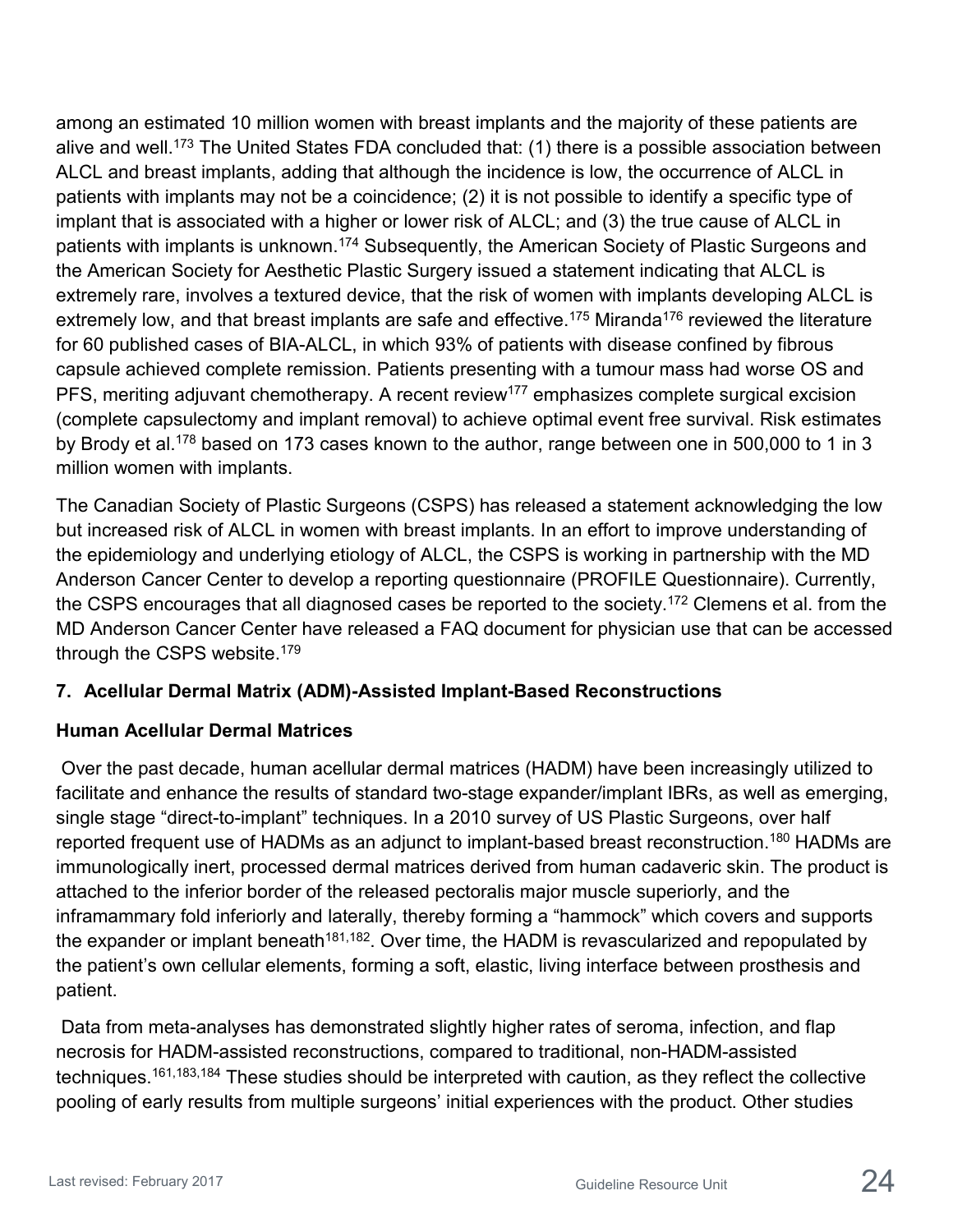among an estimated 10 million women with breast implants and the majority of these patients are alive and well.[173] The United States FDA concluded that: (1) there is a possible association between ALCL and breast implants, adding that although the incidence is low, the occurrence of ALCL in patients with implants may not be a coincidence; (2) it is not possible to identify a specific type of implant that is associated with a higher or lower risk of ALCL; and (3) the true cause of ALCL in patients with implants is unknown.[174] Subsequently, the American Society of Plastic Surgeons and the American Society for Aesthetic Plastic Surgery issued a statement indicating that ALCL is extremely rare, involves a textured device, that the risk of women with implants developing ALCL is extremely low, and that breast implants are safe and effective.[175] Miranda[176] reviewed the literature for 60 published cases of BIA-ALCL, in which 93% of patients with disease confined by fibrous capsule achieved complete remission. Patients presenting with a tumour mass had worse OS and PFS, meriting adjuvant chemotherapy. A recent review[177] emphasizes complete surgical excision (complete capsulectomy and implant removal) to achieve optimal event free survival. Risk estimates by Brody et al.[178] based on 173 cases known to the author, range between one in 500,000 to 1 in 3 million women with implants.

The Canadian Society of Plastic Surgeons (CSPS) has released a statement acknowledging the low but increased risk of ALCL in women with breast implants. In an effort to improve understanding of the epidemiology and underlying etiology of ALCL, the CSPS is working in partnership with the MD Anderson Cancer Center to develop a reporting questionnaire (PROFILE Questionnaire). Currently, the CSPS encourages that all diagnosed cases be reported to the society.[172] Clemens et al. from the MD Anderson Cancer Center have released a FAQ document for physician use that can be accessed through the CSPS website.[179]

## 7. Acellular Dermal Matrix (ADM)-Assisted Implant-Based Reconstructions

### Human Acellular Dermal Matrices

Over the past decade, human acellular dermal matrices (HADM) have been increasingly utilized to facilitate and enhance the results of standard two-stage expander/implant IBRs, as well as emerging, single stage "direct-to-implant" techniques. In a 2010 survey of US Plastic Surgeons, over half reported frequent use of HADMs as an adjunct to implant-based breast reconstruction.[180] HADMs are immunologically inert, processed dermal matrices derived from human cadaveric skin. The product is attached to the inferior border of the released pectoralis major muscle superiorly, and the inframammary fold inferiorly and laterally, thereby forming a "hammock" which covers and supports the expander or implant beneath[181,182]. Over time, the HADM is revascularized and repopulated by the patient's own cellular elements, forming a soft, elastic, living interface between prosthesis and patient.

Data from meta-analyses has demonstrated slightly higher rates of seroma, infection, and flap necrosis for HADM-assisted reconstructions, compared to traditional, non-HADM-assisted techniques.[161,183,184] These studies should be interpreted with caution, as they reflect the collective pooling of early results from multiple surgeons' initial experiences with the product. Other studies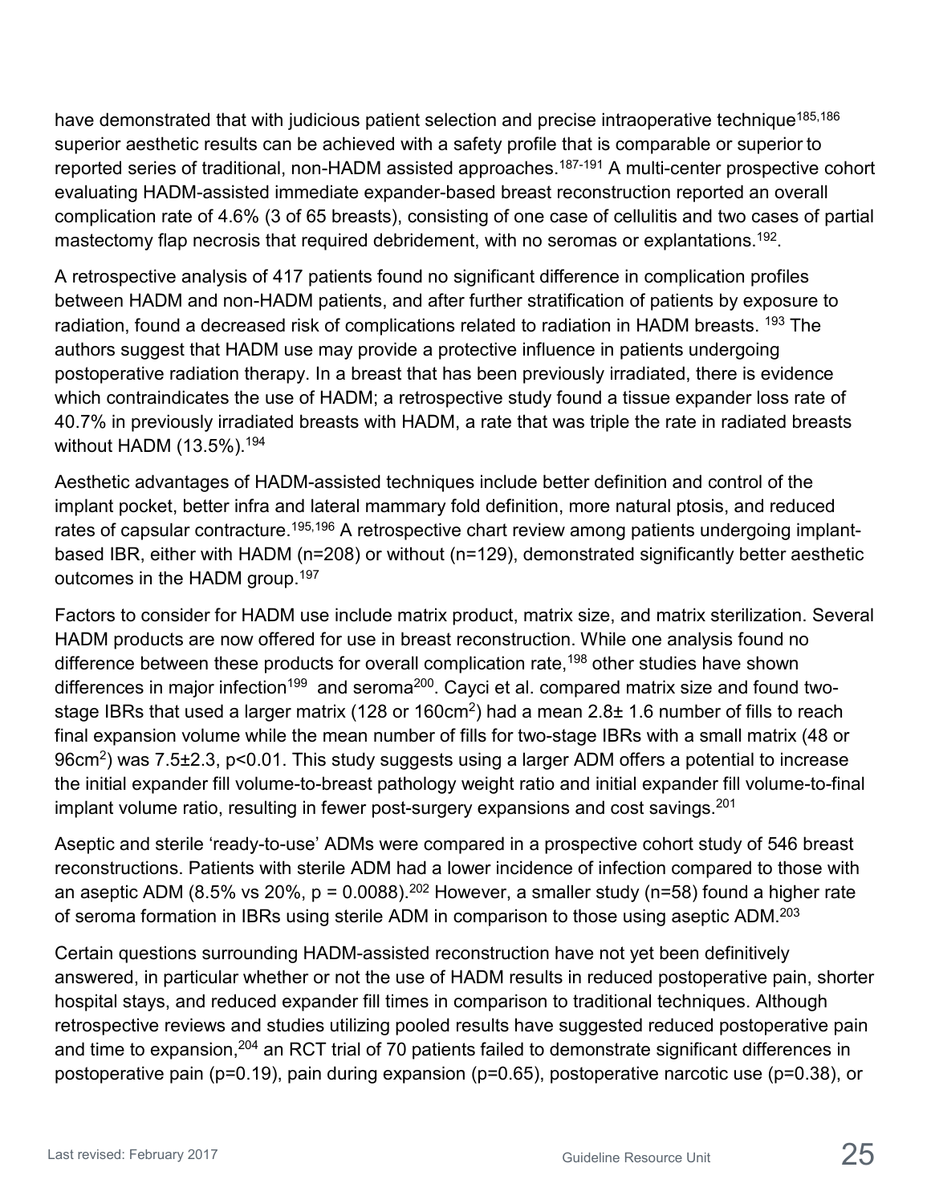have demonstrated that with judicious patient selection and precise intraoperative technique[185,186] superior aesthetic results can be achieved with a safety profile that is comparable or superior to reported series of traditional, non-HADM assisted approaches.[187-191] A multi-center prospective cohort evaluating HADM-assisted immediate expander-based breast reconstruction reported an overall complication rate of 4.6% (3 of 65 breasts), consisting of one case of cellulitis and two cases of partial mastectomy flap necrosis that required debridement, with no seromas or explantations.[192].

A retrospective analysis of 417 patients found no significant difference in complication profiles between HADM and non-HADM patients, and after further stratification of patients by exposure to radiation, found a decreased risk of complications related to radiation in HADM breasts. [193] The authors suggest that HADM use may provide a protective influence in patients undergoing postoperative radiation therapy. In a breast that has been previously irradiated, there is evidence which contraindicates the use of HADM; a retrospective study found a tissue expander loss rate of 40.7% in previously irradiated breasts with HADM, a rate that was triple the rate in radiated breasts without HADM (13.5%).[194]

Aesthetic advantages of HADM-assisted techniques include better definition and control of the implant pocket, better infra and lateral mammary fold definition, more natural ptosis, and reduced rates of capsular contracture.[195,196] A retrospective chart review among patients undergoing implant-based IBR, either with HADM (n=208) or without (n=129), demonstrated significantly better aesthetic outcomes in the HADM group.[197]

Factors to consider for HADM use include matrix product, matrix size, and matrix sterilization. Several HADM products are now offered for use in breast reconstruction. While one analysis found no difference between these products for overall complication rate,[198] other studies have shown differences in major infection[199] and seroma[200]. Cayci et al. compared matrix size and found two-stage IBRs that used a larger matrix (128 or 160cm$^2$) had a mean 2.8± 1.6 number of fills to reach final expansion volume while the mean number of fills for two-stage IBRs with a small matrix (48 or 96cm$^2$) was 7.5±2.3, p<0.01. This study suggests using a larger ADM offers a potential to increase the initial expander fill volume-to-breast pathology weight ratio and initial expander fill volume-to-final implant volume ratio, resulting in fewer post-surgery expansions and cost savings.[201]

Aseptic and sterile 'ready-to-use' ADMs were compared in a prospective cohort study of 546 breast reconstructions. Patients with sterile ADM had a lower incidence of infection compared to those with an aseptic ADM (8.5% vs 20%, p = 0.0088).[202] However, a smaller study (n=58) found a higher rate of seroma formation in IBRs using sterile ADM in comparison to those using aseptic ADM.[203]

Certain questions surrounding HADM-assisted reconstruction have not yet been definitively answered, in particular whether or not the use of HADM results in reduced postoperative pain, shorter hospital stays, and reduced expander fill times in comparison to traditional techniques. Although retrospective reviews and studies utilizing pooled results have suggested reduced postoperative pain and time to expansion,[204] an RCT trial of 70 patients failed to demonstrate significant differences in postoperative pain (p=0.19), pain during expansion (p=0.65), postoperative narcotic use (p=0.38), or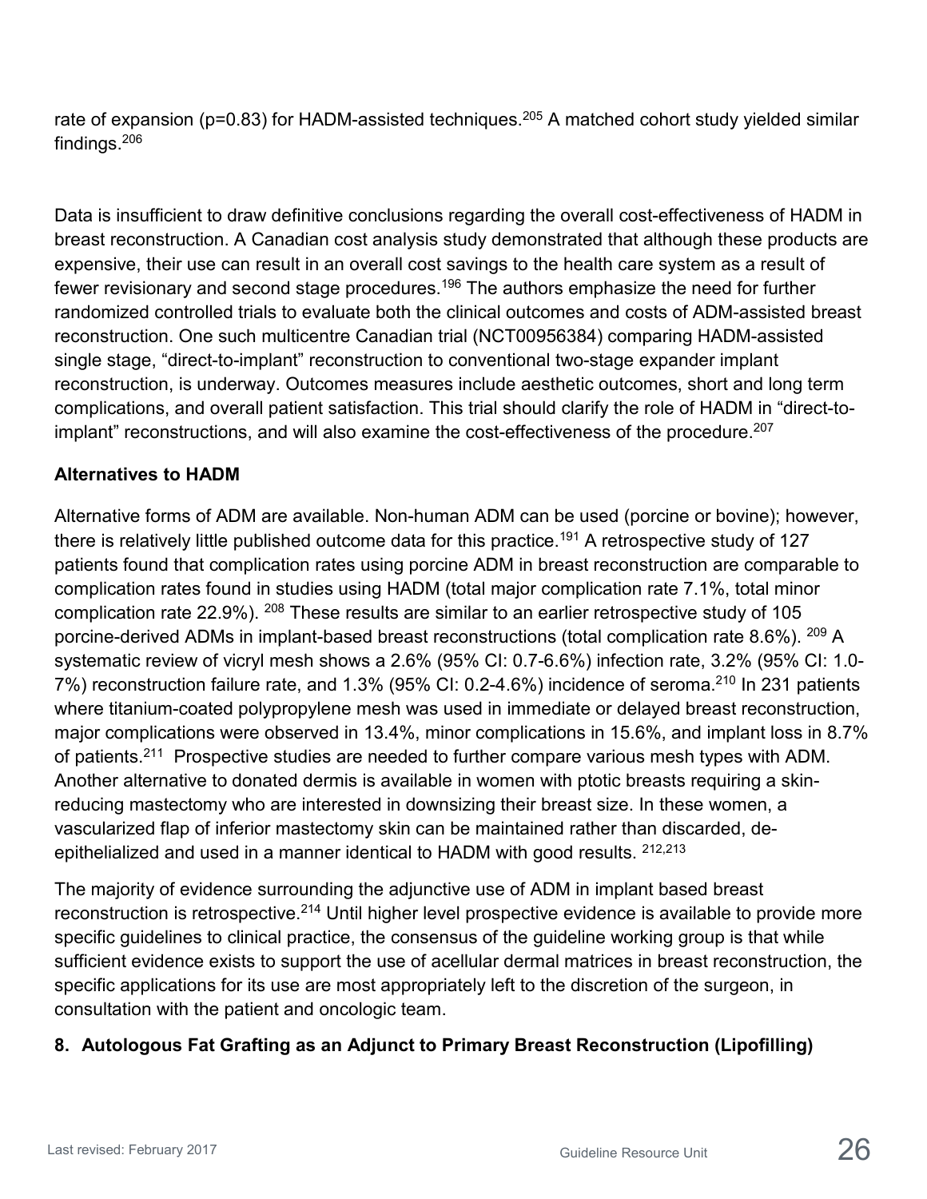rate of expansion (p=0.83) for HADM-assisted techniques.[205] A matched cohort study yielded similar findings.[206]

Data is insufficient to draw definitive conclusions regarding the overall cost-effectiveness of HADM in breast reconstruction. A Canadian cost analysis study demonstrated that although these products are expensive, their use can result in an overall cost savings to the health care system as a result of fewer revisionary and second stage procedures.[196] The authors emphasize the need for further randomized controlled trials to evaluate both the clinical outcomes and costs of ADM-assisted breast reconstruction. One such multicentre Canadian trial (NCT00956384) comparing HADM-assisted single stage, "direct-to-implant" reconstruction to conventional two-stage expander implant reconstruction, is underway. Outcomes measures include aesthetic outcomes, short and long term complications, and overall patient satisfaction. This trial should clarify the role of HADM in "direct-to-implant" reconstructions, and will also examine the cost-effectiveness of the procedure.[207]

**Alternatives to HADM**

Alternative forms of ADM are available. Non-human ADM can be used (porcine or bovine); however, there is relatively little published outcome data for this practice.[191] A retrospective study of 127 patients found that complication rates using porcine ADM in breast reconstruction are comparable to complication rates found in studies using HADM (total major complication rate 7.1%, total minor complication rate 22.9%).[208] These results are similar to an earlier retrospective study of 105 porcine-derived ADMs in implant-based breast reconstructions (total complication rate 8.6%).[209] A systematic review of vicryl mesh shows a 2.6% (95% CI: 0.7-6.6%) infection rate, 3.2% (95% CI: 1.0-7%) reconstruction failure rate, and 1.3% (95% CI: 0.2-4.6%) incidence of seroma.[210] In 231 patients where titanium-coated polypropylene mesh was used in immediate or delayed breast reconstruction, major complications were observed in 13.4%, minor complications in 15.6%, and implant loss in 8.7% of patients.[211] Prospective studies are needed to further compare various mesh types with ADM. Another alternative to donated dermis is available in women with ptotic breasts requiring a skin-reducing mastectomy who are interested in downsizing their breast size. In these women, a vascularized flap of inferior mastectomy skin can be maintained rather than discarded, de-epithelialized and used in a manner identical to HADM with good results.[212,213]

The majority of evidence surrounding the adjunctive use of ADM in implant based breast reconstruction is retrospective.[214] Until higher level prospective evidence is available to provide more specific guidelines to clinical practice, the consensus of the guideline working group is that while sufficient evidence exists to support the use of acellular dermal matrices in breast reconstruction, the specific applications for its use are most appropriately left to the discretion of the surgeon, in consultation with the patient and oncologic team.

**8. Autologous Fat Grafting as an Adjunct to Primary Breast Reconstruction (Lipofilling)**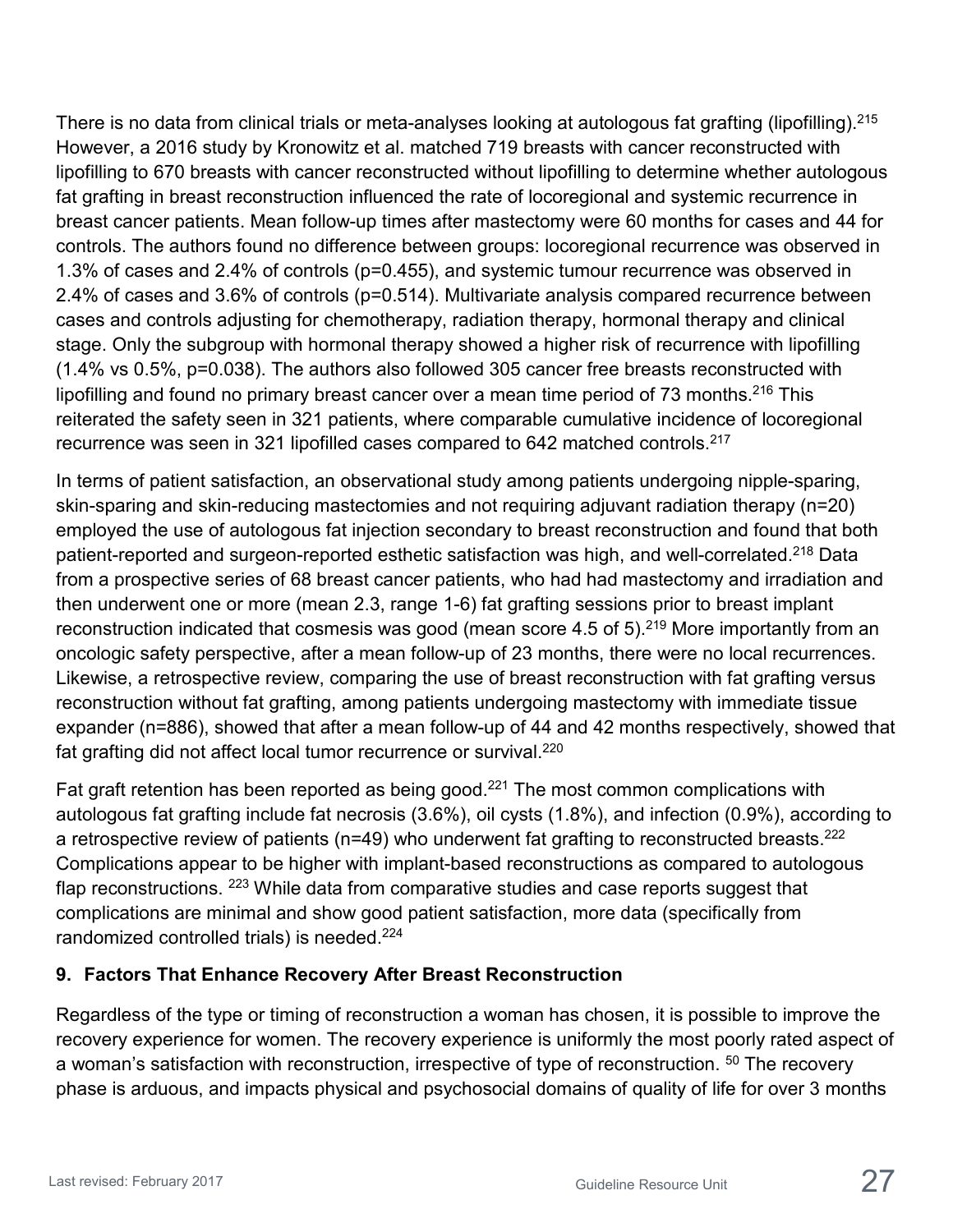There is no data from clinical trials or meta-analyses looking at autologous fat grafting (lipofilling).[215] However, a 2016 study by Kronowitz et al. matched 719 breasts with cancer reconstructed with lipofilling to 670 breasts with cancer reconstructed without lipofilling to determine whether autologous fat grafting in breast reconstruction influenced the rate of locoregional and systemic recurrence in breast cancer patients. Mean follow-up times after mastectomy were 60 months for cases and 44 for controls. The authors found no difference between groups: locoregional recurrence was observed in 1.3% of cases and 2.4% of controls (p=0.455), and systemic tumour recurrence was observed in 2.4% of cases and 3.6% of controls (p=0.514). Multivariate analysis compared recurrence between cases and controls adjusting for chemotherapy, radiation therapy, hormonal therapy and clinical stage. Only the subgroup with hormonal therapy showed a higher risk of recurrence with lipofilling (1.4% vs 0.5%, p=0.038). The authors also followed 305 cancer free breasts reconstructed with lipofilling and found no primary breast cancer over a mean time period of 73 months.[216] This reiterated the safety seen in 321 patients, where comparable cumulative incidence of locoregional recurrence was seen in 321 lipofilled cases compared to 642 matched controls.[217]

In terms of patient satisfaction, an observational study among patients undergoing nipple-sparing, skin-sparing and skin-reducing mastectomies and not requiring adjuvant radiation therapy (n=20) employed the use of autologous fat injection secondary to breast reconstruction and found that both patient-reported and surgeon-reported esthetic satisfaction was high, and well-correlated.[218] Data from a prospective series of 68 breast cancer patients, who had had mastectomy and irradiation and then underwent one or more (mean 2.3, range 1-6) fat grafting sessions prior to breast implant reconstruction indicated that cosmesis was good (mean score 4.5 of 5).[219] More importantly from an oncologic safety perspective, after a mean follow-up of 23 months, there were no local recurrences. Likewise, a retrospective review, comparing the use of breast reconstruction with fat grafting versus reconstruction without fat grafting, among patients undergoing mastectomy with immediate tissue expander (n=886), showed that after a mean follow-up of 44 and 42 months respectively, showed that fat grafting did not affect local tumor recurrence or survival.[220]

Fat graft retention has been reported as being good.[221] The most common complications with autologous fat grafting include fat necrosis (3.6%), oil cysts (1.8%), and infection (0.9%), according to a retrospective review of patients (n=49) who underwent fat grafting to reconstructed breasts.[222] Complications appear to be higher with implant-based reconstructions as compared to autologous flap reconstructions. [223] While data from comparative studies and case reports suggest that complications are minimal and show good patient satisfaction, more data (specifically from randomized controlled trials) is needed.[224]

## 9. Factors That Enhance Recovery After Breast Reconstruction

Regardless of the type or timing of reconstruction a woman has chosen, it is possible to improve the recovery experience for women. The recovery experience is uniformly the most poorly rated aspect of a woman's satisfaction with reconstruction, irrespective of type of reconstruction. [50] The recovery phase is arduous, and impacts physical and psychosocial domains of quality of life for over 3 months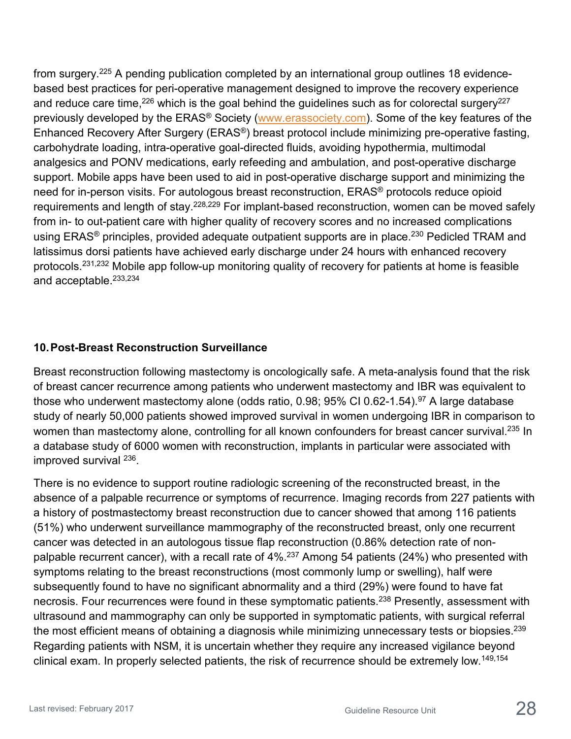from surgery.[225] A pending publication completed by an international group outlines 18 evidence-based best practices for peri-operative management designed to improve the recovery experience and reduce care time,[226] which is the goal behind the guidelines such as for colorectal surgery[227] previously developed by the ERAS® Society (www.erassociety.com). Some of the key features of the Enhanced Recovery After Surgery (ERAS®) breast protocol include minimizing pre-operative fasting, carbohydrate loading, intra-operative goal-directed fluids, avoiding hypothermia, multimodal analgesics and PONV medications, early refeeding and ambulation, and post-operative discharge support. Mobile apps have been used to aid in post-operative discharge support and minimizing the need for in-person visits. For autologous breast reconstruction, ERAS® protocols reduce opioid requirements and length of stay.[228,229] For implant-based reconstruction, women can be moved safely from in- to out-patient care with higher quality of recovery scores and no increased complications using ERAS® principles, provided adequate outpatient supports are in place.[230] Pedicled TRAM and latissimus dorsi patients have achieved early discharge under 24 hours with enhanced recovery protocols.[231,232] Mobile app follow-up monitoring quality of recovery for patients at home is feasible and acceptable.[233,234]

## 10. Post-Breast Reconstruction Surveillance

Breast reconstruction following mastectomy is oncologically safe. A meta-analysis found that the risk of breast cancer recurrence among patients who underwent mastectomy and IBR was equivalent to those who underwent mastectomy alone (odds ratio, 0.98; 95% CI 0.62-1.54).[97] A large database study of nearly 50,000 patients showed improved survival in women undergoing IBR in comparison to women than mastectomy alone, controlling for all known confounders for breast cancer survival.[235] In a database study of 6000 women with reconstruction, implants in particular were associated with improved survival [236].

There is no evidence to support routine radiologic screening of the reconstructed breast, in the absence of a palpable recurrence or symptoms of recurrence. Imaging records from 227 patients with a history of postmastectomy breast reconstruction due to cancer showed that among 116 patients (51%) who underwent surveillance mammography of the reconstructed breast, only one recurrent cancer was detected in an autologous tissue flap reconstruction (0.86% detection rate of non-palpable recurrent cancer), with a recall rate of 4%.[237] Among 54 patients (24%) who presented with symptoms relating to the breast reconstructions (most commonly lump or swelling), half were subsequently found to have no significant abnormality and a third (29%) were found to have fat necrosis. Four recurrences were found in these symptomatic patients.[238] Presently, assessment with ultrasound and mammography can only be supported in symptomatic patients, with surgical referral the most efficient means of obtaining a diagnosis while minimizing unnecessary tests or biopsies.[239] Regarding patients with NSM, it is uncertain whether they require any increased vigilance beyond clinical exam. In properly selected patients, the risk of recurrence should be extremely low.[149,154]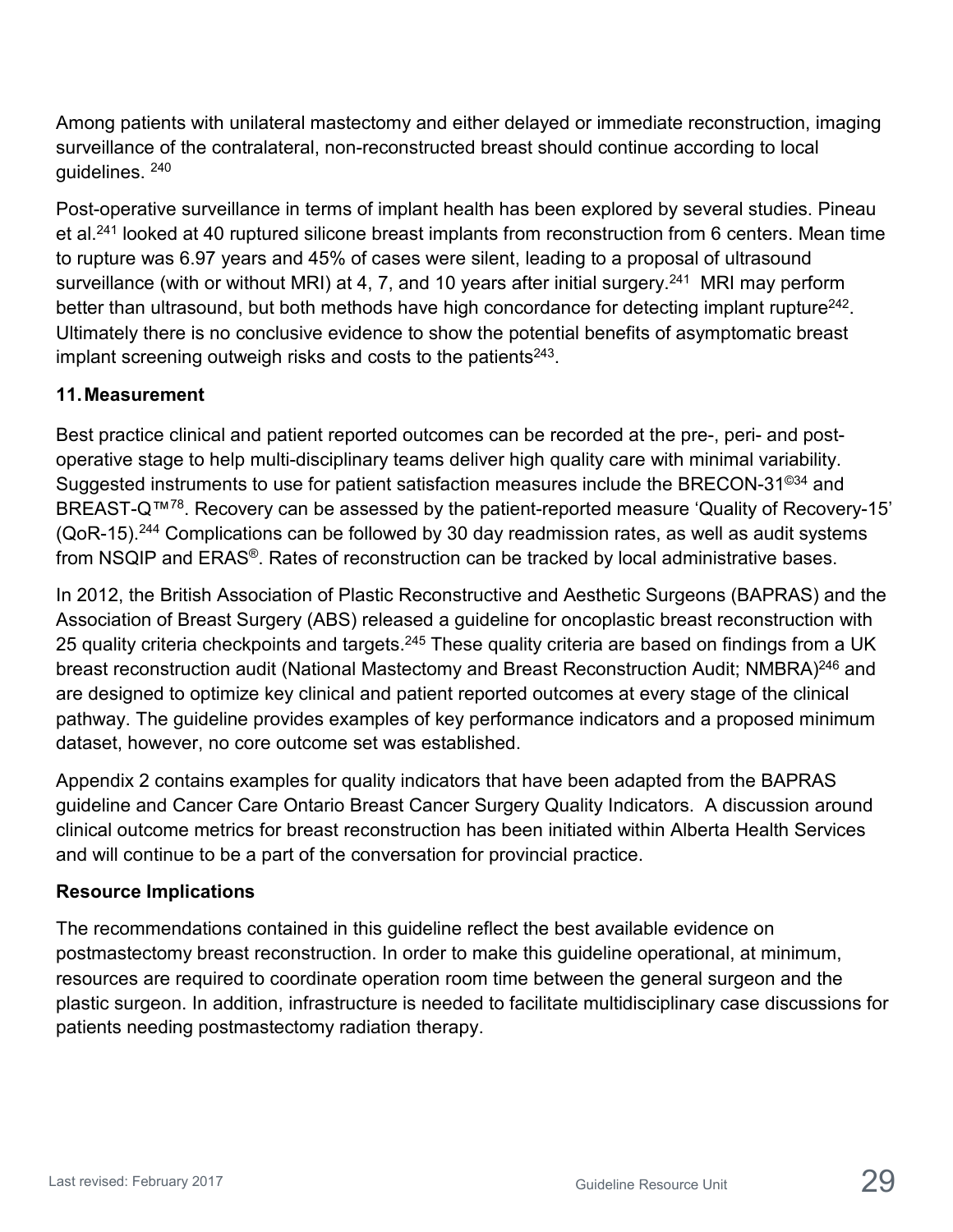Among patients with unilateral mastectomy and either delayed or immediate reconstruction, imaging surveillance of the contralateral, non-reconstructed breast should continue according to local guidelines. [240]

Post-operative surveillance in terms of implant health has been explored by several studies. Pineau et al.[241] looked at 40 ruptured silicone breast implants from reconstruction from 6 centers. Mean time to rupture was 6.97 years and 45% of cases were silent, leading to a proposal of ultrasound surveillance (with or without MRI) at 4, 7, and 10 years after initial surgery.[241] MRI may perform better than ultrasound, but both methods have high concordance for detecting implant rupture[242]. Ultimately there is no conclusive evidence to show the potential benefits of asymptomatic breast implant screening outweigh risks and costs to the patients[243].

## 11. Measurement

Best practice clinical and patient reported outcomes can be recorded at the pre-, peri- and post-operative stage to help multi-disciplinary teams deliver high quality care with minimal variability. Suggested instruments to use for patient satisfaction measures include the BRECON-31©[34] and BREAST-Q™[78]. Recovery can be assessed by the patient-reported measure 'Quality of Recovery-15' (QoR-15).[244] Complications can be followed by 30 day readmission rates, as well as audit systems from NSQIP and ERAS®. Rates of reconstruction can be tracked by local administrative bases.

In 2012, the British Association of Plastic Reconstructive and Aesthetic Surgeons (BAPRAS) and the Association of Breast Surgery (ABS) released a guideline for oncoplastic breast reconstruction with 25 quality criteria checkpoints and targets.[245] These quality criteria are based on findings from a UK breast reconstruction audit (National Mastectomy and Breast Reconstruction Audit; NMBRA)[246] and are designed to optimize key clinical and patient reported outcomes at every stage of the clinical pathway. The guideline provides examples of key performance indicators and a proposed minimum dataset, however, no core outcome set was established.

Appendix 2 contains examples for quality indicators that have been adapted from the BAPRAS guideline and Cancer Care Ontario Breast Cancer Surgery Quality Indicators. A discussion around clinical outcome metrics for breast reconstruction has been initiated within Alberta Health Services and will continue to be a part of the conversation for provincial practice.

## Resource Implications

The recommendations contained in this guideline reflect the best available evidence on postmastectomy breast reconstruction. In order to make this guideline operational, at minimum, resources are required to coordinate operation room time between the general surgeon and the plastic surgeon. In addition, infrastructure is needed to facilitate multidisciplinary case discussions for patients needing postmastectomy radiation therapy.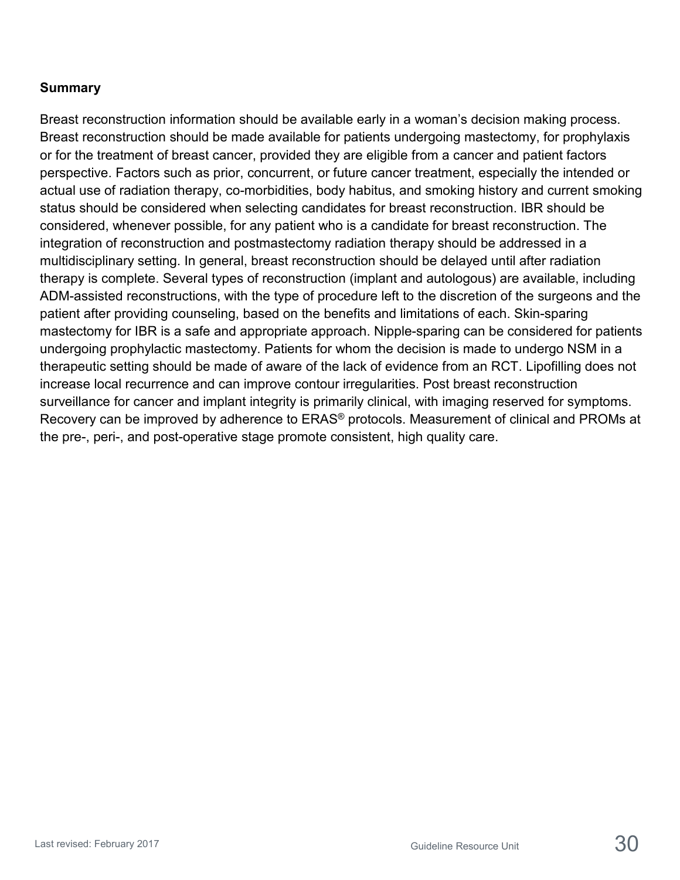**Summary**

Breast reconstruction information should be available early in a woman's decision making process. Breast reconstruction should be made available for patients undergoing mastectomy, for prophylaxis or for the treatment of breast cancer, provided they are eligible from a cancer and patient factors perspective. Factors such as prior, concurrent, or future cancer treatment, especially the intended or actual use of radiation therapy, co-morbidities, body habitus, and smoking history and current smoking status should be considered when selecting candidates for breast reconstruction. IBR should be considered, whenever possible, for any patient who is a candidate for breast reconstruction. The integration of reconstruction and postmastectomy radiation therapy should be addressed in a multidisciplinary setting. In general, breast reconstruction should be delayed until after radiation therapy is complete. Several types of reconstruction (implant and autologous) are available, including ADM-assisted reconstructions, with the type of procedure left to the discretion of the surgeons and the patient after providing counseling, based on the benefits and limitations of each. Skin-sparing mastectomy for IBR is a safe and appropriate approach. Nipple-sparing can be considered for patients undergoing prophylactic mastectomy. Patients for whom the decision is made to undergo NSM in a therapeutic setting should be made of aware of the lack of evidence from an RCT. Lipofilling does not increase local recurrence and can improve contour irregularities. Post breast reconstruction surveillance for cancer and implant integrity is primarily clinical, with imaging reserved for symptoms. Recovery can be improved by adherence to ERAS® protocols. Measurement of clinical and PROMs at the pre-, peri-, and post-operative stage promote consistent, high quality care.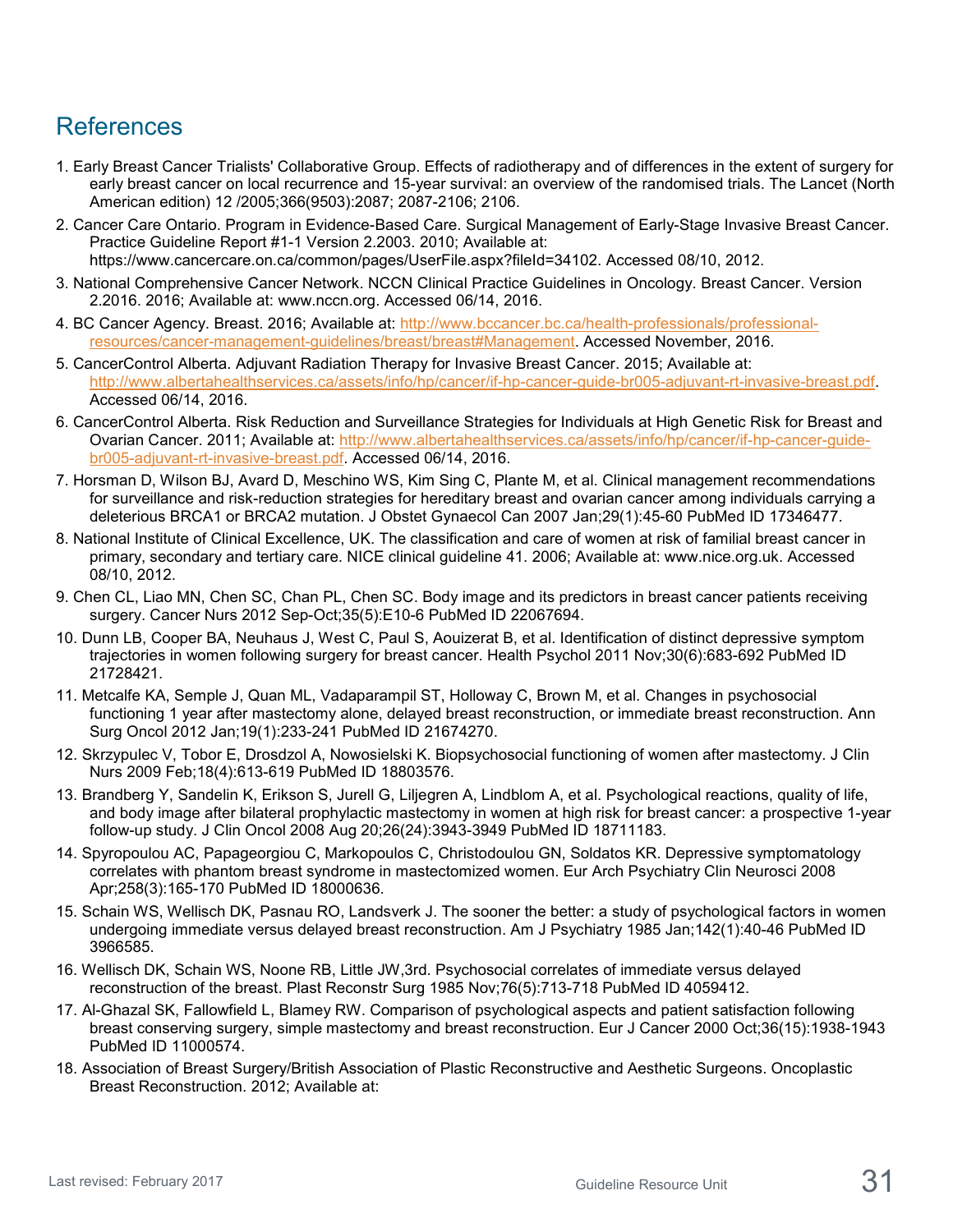## References

1. Early Breast Cancer Trialists' Collaborative Group. Effects of radiotherapy and of differences in the extent of surgery for early breast cancer on local recurrence and 15-year survival: an overview of the randomised trials. The Lancet (North American edition) 12 /2005;366(9503):2087; 2087-2106; 2106.
2. Cancer Care Ontario. Program in Evidence-Based Care. Surgical Management of Early-Stage Invasive Breast Cancer. Practice Guideline Report #1-1 Version 2.2003. 2010; Available at: https://www.cancercare.on.ca/common/pages/UserFile.aspx?fileId=34102. Accessed 08/10, 2012.
3. National Comprehensive Cancer Network. NCCN Clinical Practice Guidelines in Oncology. Breast Cancer. Version 2.2016. 2016; Available at: www.nccn.org. Accessed 06/14, 2016.
4. BC Cancer Agency. Breast. 2016; Available at: http://www.bccancer.bc.ca/health-professionals/professional-resources/cancer-management-guidelines/breast/breast#Management. Accessed November, 2016.
5. CancerControl Alberta. Adjuvant Radiation Therapy for Invasive Breast Cancer. 2015; Available at: http://www.albertahealthservices.ca/assets/info/hp/cancer/if-hp-cancer-guide-br005-adjuvant-rt-invasive-breast.pdf. Accessed 06/14, 2016.
6. CancerControl Alberta. Risk Reduction and Surveillance Strategies for Individuals at High Genetic Risk for Breast and Ovarian Cancer. 2011; Available at: http://www.albertahealthservices.ca/assets/info/hp/cancer/if-hp-cancer-guide-br005-adjuvant-rt-invasive-breast.pdf. Accessed 06/14, 2016.
7. Horsman D, Wilson BJ, Avard D, Meschino WS, Kim Sing C, Plante M, et al. Clinical management recommendations for surveillance and risk-reduction strategies for hereditary breast and ovarian cancer among individuals carrying a deleterious BRCA1 or BRCA2 mutation. J Obstet Gynaecol Can 2007 Jan;29(1):45-60 PubMed ID 17346477.
8. National Institute of Clinical Excellence, UK. The classification and care of women at risk of familial breast cancer in primary, secondary and tertiary care. NICE clinical guideline 41. 2006; Available at: www.nice.org.uk. Accessed 08/10, 2012.
9. Chen CL, Liao MN, Chen SC, Chan PL, Chen SC. Body image and its predictors in breast cancer patients receiving surgery. Cancer Nurs 2012 Sep-Oct;35(5):E10-6 PubMed ID 22067694.
10. Dunn LB, Cooper BA, Neuhaus J, West C, Paul S, Aouizerat B, et al. Identification of distinct depressive symptom trajectories in women following surgery for breast cancer. Health Psychol 2011 Nov;30(6):683-692 PubMed ID 21728421.
11. Metcalfe KA, Semple J, Quan ML, Vadaparampil ST, Holloway C, Brown M, et al. Changes in psychosocial functioning 1 year after mastectomy alone, delayed breast reconstruction, or immediate breast reconstruction. Ann Surg Oncol 2012 Jan;19(1):233-241 PubMed ID 21674270.
12. Skrzypulec V, Tobor E, Drosdzol A, Nowosielski K. Biopsychosocial functioning of women after mastectomy. J Clin Nurs 2009 Feb;18(4):613-619 PubMed ID 18803576.
13. Brandberg Y, Sandelin K, Erikson S, Jurell G, Liljegren A, Lindblom A, et al. Psychological reactions, quality of life, and body image after bilateral prophylactic mastectomy in women at high risk for breast cancer: a prospective 1-year follow-up study. J Clin Oncol 2008 Aug 20;26(24):3943-3949 PubMed ID 18711183.
14. Spyropoulou AC, Papageorgiou C, Markopoulos C, Christodoulou GN, Soldatos KR. Depressive symptomatology correlates with phantom breast syndrome in mastectomized women. Eur Arch Psychiatry Clin Neurosci 2008 Apr;258(3):165-170 PubMed ID 18000636.
15. Schain WS, Wellisch DK, Pasnau RO, Landsverk J. The sooner the better: a study of psychological factors in women undergoing immediate versus delayed breast reconstruction. Am J Psychiatry 1985 Jan;142(1):40-46 PubMed ID 3966585.
16. Wellisch DK, Schain WS, Noone RB, Little JW,3rd. Psychosocial correlates of immediate versus delayed reconstruction of the breast. Plast Reconstr Surg 1985 Nov;76(5):713-718 PubMed ID 4059412.
17. Al-Ghazal SK, Fallowfield L, Blamey RW. Comparison of psychological aspects and patient satisfaction following breast conserving surgery, simple mastectomy and breast reconstruction. Eur J Cancer 2000 Oct;36(15):1938-1943 PubMed ID 11000574.
18. Association of Breast Surgery/British Association of Plastic Reconstructive and Aesthetic Surgeons. Oncoplastic Breast Reconstruction. 2012; Available at: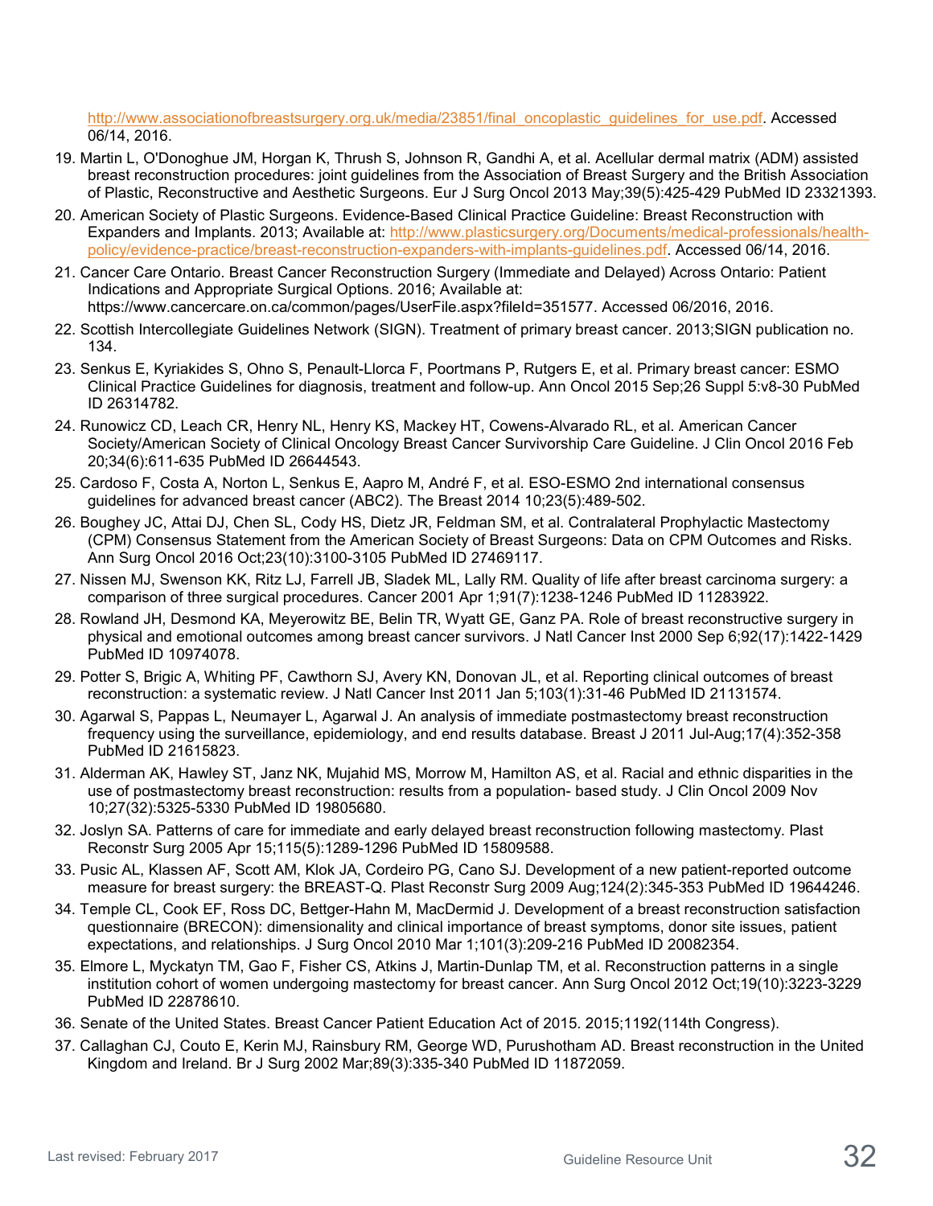http://www.associationofbreastsurgery.org.uk/media/23851/final_oncoplastic_guidelines_for_use.pdf. Accessed 06/14, 2016.

19. Martin L, O'Donoghue JM, Horgan K, Thrush S, Johnson R, Gandhi A, et al. Acellular dermal matrix (ADM) assisted breast reconstruction procedures: joint guidelines from the Association of Breast Surgery and the British Association of Plastic, Reconstructive and Aesthetic Surgeons. Eur J Surg Oncol 2013 May;39(5):425-429 PubMed ID 23321393.
20. American Society of Plastic Surgeons. Evidence-Based Clinical Practice Guideline: Breast Reconstruction with Expanders and Implants. 2013; Available at: http://www.plasticsurgery.org/Documents/medical-professionals/health-policy/evidence-practice/breast-reconstruction-expanders-with-implants-guidelines.pdf. Accessed 06/14, 2016.
21. Cancer Care Ontario. Breast Cancer Reconstruction Surgery (Immediate and Delayed) Across Ontario: Patient Indications and Appropriate Surgical Options. 2016; Available at: https://www.cancercare.on.ca/common/pages/UserFile.aspx?fileId=351577. Accessed 06/2016, 2016.
22. Scottish Intercollegiate Guidelines Network (SIGN). Treatment of primary breast cancer. 2013;SIGN publication no. 134.
23. Senkus E, Kyriakides S, Ohno S, Penault-Llorca F, Poortmans P, Rutgers E, et al. Primary breast cancer: ESMO Clinical Practice Guidelines for diagnosis, treatment and follow-up. Ann Oncol 2015 Sep;26 Suppl 5:v8-30 PubMed ID 26314782.
24. Runowicz CD, Leach CR, Henry NL, Henry KS, Mackey HT, Cowens-Alvarado RL, et al. American Cancer Society/American Society of Clinical Oncology Breast Cancer Survivorship Care Guideline. J Clin Oncol 2016 Feb 20;34(6):611-635 PubMed ID 26644543.
25. Cardoso F, Costa A, Norton L, Senkus E, Aapro M, André F, et al. ESO-ESMO 2nd international consensus guidelines for advanced breast cancer (ABC2). The Breast 2014 10;23(5):489-502.
26. Boughey JC, Attai DJ, Chen SL, Cody HS, Dietz JR, Feldman SM, et al. Contralateral Prophylactic Mastectomy (CPM) Consensus Statement from the American Society of Breast Surgeons: Data on CPM Outcomes and Risks. Ann Surg Oncol 2016 Oct;23(10):3100-3105 PubMed ID 27469117.
27. Nissen MJ, Swenson KK, Ritz LJ, Farrell JB, Sladek ML, Lally RM. Quality of life after breast carcinoma surgery: a comparison of three surgical procedures. Cancer 2001 Apr 1;91(7):1238-1246 PubMed ID 11283922.
28. Rowland JH, Desmond KA, Meyerowitz BE, Belin TR, Wyatt GE, Ganz PA. Role of breast reconstructive surgery in physical and emotional outcomes among breast cancer survivors. J Natl Cancer Inst 2000 Sep 6;92(17):1422-1429 PubMed ID 10974078.
29. Potter S, Brigic A, Whiting PF, Cawthorn SJ, Avery KN, Donovan JL, et al. Reporting clinical outcomes of breast reconstruction: a systematic review. J Natl Cancer Inst 2011 Jan 5;103(1):31-46 PubMed ID 21131574.
30. Agarwal S, Pappas L, Neumayer L, Agarwal J. An analysis of immediate postmastectomy breast reconstruction frequency using the surveillance, epidemiology, and end results database. Breast J 2011 Jul-Aug;17(4):352-358 PubMed ID 21615823.
31. Alderman AK, Hawley ST, Janz NK, Mujahid MS, Morrow M, Hamilton AS, et al. Racial and ethnic disparities in the use of postmastectomy breast reconstruction: results from a population- based study. J Clin Oncol 2009 Nov 10;27(32):5325-5330 PubMed ID 19805680.
32. Joslyn SA. Patterns of care for immediate and early delayed breast reconstruction following mastectomy. Plast Reconstr Surg 2005 Apr 15;115(5):1289-1296 PubMed ID 15809588.
33. Pusic AL, Klassen AF, Scott AM, Klok JA, Cordeiro PG, Cano SJ. Development of a new patient-reported outcome measure for breast surgery: the BREAST-Q. Plast Reconstr Surg 2009 Aug;124(2):345-353 PubMed ID 19644246.
34. Temple CL, Cook EF, Ross DC, Bettger-Hahn M, MacDermid J. Development of a breast reconstruction satisfaction questionnaire (BRECON): dimensionality and clinical importance of breast symptoms, donor site issues, patient expectations, and relationships. J Surg Oncol 2010 Mar 1;101(3):209-216 PubMed ID 20082354.
35. Elmore L, Myckatyn TM, Gao F, Fisher CS, Atkins J, Martin-Dunlap TM, et al. Reconstruction patterns in a single institution cohort of women undergoing mastectomy for breast cancer. Ann Surg Oncol 2012 Oct;19(10):3223-3229 PubMed ID 22878610.
36. Senate of the United States. Breast Cancer Patient Education Act of 2015. 2015;1192(114th Congress).
37. Callaghan CJ, Couto E, Kerin MJ, Rainsbury RM, George WD, Purushotham AD. Breast reconstruction in the United Kingdom and Ireland. Br J Surg 2002 Mar;89(3):335-340 PubMed ID 11872059.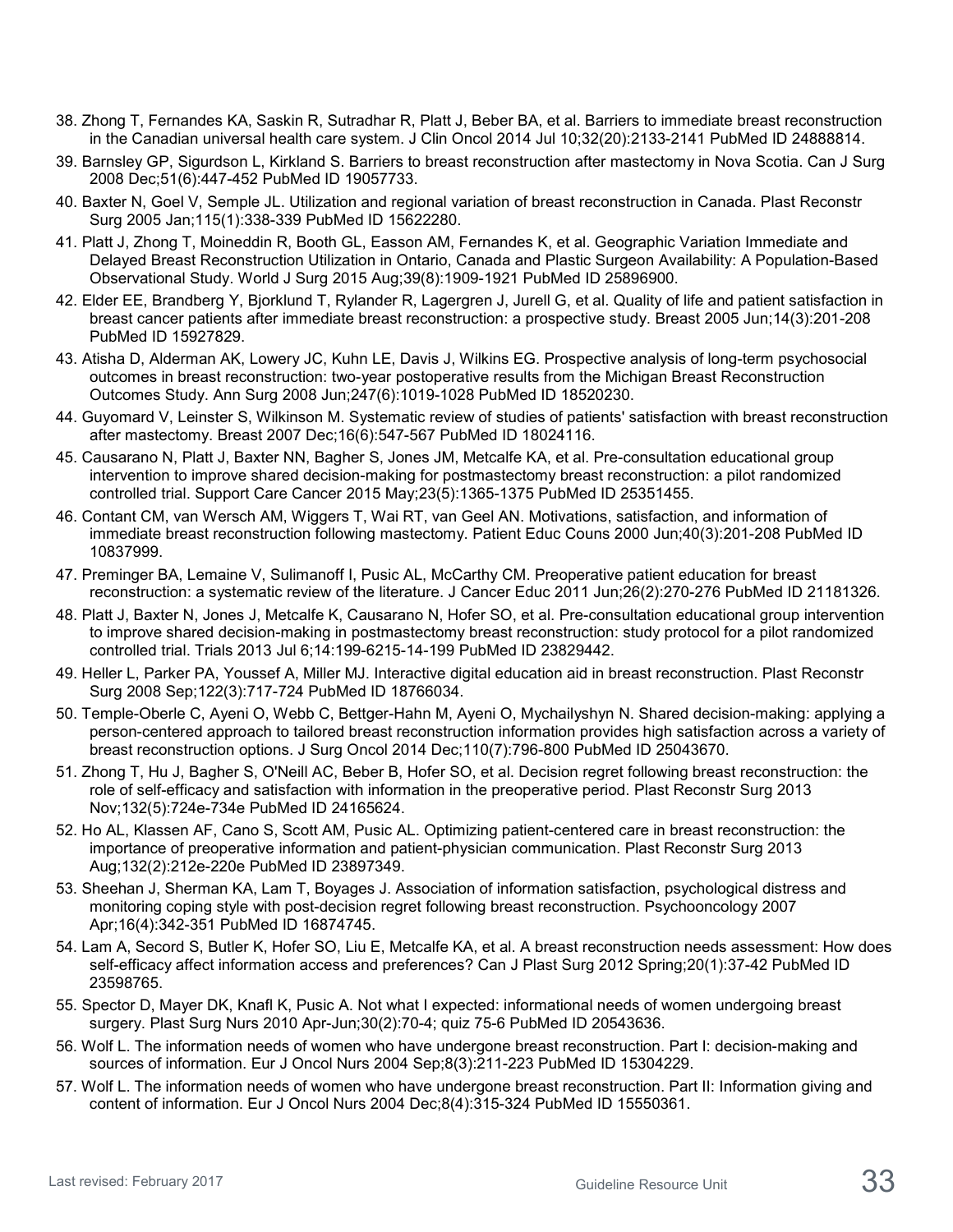38. Zhong T, Fernandes KA, Saskin R, Sutradhar R, Platt J, Beber BA, et al. Barriers to immediate breast reconstruction in the Canadian universal health care system. J Clin Oncol 2014 Jul 10;32(20):2133-2141 PubMed ID 24888814.
39. Barnsley GP, Sigurdson L, Kirkland S. Barriers to breast reconstruction after mastectomy in Nova Scotia. Can J Surg 2008 Dec;51(6):447-452 PubMed ID 19057733.
40. Baxter N, Goel V, Semple JL. Utilization and regional variation of breast reconstruction in Canada. Plast Reconstr Surg 2005 Jan;115(1):338-339 PubMed ID 15622280.
41. Platt J, Zhong T, Moineddin R, Booth GL, Easson AM, Fernandes K, et al. Geographic Variation Immediate and Delayed Breast Reconstruction Utilization in Ontario, Canada and Plastic Surgeon Availability: A Population-Based Observational Study. World J Surg 2015 Aug;39(8):1909-1921 PubMed ID 25896900.
42. Elder EE, Brandberg Y, Bjorklund T, Rylander R, Lagergren J, Jurell G, et al. Quality of life and patient satisfaction in breast cancer patients after immediate breast reconstruction: a prospective study. Breast 2005 Jun;14(3):201-208 PubMed ID 15927829.
43. Atisha D, Alderman AK, Lowery JC, Kuhn LE, Davis J, Wilkins EG. Prospective analysis of long-term psychosocial outcomes in breast reconstruction: two-year postoperative results from the Michigan Breast Reconstruction Outcomes Study. Ann Surg 2008 Jun;247(6):1019-1028 PubMed ID 18520230.
44. Guyomard V, Leinster S, Wilkinson M. Systematic review of studies of patients' satisfaction with breast reconstruction after mastectomy. Breast 2007 Dec;16(6):547-567 PubMed ID 18024116.
45. Causarano N, Platt J, Baxter NN, Bagher S, Jones JM, Metcalfe KA, et al. Pre-consultation educational group intervention to improve shared decision-making for postmastectomy breast reconstruction: a pilot randomized controlled trial. Support Care Cancer 2015 May;23(5):1365-1375 PubMed ID 25351455.
46. Contant CM, van Wersch AM, Wiggers T, Wai RT, van Geel AN. Motivations, satisfaction, and information of immediate breast reconstruction following mastectomy. Patient Educ Couns 2000 Jun;40(3):201-208 PubMed ID 10837999.
47. Preminger BA, Lemaine V, Sulimanoff I, Pusic AL, McCarthy CM. Preoperative patient education for breast reconstruction: a systematic review of the literature. J Cancer Educ 2011 Jun;26(2):270-276 PubMed ID 21181326.
48. Platt J, Baxter N, Jones J, Metcalfe K, Causarano N, Hofer SO, et al. Pre-consultation educational group intervention to improve shared decision-making in postmastectomy breast reconstruction: study protocol for a pilot randomized controlled trial. Trials 2013 Jul 6;14:199-6215-14-199 PubMed ID 23829442.
49. Heller L, Parker PA, Youssef A, Miller MJ. Interactive digital education aid in breast reconstruction. Plast Reconstr Surg 2008 Sep;122(3):717-724 PubMed ID 18766034.
50. Temple-Oberle C, Ayeni O, Webb C, Bettger-Hahn M, Ayeni O, Mychailyshyn N. Shared decision-making: applying a person-centered approach to tailored breast reconstruction information provides high satisfaction across a variety of breast reconstruction options. J Surg Oncol 2014 Dec;110(7):796-800 PubMed ID 25043670.
51. Zhong T, Hu J, Bagher S, O'Neill AC, Beber B, Hofer SO, et al. Decision regret following breast reconstruction: the role of self-efficacy and satisfaction with information in the preoperative period. Plast Reconstr Surg 2013 Nov;132(5):724e-734e PubMed ID 24165624.
52. Ho AL, Klassen AF, Cano S, Scott AM, Pusic AL. Optimizing patient-centered care in breast reconstruction: the importance of preoperative information and patient-physician communication. Plast Reconstr Surg 2013 Aug;132(2):212e-220e PubMed ID 23897349.
53. Sheehan J, Sherman KA, Lam T, Boyages J. Association of information satisfaction, psychological distress and monitoring coping style with post-decision regret following breast reconstruction. Psychooncology 2007 Apr;16(4):342-351 PubMed ID 16874745.
54. Lam A, Secord S, Butler K, Hofer SO, Liu E, Metcalfe KA, et al. A breast reconstruction needs assessment: How does self-efficacy affect information access and preferences? Can J Plast Surg 2012 Spring;20(1):37-42 PubMed ID 23598765.
55. Spector D, Mayer DK, Knafl K, Pusic A. Not what I expected: informational needs of women undergoing breast surgery. Plast Surg Nurs 2010 Apr-Jun;30(2):70-4; quiz 75-6 PubMed ID 20543636.
56. Wolf L. The information needs of women who have undergone breast reconstruction. Part I: decision-making and sources of information. Eur J Oncol Nurs 2004 Sep;8(3):211-223 PubMed ID 15304229.
57. Wolf L. The information needs of women who have undergone breast reconstruction. Part II: Information giving and content of information. Eur J Oncol Nurs 2004 Dec;8(4):315-324 PubMed ID 15550361.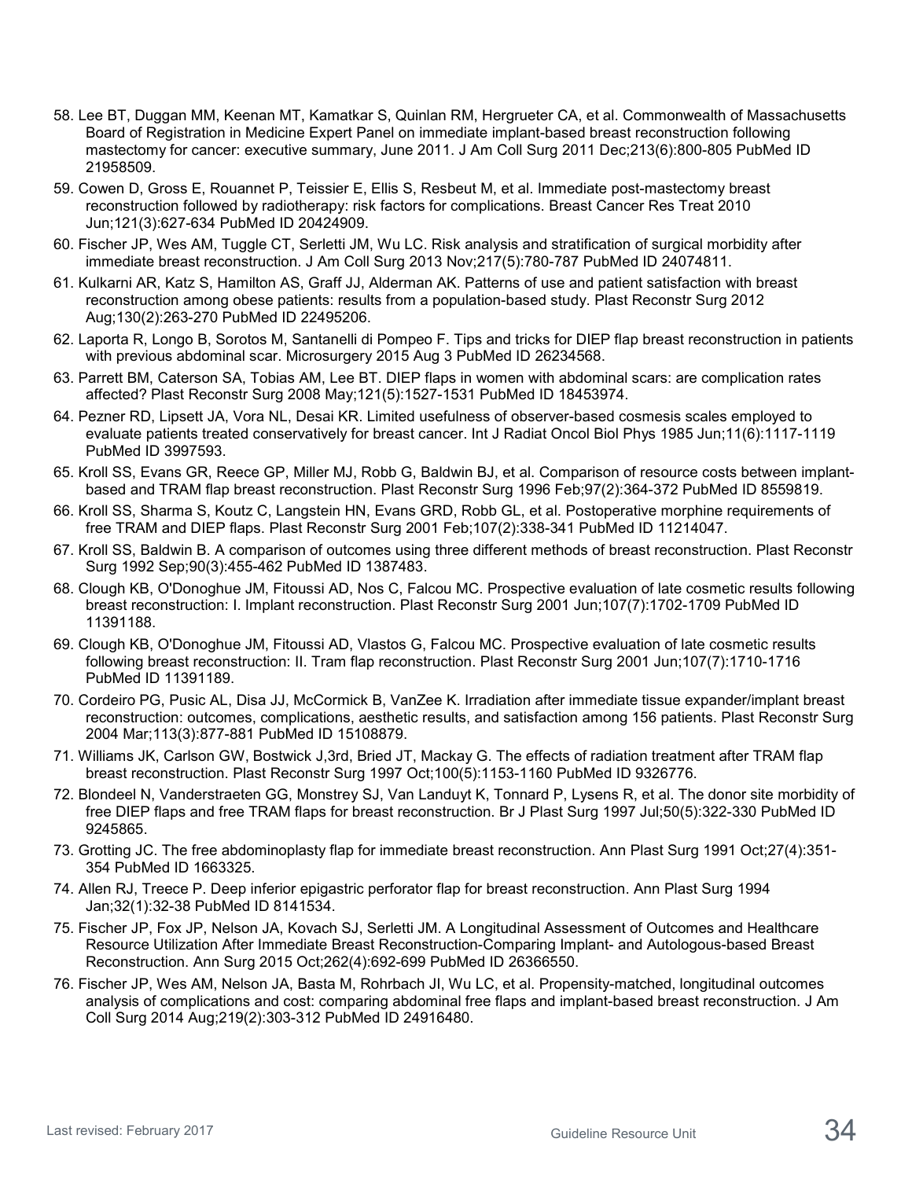58. Lee BT, Duggan MM, Keenan MT, Kamatkar S, Quinlan RM, Hergrueter CA, et al. Commonwealth of Massachusetts Board of Registration in Medicine Expert Panel on immediate implant-based breast reconstruction following mastectomy for cancer: executive summary, June 2011. J Am Coll Surg 2011 Dec;213(6):800-805 PubMed ID 21958509.
59. Cowen D, Gross E, Rouannet P, Teissier E, Ellis S, Resbeut M, et al. Immediate post-mastectomy breast reconstruction followed by radiotherapy: risk factors for complications. Breast Cancer Res Treat 2010 Jun;121(3):627-634 PubMed ID 20424909.
60. Fischer JP, Wes AM, Tuggle CT, Serletti JM, Wu LC. Risk analysis and stratification of surgical morbidity after immediate breast reconstruction. J Am Coll Surg 2013 Nov;217(5):780-787 PubMed ID 24074811.
61. Kulkarni AR, Katz S, Hamilton AS, Graff JJ, Alderman AK. Patterns of use and patient satisfaction with breast reconstruction among obese patients: results from a population-based study. Plast Reconstr Surg 2012 Aug;130(2):263-270 PubMed ID 22495206.
62. Laporta R, Longo B, Sorotos M, Santanelli di Pompeo F. Tips and tricks for DIEP flap breast reconstruction in patients with previous abdominal scar. Microsurgery 2015 Aug 3 PubMed ID 26234568.
63. Parrett BM, Caterson SA, Tobias AM, Lee BT. DIEP flaps in women with abdominal scars: are complication rates affected? Plast Reconstr Surg 2008 May;121(5):1527-1531 PubMed ID 18453974.
64. Pezner RD, Lipsett JA, Vora NL, Desai KR. Limited usefulness of observer-based cosmesis scales employed to evaluate patients treated conservatively for breast cancer. Int J Radiat Oncol Biol Phys 1985 Jun;11(6):1117-1119 PubMed ID 3997593.
65. Kroll SS, Evans GR, Reece GP, Miller MJ, Robb G, Baldwin BJ, et al. Comparison of resource costs between implant-based and TRAM flap breast reconstruction. Plast Reconstr Surg 1996 Feb;97(2):364-372 PubMed ID 8559819.
66. Kroll SS, Sharma S, Koutz C, Langstein HN, Evans GRD, Robb GL, et al. Postoperative morphine requirements of free TRAM and DIEP flaps. Plast Reconstr Surg 2001 Feb;107(2):338-341 PubMed ID 11214047.
67. Kroll SS, Baldwin B. A comparison of outcomes using three different methods of breast reconstruction. Plast Reconstr Surg 1992 Sep;90(3):455-462 PubMed ID 1387483.
68. Clough KB, O'Donoghue JM, Fitoussi AD, Nos C, Falcou MC. Prospective evaluation of late cosmetic results following breast reconstruction: I. Implant reconstruction. Plast Reconstr Surg 2001 Jun;107(7):1702-1709 PubMed ID 11391188.
69. Clough KB, O'Donoghue JM, Fitoussi AD, Vlastos G, Falcou MC. Prospective evaluation of late cosmetic results following breast reconstruction: II. Tram flap reconstruction. Plast Reconstr Surg 2001 Jun;107(7):1710-1716 PubMed ID 11391189.
70. Cordeiro PG, Pusic AL, Disa JJ, McCormick B, VanZee K. Irradiation after immediate tissue expander/implant breast reconstruction: outcomes, complications, aesthetic results, and satisfaction among 156 patients. Plast Reconstr Surg 2004 Mar;113(3):877-881 PubMed ID 15108879.
71. Williams JK, Carlson GW, Bostwick J,3rd, Bried JT, Mackay G. The effects of radiation treatment after TRAM flap breast reconstruction. Plast Reconstr Surg 1997 Oct;100(5):1153-1160 PubMed ID 9326776.
72. Blondeel N, Vanderstraeten GG, Monstrey SJ, Van Landuyt K, Tonnard P, Lysens R, et al. The donor site morbidity of free DIEP flaps and free TRAM flaps for breast reconstruction. Br J Plast Surg 1997 Jul;50(5):322-330 PubMed ID 9245865.
73. Grotting JC. The free abdominoplasty flap for immediate breast reconstruction. Ann Plast Surg 1991 Oct;27(4):351-354 PubMed ID 1663325.
74. Allen RJ, Treece P. Deep inferior epigastric perforator flap for breast reconstruction. Ann Plast Surg 1994 Jan;32(1):32-38 PubMed ID 8141534.
75. Fischer JP, Fox JP, Nelson JA, Kovach SJ, Serletti JM. A Longitudinal Assessment of Outcomes and Healthcare Resource Utilization After Immediate Breast Reconstruction-Comparing Implant- and Autologous-based Breast Reconstruction. Ann Surg 2015 Oct;262(4):692-699 PubMed ID 26366550.
76. Fischer JP, Wes AM, Nelson JA, Basta M, Rohrbach JI, Wu LC, et al. Propensity-matched, longitudinal outcomes analysis of complications and cost: comparing abdominal free flaps and implant-based breast reconstruction. J Am Coll Surg 2014 Aug;219(2):303-312 PubMed ID 24916480.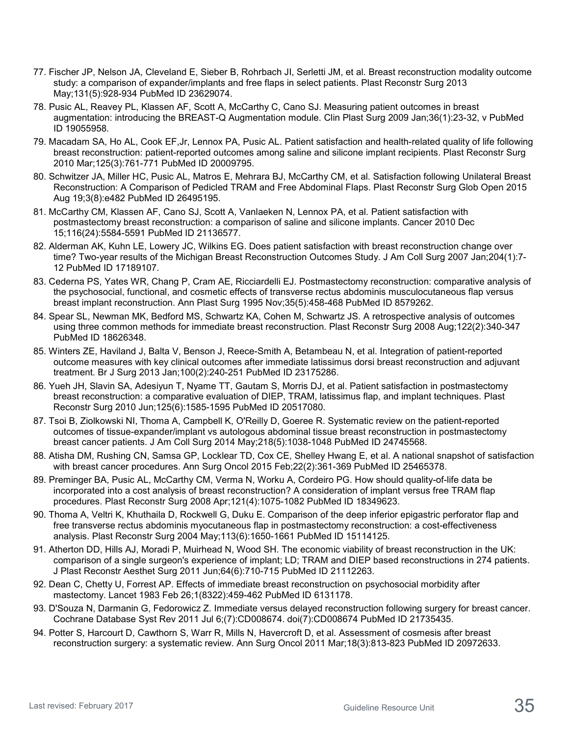77. Fischer JP, Nelson JA, Cleveland E, Sieber B, Rohrbach JI, Serletti JM, et al. Breast reconstruction modality outcome study: a comparison of expander/implants and free flaps in select patients. Plast Reconstr Surg 2013 May;131(5):928-934 PubMed ID 23629074.
78. Pusic AL, Reavey PL, Klassen AF, Scott A, McCarthy C, Cano SJ. Measuring patient outcomes in breast augmentation: introducing the BREAST-Q Augmentation module. Clin Plast Surg 2009 Jan;36(1):23-32, v PubMed ID 19055958.
79. Macadam SA, Ho AL, Cook EF,Jr, Lennox PA, Pusic AL. Patient satisfaction and health-related quality of life following breast reconstruction: patient-reported outcomes among saline and silicone implant recipients. Plast Reconstr Surg 2010 Mar;125(3):761-771 PubMed ID 20009795.
80. Schwitzer JA, Miller HC, Pusic AL, Matros E, Mehrara BJ, McCarthy CM, et al. Satisfaction following Unilateral Breast Reconstruction: A Comparison of Pedicled TRAM and Free Abdominal Flaps. Plast Reconstr Surg Glob Open 2015 Aug 19;3(8):e482 PubMed ID 26495195.
81. McCarthy CM, Klassen AF, Cano SJ, Scott A, Vanlaeken N, Lennox PA, et al. Patient satisfaction with postmastectomy breast reconstruction: a comparison of saline and silicone implants. Cancer 2010 Dec 15;116(24):5584-5591 PubMed ID 21136577.
82. Alderman AK, Kuhn LE, Lowery JC, Wilkins EG. Does patient satisfaction with breast reconstruction change over time? Two-year results of the Michigan Breast Reconstruction Outcomes Study. J Am Coll Surg 2007 Jan;204(1):7-12 PubMed ID 17189107.
83. Cederna PS, Yates WR, Chang P, Cram AE, Ricciardelli EJ. Postmastectomy reconstruction: comparative analysis of the psychosocial, functional, and cosmetic effects of transverse rectus abdominis musculocutaneous flap versus breast implant reconstruction. Ann Plast Surg 1995 Nov;35(5):458-468 PubMed ID 8579262.
84. Spear SL, Newman MK, Bedford MS, Schwartz KA, Cohen M, Schwartz JS. A retrospective analysis of outcomes using three common methods for immediate breast reconstruction. Plast Reconstr Surg 2008 Aug;122(2):340-347 PubMed ID 18626348.
85. Winters ZE, Haviland J, Balta V, Benson J, Reece-Smith A, Betambeau N, et al. Integration of patient-reported outcome measures with key clinical outcomes after immediate latissimus dorsi breast reconstruction and adjuvant treatment. Br J Surg 2013 Jan;100(2):240-251 PubMed ID 23175286.
86. Yueh JH, Slavin SA, Adesiyun T, Nyame TT, Gautam S, Morris DJ, et al. Patient satisfaction in postmastectomy breast reconstruction: a comparative evaluation of DIEP, TRAM, latissimus flap, and implant techniques. Plast Reconstr Surg 2010 Jun;125(6):1585-1595 PubMed ID 20517080.
87. Tsoi B, Ziolkowski NI, Thoma A, Campbell K, O'Reilly D, Goeree R. Systematic review on the patient-reported outcomes of tissue-expander/implant vs autologous abdominal tissue breast reconstruction in postmastectomy breast cancer patients. J Am Coll Surg 2014 May;218(5):1038-1048 PubMed ID 24745568.
88. Atisha DM, Rushing CN, Samsa GP, Locklear TD, Cox CE, Shelley Hwang E, et al. A national snapshot of satisfaction with breast cancer procedures. Ann Surg Oncol 2015 Feb;22(2):361-369 PubMed ID 25465378.
89. Preminger BA, Pusic AL, McCarthy CM, Verma N, Worku A, Cordeiro PG. How should quality-of-life data be incorporated into a cost analysis of breast reconstruction? A consideration of implant versus free TRAM flap procedures. Plast Reconstr Surg 2008 Apr;121(4):1075-1082 PubMed ID 18349623.
90. Thoma A, Veltri K, Khuthaila D, Rockwell G, Duku E. Comparison of the deep inferior epigastric perforator flap and free transverse rectus abdominis myocutaneous flap in postmastectomy reconstruction: a cost-effectiveness analysis. Plast Reconstr Surg 2004 May;113(6):1650-1661 PubMed ID 15114125.
91. Atherton DD, Hills AJ, Moradi P, Muirhead N, Wood SH. The economic viability of breast reconstruction in the UK: comparison of a single surgeon's experience of implant; LD; TRAM and DIEP based reconstructions in 274 patients. J Plast Reconstr Aesthet Surg 2011 Jun;64(6):710-715 PubMed ID 21112263.
92. Dean C, Chetty U, Forrest AP. Effects of immediate breast reconstruction on psychosocial morbidity after mastectomy. Lancet 1983 Feb 26;1(8322):459-462 PubMed ID 6131178.
93. D'Souza N, Darmanin G, Fedorowicz Z. Immediate versus delayed reconstruction following surgery for breast cancer. Cochrane Database Syst Rev 2011 Jul 6;(7):CD008674. doi(7):CD008674 PubMed ID 21735435.
94. Potter S, Harcourt D, Cawthorn S, Warr R, Mills N, Havercroft D, et al. Assessment of cosmesis after breast reconstruction surgery: a systematic review. Ann Surg Oncol 2011 Mar;18(3):813-823 PubMed ID 20972633.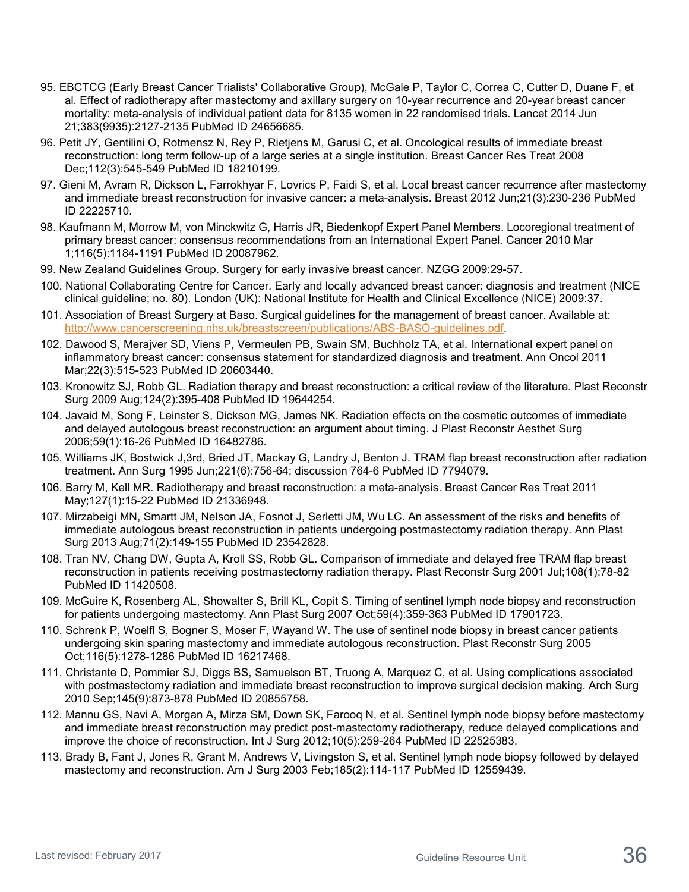95. EBCTCG (Early Breast Cancer Trialists' Collaborative Group), McGale P, Taylor C, Correa C, Cutter D, Duane F, et al. Effect of radiotherapy after mastectomy and axillary surgery on 10-year recurrence and 20-year breast cancer mortality: meta-analysis of individual patient data for 8135 women in 22 randomised trials. Lancet 2014 Jun 21;383(9935):2127-2135 PubMed ID 24656685.
96. Petit JY, Gentilini O, Rotmensz N, Rey P, Rietjens M, Garusi C, et al. Oncological results of immediate breast reconstruction: long term follow-up of a large series at a single institution. Breast Cancer Res Treat 2008 Dec;112(3):545-549 PubMed ID 18210199.
97. Gieni M, Avram R, Dickson L, Farrokhyar F, Lovrics P, Faidi S, et al. Local breast cancer recurrence after mastectomy and immediate breast reconstruction for invasive cancer: a meta-analysis. Breast 2012 Jun;21(3):230-236 PubMed ID 22225710.
98. Kaufmann M, Morrow M, von Minckwitz G, Harris JR, Biedenkopf Expert Panel Members. Locoregional treatment of primary breast cancer: consensus recommendations from an International Expert Panel. Cancer 2010 Mar 1;116(5):1184-1191 PubMed ID 20087962.
99. New Zealand Guidelines Group. Surgery for early invasive breast cancer. NZGG 2009:29-57.
100. National Collaborating Centre for Cancer. Early and locally advanced breast cancer: diagnosis and treatment (NICE clinical guideline; no. 80). London (UK): National Institute for Health and Clinical Excellence (NICE) 2009:37.
101. Association of Breast Surgery at Baso. Surgical guidelines for the management of breast cancer. Available at: http://www.cancerscreening.nhs.uk/breastscreen/publications/ABS-BASO-guidelines.pdf.
102. Dawood S, Merajver SD, Viens P, Vermeulen PB, Swain SM, Buchholz TA, et al. International expert panel on inflammatory breast cancer: consensus statement for standardized diagnosis and treatment. Ann Oncol 2011 Mar;22(3):515-523 PubMed ID 20603440.
103. Kronowitz SJ, Robb GL. Radiation therapy and breast reconstruction: a critical review of the literature. Plast Reconstr Surg 2009 Aug;124(2):395-408 PubMed ID 19644254.
104. Javaid M, Song F, Leinster S, Dickson MG, James NK. Radiation effects on the cosmetic outcomes of immediate and delayed autologous breast reconstruction: an argument about timing. J Plast Reconstr Aesthet Surg 2006;59(1):16-26 PubMed ID 16482786.
105. Williams JK, Bostwick J,3rd, Bried JT, Mackay G, Landry J, Benton J. TRAM flap breast reconstruction after radiation treatment. Ann Surg 1995 Jun;221(6):756-64; discussion 764-6 PubMed ID 7794079.
106. Barry M, Kell MR. Radiotherapy and breast reconstruction: a meta-analysis. Breast Cancer Res Treat 2011 May;127(1):15-22 PubMed ID 21336948.
107. Mirzabeigi MN, Smartt JM, Nelson JA, Fosnot J, Serletti JM, Wu LC. An assessment of the risks and benefits of immediate autologous breast reconstruction in patients undergoing postmastectomy radiation therapy. Ann Plast Surg 2013 Aug;71(2):149-155 PubMed ID 23542828.
108. Tran NV, Chang DW, Gupta A, Kroll SS, Robb GL. Comparison of immediate and delayed free TRAM flap breast reconstruction in patients receiving postmastectomy radiation therapy. Plast Reconstr Surg 2001 Jul;108(1):78-82 PubMed ID 11420508.
109. McGuire K, Rosenberg AL, Showalter S, Brill KL, Copit S. Timing of sentinel lymph node biopsy and reconstruction for patients undergoing mastectomy. Ann Plast Surg 2007 Oct;59(4):359-363 PubMed ID 17901723.
110. Schrenk P, Woelfl S, Bogner S, Moser F, Wayand W. The use of sentinel node biopsy in breast cancer patients undergoing skin sparing mastectomy and immediate autologous reconstruction. Plast Reconstr Surg 2005 Oct;116(5):1278-1286 PubMed ID 16217468.
111. Christante D, Pommier SJ, Diggs BS, Samuelson BT, Truong A, Marquez C, et al. Using complications associated with postmastectomy radiation and immediate breast reconstruction to improve surgical decision making. Arch Surg 2010 Sep;145(9):873-878 PubMed ID 20855758.
112. Mannu GS, Navi A, Morgan A, Mirza SM, Down SK, Farooq N, et al. Sentinel lymph node biopsy before mastectomy and immediate breast reconstruction may predict post-mastectomy radiotherapy, reduce delayed complications and improve the choice of reconstruction. Int J Surg 2012;10(5):259-264 PubMed ID 22525383.
113. Brady B, Fant J, Jones R, Grant M, Andrews V, Livingston S, et al. Sentinel lymph node biopsy followed by delayed mastectomy and reconstruction. Am J Surg 2003 Feb;185(2):114-117 PubMed ID 12559439.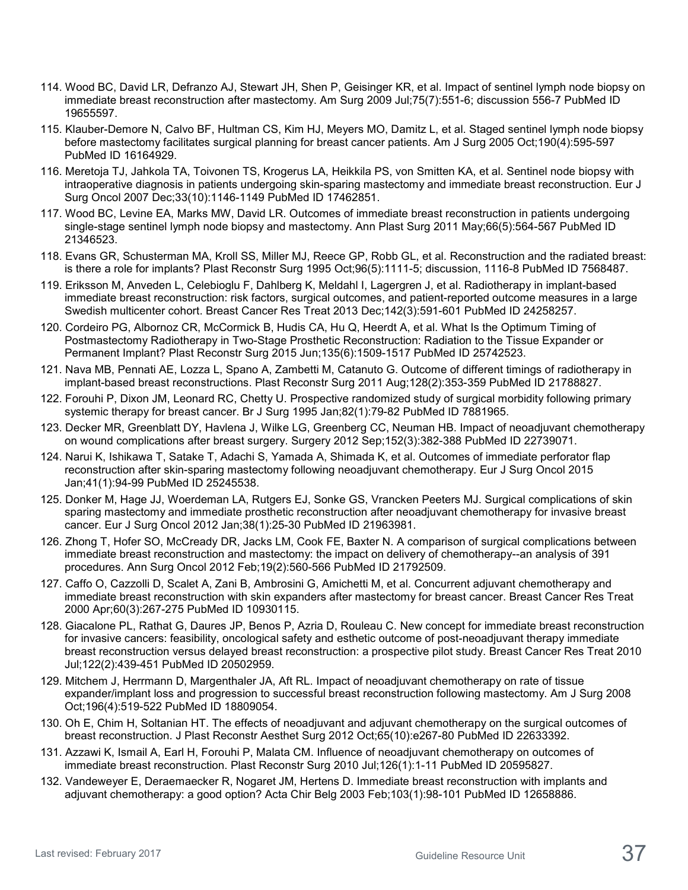114. Wood BC, David LR, Defranzo AJ, Stewart JH, Shen P, Geisinger KR, et al. Impact of sentinel lymph node biopsy on immediate breast reconstruction after mastectomy. Am Surg 2009 Jul;75(7):551-6; discussion 556-7 PubMed ID 19655597.
115. Klauber-Demore N, Calvo BF, Hultman CS, Kim HJ, Meyers MO, Damitz L, et al. Staged sentinel lymph node biopsy before mastectomy facilitates surgical planning for breast cancer patients. Am J Surg 2005 Oct;190(4):595-597 PubMed ID 16164929.
116. Meretoja TJ, Jahkola TA, Toivonen TS, Krogerus LA, Heikkila PS, von Smitten KA, et al. Sentinel node biopsy with intraoperative diagnosis in patients undergoing skin-sparing mastectomy and immediate breast reconstruction. Eur J Surg Oncol 2007 Dec;33(10):1146-1149 PubMed ID 17462851.
117. Wood BC, Levine EA, Marks MW, David LR. Outcomes of immediate breast reconstruction in patients undergoing single-stage sentinel lymph node biopsy and mastectomy. Ann Plast Surg 2011 May;66(5):564-567 PubMed ID 21346523.
118. Evans GR, Schusterman MA, Kroll SS, Miller MJ, Reece GP, Robb GL, et al. Reconstruction and the radiated breast: is there a role for implants? Plast Reconstr Surg 1995 Oct;96(5):1111-5; discussion, 1116-8 PubMed ID 7568487.
119. Eriksson M, Anveden L, Celebioglu F, Dahlberg K, Meldahl I, Lagergren J, et al. Radiotherapy in implant-based immediate breast reconstruction: risk factors, surgical outcomes, and patient-reported outcome measures in a large Swedish multicenter cohort. Breast Cancer Res Treat 2013 Dec;142(3):591-601 PubMed ID 24258257.
120. Cordeiro PG, Albornoz CR, McCormick B, Hudis CA, Hu Q, Heerdt A, et al. What Is the Optimum Timing of Postmastectomy Radiotherapy in Two-Stage Prosthetic Reconstruction: Radiation to the Tissue Expander or Permanent Implant? Plast Reconstr Surg 2015 Jun;135(6):1509-1517 PubMed ID 25742523.
121. Nava MB, Pennati AE, Lozza L, Spano A, Zambetti M, Catanuto G. Outcome of different timings of radiotherapy in implant-based breast reconstructions. Plast Reconstr Surg 2011 Aug;128(2):353-359 PubMed ID 21788827.
122. Forouhi P, Dixon JM, Leonard RC, Chetty U. Prospective randomized study of surgical morbidity following primary systemic therapy for breast cancer. Br J Surg 1995 Jan;82(1):79-82 PubMed ID 7881965.
123. Decker MR, Greenblatt DY, Havlena J, Wilke LG, Greenberg CC, Neuman HB. Impact of neoadjuvant chemotherapy on wound complications after breast surgery. Surgery 2012 Sep;152(3):382-388 PubMed ID 22739071.
124. Narui K, Ishikawa T, Satake T, Adachi S, Yamada A, Shimada K, et al. Outcomes of immediate perforator flap reconstruction after skin-sparing mastectomy following neoadjuvant chemotherapy. Eur J Surg Oncol 2015 Jan;41(1):94-99 PubMed ID 25245538.
125. Donker M, Hage JJ, Woerdeman LA, Rutgers EJ, Sonke GS, Vrancken Peeters MJ. Surgical complications of skin sparing mastectomy and immediate prosthetic reconstruction after neoadjuvant chemotherapy for invasive breast cancer. Eur J Surg Oncol 2012 Jan;38(1):25-30 PubMed ID 21963981.
126. Zhong T, Hofer SO, McCready DR, Jacks LM, Cook FE, Baxter N. A comparison of surgical complications between immediate breast reconstruction and mastectomy: the impact on delivery of chemotherapy--an analysis of 391 procedures. Ann Surg Oncol 2012 Feb;19(2):560-566 PubMed ID 21792509.
127. Caffo O, Cazzolli D, Scalet A, Zani B, Ambrosini G, Amichetti M, et al. Concurrent adjuvant chemotherapy and immediate breast reconstruction with skin expanders after mastectomy for breast cancer. Breast Cancer Res Treat 2000 Apr;60(3):267-275 PubMed ID 10930115.
128. Giacalone PL, Rathat G, Daures JP, Benos P, Azria D, Rouleau C. New concept for immediate breast reconstruction for invasive cancers: feasibility, oncological safety and esthetic outcome of post-neoadjuvant therapy immediate breast reconstruction versus delayed breast reconstruction: a prospective pilot study. Breast Cancer Res Treat 2010 Jul;122(2):439-451 PubMed ID 20502959.
129. Mitchem J, Herrmann D, Margenthaler JA, Aft RL. Impact of neoadjuvant chemotherapy on rate of tissue expander/implant loss and progression to successful breast reconstruction following mastectomy. Am J Surg 2008 Oct;196(4):519-522 PubMed ID 18809054.
130. Oh E, Chim H, Soltanian HT. The effects of neoadjuvant and adjuvant chemotherapy on the surgical outcomes of breast reconstruction. J Plast Reconstr Aesthet Surg 2012 Oct;65(10):e267-80 PubMed ID 22633392.
131. Azzawi K, Ismail A, Earl H, Forouhi P, Malata CM. Influence of neoadjuvant chemotherapy on outcomes of immediate breast reconstruction. Plast Reconstr Surg 2010 Jul;126(1):1-11 PubMed ID 20595827.
132. Vandeweyer E, Deraemaecker R, Nogaret JM, Hertens D. Immediate breast reconstruction with implants and adjuvant chemotherapy: a good option? Acta Chir Belg 2003 Feb;103(1):98-101 PubMed ID 12658886.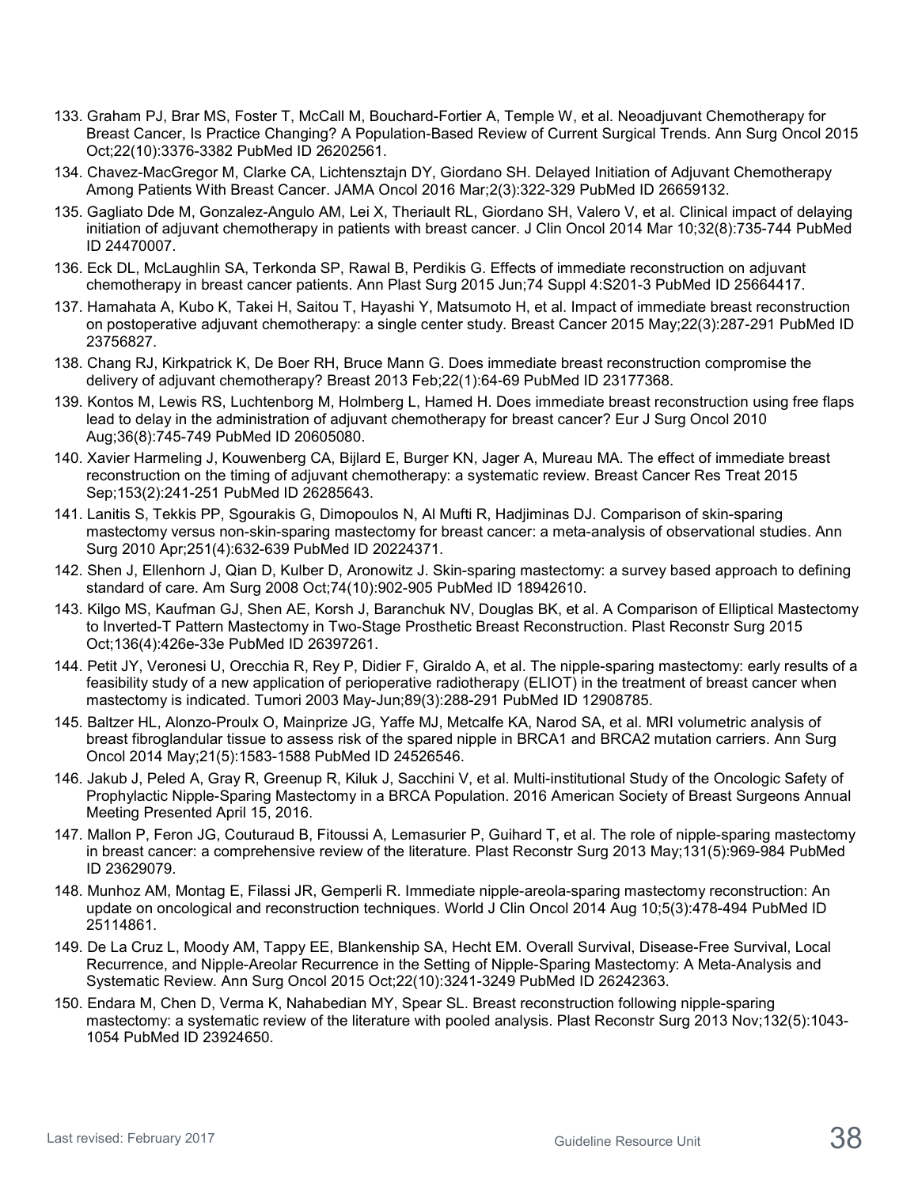133. Graham PJ, Brar MS, Foster T, McCall M, Bouchard-Fortier A, Temple W, et al. Neoadjuvant Chemotherapy for Breast Cancer, Is Practice Changing? A Population-Based Review of Current Surgical Trends. Ann Surg Oncol 2015 Oct;22(10):3376-3382 PubMed ID 26202561.
134. Chavez-MacGregor M, Clarke CA, Lichtensztajn DY, Giordano SH. Delayed Initiation of Adjuvant Chemotherapy Among Patients With Breast Cancer. JAMA Oncol 2016 Mar;2(3):322-329 PubMed ID 26659132.
135. Gagliato Dde M, Gonzalez-Angulo AM, Lei X, Theriault RL, Giordano SH, Valero V, et al. Clinical impact of delaying initiation of adjuvant chemotherapy in patients with breast cancer. J Clin Oncol 2014 Mar 10;32(8):735-744 PubMed ID 24470007.
136. Eck DL, McLaughlin SA, Terkonda SP, Rawal B, Perdikis G. Effects of immediate reconstruction on adjuvant chemotherapy in breast cancer patients. Ann Plast Surg 2015 Jun;74 Suppl 4:S201-3 PubMed ID 25664417.
137. Hamahata A, Kubo K, Takei H, Saitou T, Hayashi Y, Matsumoto H, et al. Impact of immediate breast reconstruction on postoperative adjuvant chemotherapy: a single center study. Breast Cancer 2015 May;22(3):287-291 PubMed ID 23756827.
138. Chang RJ, Kirkpatrick K, De Boer RH, Bruce Mann G. Does immediate breast reconstruction compromise the delivery of adjuvant chemotherapy? Breast 2013 Feb;22(1):64-69 PubMed ID 23177368.
139. Kontos M, Lewis RS, Luchtenborg M, Holmberg L, Hamed H. Does immediate breast reconstruction using free flaps lead to delay in the administration of adjuvant chemotherapy for breast cancer? Eur J Surg Oncol 2010 Aug;36(8):745-749 PubMed ID 20605080.
140. Xavier Harmeling J, Kouwenberg CA, Bijlard E, Burger KN, Jager A, Mureau MA. The effect of immediate breast reconstruction on the timing of adjuvant chemotherapy: a systematic review. Breast Cancer Res Treat 2015 Sep;153(2):241-251 PubMed ID 26285643.
141. Lanitis S, Tekkis PP, Sgourakis G, Dimopoulos N, Al Mufti R, Hadjiminas DJ. Comparison of skin-sparing mastectomy versus non-skin-sparing mastectomy for breast cancer: a meta-analysis of observational studies. Ann Surg 2010 Apr;251(4):632-639 PubMed ID 20224371.
142. Shen J, Ellenhorn J, Qian D, Kulber D, Aronowitz J. Skin-sparing mastectomy: a survey based approach to defining standard of care. Am Surg 2008 Oct;74(10):902-905 PubMed ID 18942610.
143. Kilgo MS, Kaufman GJ, Shen AE, Korsh J, Baranchuk NV, Douglas BK, et al. A Comparison of Elliptical Mastectomy to Inverted-T Pattern Mastectomy in Two-Stage Prosthetic Breast Reconstruction. Plast Reconstr Surg 2015 Oct;136(4):426e-33e PubMed ID 26397261.
144. Petit JY, Veronesi U, Orecchia R, Rey P, Didier F, Giraldo A, et al. The nipple-sparing mastectomy: early results of a feasibility study of a new application of perioperative radiotherapy (ELIOT) in the treatment of breast cancer when mastectomy is indicated. Tumori 2003 May-Jun;89(3):288-291 PubMed ID 12908785.
145. Baltzer HL, Alonzo-Proulx O, Mainprize JG, Yaffe MJ, Metcalfe KA, Narod SA, et al. MRI volumetric analysis of breast fibroglandular tissue to assess risk of the spared nipple in BRCA1 and BRCA2 mutation carriers. Ann Surg Oncol 2014 May;21(5):1583-1588 PubMed ID 24526546.
146. Jakub J, Peled A, Gray R, Greenup R, Kiluk J, Sacchini V, et al. Multi-institutional Study of the Oncologic Safety of Prophylactic Nipple-Sparing Mastectomy in a BRCA Population. 2016 American Society of Breast Surgeons Annual Meeting Presented April 15, 2016.
147. Mallon P, Feron JG, Couturaud B, Fitoussi A, Lemasurier P, Guihard T, et al. The role of nipple-sparing mastectomy in breast cancer: a comprehensive review of the literature. Plast Reconstr Surg 2013 May;131(5):969-984 PubMed ID 23629079.
148. Munhoz AM, Montag E, Filassi JR, Gemperli R. Immediate nipple-areola-sparing mastectomy reconstruction: An update on oncological and reconstruction techniques. World J Clin Oncol 2014 Aug 10;5(3):478-494 PubMed ID 25114861.
149. De La Cruz L, Moody AM, Tappy EE, Blankenship SA, Hecht EM. Overall Survival, Disease-Free Survival, Local Recurrence, and Nipple-Areolar Recurrence in the Setting of Nipple-Sparing Mastectomy: A Meta-Analysis and Systematic Review. Ann Surg Oncol 2015 Oct;22(10):3241-3249 PubMed ID 26242363.
150. Endara M, Chen D, Verma K, Nahabedian MY, Spear SL. Breast reconstruction following nipple-sparing mastectomy: a systematic review of the literature with pooled analysis. Plast Reconstr Surg 2013 Nov;132(5):1043-1054 PubMed ID 23924650.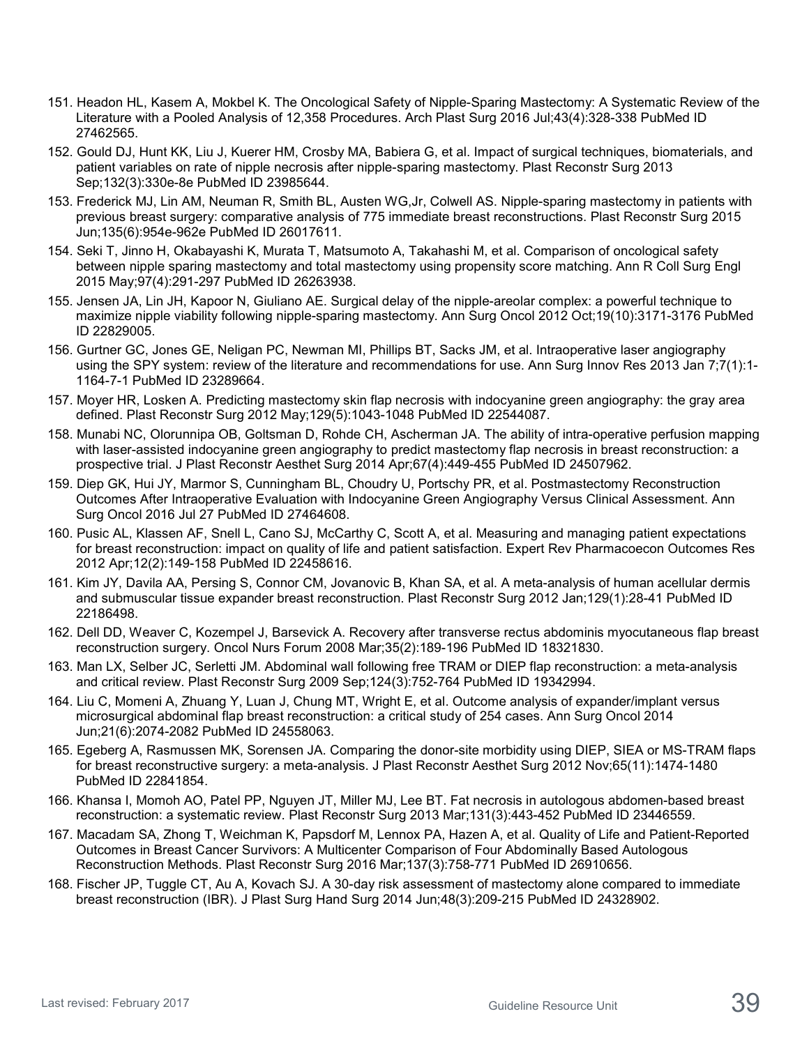151. Headon HL, Kasem A, Mokbel K. The Oncological Safety of Nipple-Sparing Mastectomy: A Systematic Review of the Literature with a Pooled Analysis of 12,358 Procedures. Arch Plast Surg 2016 Jul;43(4):328-338 PubMed ID 27462565.
152. Gould DJ, Hunt KK, Liu J, Kuerer HM, Crosby MA, Babiera G, et al. Impact of surgical techniques, biomaterials, and patient variables on rate of nipple necrosis after nipple-sparing mastectomy. Plast Reconstr Surg 2013 Sep;132(3):330e-8e PubMed ID 23985644.
153. Frederick MJ, Lin AM, Neuman R, Smith BL, Austen WG,Jr, Colwell AS. Nipple-sparing mastectomy in patients with previous breast surgery: comparative analysis of 775 immediate breast reconstructions. Plast Reconstr Surg 2015 Jun;135(6):954e-962e PubMed ID 26017611.
154. Seki T, Jinno H, Okabayashi K, Murata T, Matsumoto A, Takahashi M, et al. Comparison of oncological safety between nipple sparing mastectomy and total mastectomy using propensity score matching. Ann R Coll Surg Engl 2015 May;97(4):291-297 PubMed ID 26263938.
155. Jensen JA, Lin JH, Kapoor N, Giuliano AE. Surgical delay of the nipple-areolar complex: a powerful technique to maximize nipple viability following nipple-sparing mastectomy. Ann Surg Oncol 2012 Oct;19(10):3171-3176 PubMed ID 22829005.
156. Gurtner GC, Jones GE, Neligan PC, Newman MI, Phillips BT, Sacks JM, et al. Intraoperative laser angiography using the SPY system: review of the literature and recommendations for use. Ann Surg Innov Res 2013 Jan 7;7(1):1-1164-7-1 PubMed ID 23289664.
157. Moyer HR, Losken A. Predicting mastectomy skin flap necrosis with indocyanine green angiography: the gray area defined. Plast Reconstr Surg 2012 May;129(5):1043-1048 PubMed ID 22544087.
158. Munabi NC, Olorunnipa OB, Goltsman D, Rohde CH, Ascherman JA. The ability of intra-operative perfusion mapping with laser-assisted indocyanine green angiography to predict mastectomy flap necrosis in breast reconstruction: a prospective trial. J Plast Reconstr Aesthet Surg 2014 Apr;67(4):449-455 PubMed ID 24507962.
159. Diep GK, Hui JY, Marmor S, Cunningham BL, Choudry U, Portschy PR, et al. Postmastectomy Reconstruction Outcomes After Intraoperative Evaluation with Indocyanine Green Angiography Versus Clinical Assessment. Ann Surg Oncol 2016 Jul 27 PubMed ID 27464608.
160. Pusic AL, Klassen AF, Snell L, Cano SJ, McCarthy C, Scott A, et al. Measuring and managing patient expectations for breast reconstruction: impact on quality of life and patient satisfaction. Expert Rev Pharmacoecon Outcomes Res 2012 Apr;12(2):149-158 PubMed ID 22458616.
161. Kim JY, Davila AA, Persing S, Connor CM, Jovanovic B, Khan SA, et al. A meta-analysis of human acellular dermis and submuscular tissue expander breast reconstruction. Plast Reconstr Surg 2012 Jan;129(1):28-41 PubMed ID 22186498.
162. Dell DD, Weaver C, Kozempel J, Barsevick A. Recovery after transverse rectus abdominis myocutaneous flap breast reconstruction surgery. Oncol Nurs Forum 2008 Mar;35(2):189-196 PubMed ID 18321830.
163. Man LX, Selber JC, Serletti JM. Abdominal wall following free TRAM or DIEP flap reconstruction: a meta-analysis and critical review. Plast Reconstr Surg 2009 Sep;124(3):752-764 PubMed ID 19342994.
164. Liu C, Momeni A, Zhuang Y, Luan J, Chung MT, Wright E, et al. Outcome analysis of expander/implant versus microsurgical abdominal flap breast reconstruction: a critical study of 254 cases. Ann Surg Oncol 2014 Jun;21(6):2074-2082 PubMed ID 24558063.
165. Egeberg A, Rasmussen MK, Sorensen JA. Comparing the donor-site morbidity using DIEP, SIEA or MS-TRAM flaps for breast reconstructive surgery: a meta-analysis. J Plast Reconstr Aesthet Surg 2012 Nov;65(11):1474-1480 PubMed ID 22841854.
166. Khansa I, Momoh AO, Patel PP, Nguyen JT, Miller MJ, Lee BT. Fat necrosis in autologous abdomen-based breast reconstruction: a systematic review. Plast Reconstr Surg 2013 Mar;131(3):443-452 PubMed ID 23446559.
167. Macadam SA, Zhong T, Weichman K, Papsdorf M, Lennox PA, Hazen A, et al. Quality of Life and Patient-Reported Outcomes in Breast Cancer Survivors: A Multicenter Comparison of Four Abdominally Based Autologous Reconstruction Methods. Plast Reconstr Surg 2016 Mar;137(3):758-771 PubMed ID 26910656.
168. Fischer JP, Tuggle CT, Au A, Kovach SJ. A 30-day risk assessment of mastectomy alone compared to immediate breast reconstruction (IBR). J Plast Surg Hand Surg 2014 Jun;48(3):209-215 PubMed ID 24328902.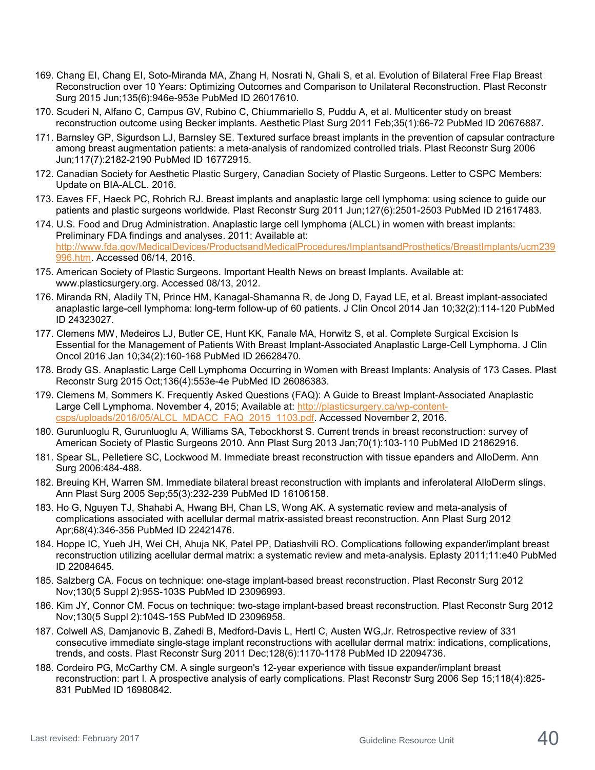169. Chang EI, Chang EI, Soto-Miranda MA, Zhang H, Nosrati N, Ghali S, et al. Evolution of Bilateral Free Flap Breast Reconstruction over 10 Years: Optimizing Outcomes and Comparison to Unilateral Reconstruction. Plast Reconstr Surg 2015 Jun;135(6):946e-953e PubMed ID 26017610.
170. Scuderi N, Alfano C, Campus GV, Rubino C, Chiummariello S, Puddu A, et al. Multicenter study on breast reconstruction outcome using Becker implants. Aesthetic Plast Surg 2011 Feb;35(1):66-72 PubMed ID 20676887.
171. Barnsley GP, Sigurdson LJ, Barnsley SE. Textured surface breast implants in the prevention of capsular contracture among breast augmentation patients: a meta-analysis of randomized controlled trials. Plast Reconstr Surg 2006 Jun;117(7):2182-2190 PubMed ID 16772915.
172. Canadian Society for Aesthetic Plastic Surgery, Canadian Society of Plastic Surgeons. Letter to CSPC Members: Update on BIA-ALCL. 2016.
173. Eaves FF, Haeck PC, Rohrich RJ. Breast implants and anaplastic large cell lymphoma: using science to guide our patients and plastic surgeons worldwide. Plast Reconstr Surg 2011 Jun;127(6):2501-2503 PubMed ID 21617483.
174. U.S. Food and Drug Administration. Anaplastic large cell lymphoma (ALCL) in women with breast implants: Preliminary FDA findings and analyses. 2011; Available at: http://www.fda.gov/MedicalDevices/ProductsandMedicalProcedures/ImplantsandProsthetics/BreastImplants/ucm239996.htm. Accessed 06/14, 2016.
175. American Society of Plastic Surgeons. Important Health News on breast Implants. Available at: www.plasticsurgery.org. Accessed 08/13, 2012.
176. Miranda RN, Aladily TN, Prince HM, Kanagal-Shamanna R, de Jong D, Fayad LE, et al. Breast implant-associated anaplastic large-cell lymphoma: long-term follow-up of 60 patients. J Clin Oncol 2014 Jan 10;32(2):114-120 PubMed ID 24323027.
177. Clemens MW, Medeiros LJ, Butler CE, Hunt KK, Fanale MA, Horwitz S, et al. Complete Surgical Excision Is Essential for the Management of Patients With Breast Implant-Associated Anaplastic Large-Cell Lymphoma. J Clin Oncol 2016 Jan 10;34(2):160-168 PubMed ID 26628470.
178. Brody GS. Anaplastic Large Cell Lymphoma Occurring in Women with Breast Implants: Analysis of 173 Cases. Plast Reconstr Surg 2015 Oct;136(4):553e-4e PubMed ID 26086383.
179. Clemens M, Sommers K. Frequently Asked Questions (FAQ): A Guide to Breast Implant-Associated Anaplastic Large Cell Lymphoma. November 4, 2015; Available at: http://plasticsurgery.ca/wp-content-csps/uploads/2016/05/ALCL_MDACC_FAQ_2015_1103.pdf. Accessed November 2, 2016.
180. Gurunluoglu R, Gurunluoglu A, Williams SA, Tebockhorst S. Current trends in breast reconstruction: survey of American Society of Plastic Surgeons 2010. Ann Plast Surg 2013 Jan;70(1):103-110 PubMed ID 21862916.
181. Spear SL, Pelletiere SC, Lockwood M. Immediate breast reconstruction with tissue epanders and AlloDerm. Ann Surg 2006:484-488.
182. Breuing KH, Warren SM. Immediate bilateral breast reconstruction with implants and inferolateral AlloDerm slings. Ann Plast Surg 2005 Sep;55(3):232-239 PubMed ID 16106158.
183. Ho G, Nguyen TJ, Shahabi A, Hwang BH, Chan LS, Wong AK. A systematic review and meta-analysis of complications associated with acellular dermal matrix-assisted breast reconstruction. Ann Plast Surg 2012 Apr;68(4):346-356 PubMed ID 22421476.
184. Hoppe IC, Yueh JH, Wei CH, Ahuja NK, Patel PP, Datiashvili RO. Complications following expander/implant breast reconstruction utilizing acellular dermal matrix: a systematic review and meta-analysis. Eplasty 2011;11:e40 PubMed ID 22084645.
185. Salzberg CA. Focus on technique: one-stage implant-based breast reconstruction. Plast Reconstr Surg 2012 Nov;130(5 Suppl 2):95S-103S PubMed ID 23096993.
186. Kim JY, Connor CM. Focus on technique: two-stage implant-based breast reconstruction. Plast Reconstr Surg 2012 Nov;130(5 Suppl 2):104S-15S PubMed ID 23096958.
187. Colwell AS, Damjanovic B, Zahedi B, Medford-Davis L, Hertl C, Austen WG,Jr. Retrospective review of 331 consecutive immediate single-stage implant reconstructions with acellular dermal matrix: indications, complications, trends, and costs. Plast Reconstr Surg 2011 Dec;128(6):1170-1178 PubMed ID 22094736.
188. Cordeiro PG, McCarthy CM. A single surgeon's 12-year experience with tissue expander/implant breast reconstruction: part I. A prospective analysis of early complications. Plast Reconstr Surg 2006 Sep 15;118(4):825-831 PubMed ID 16980842.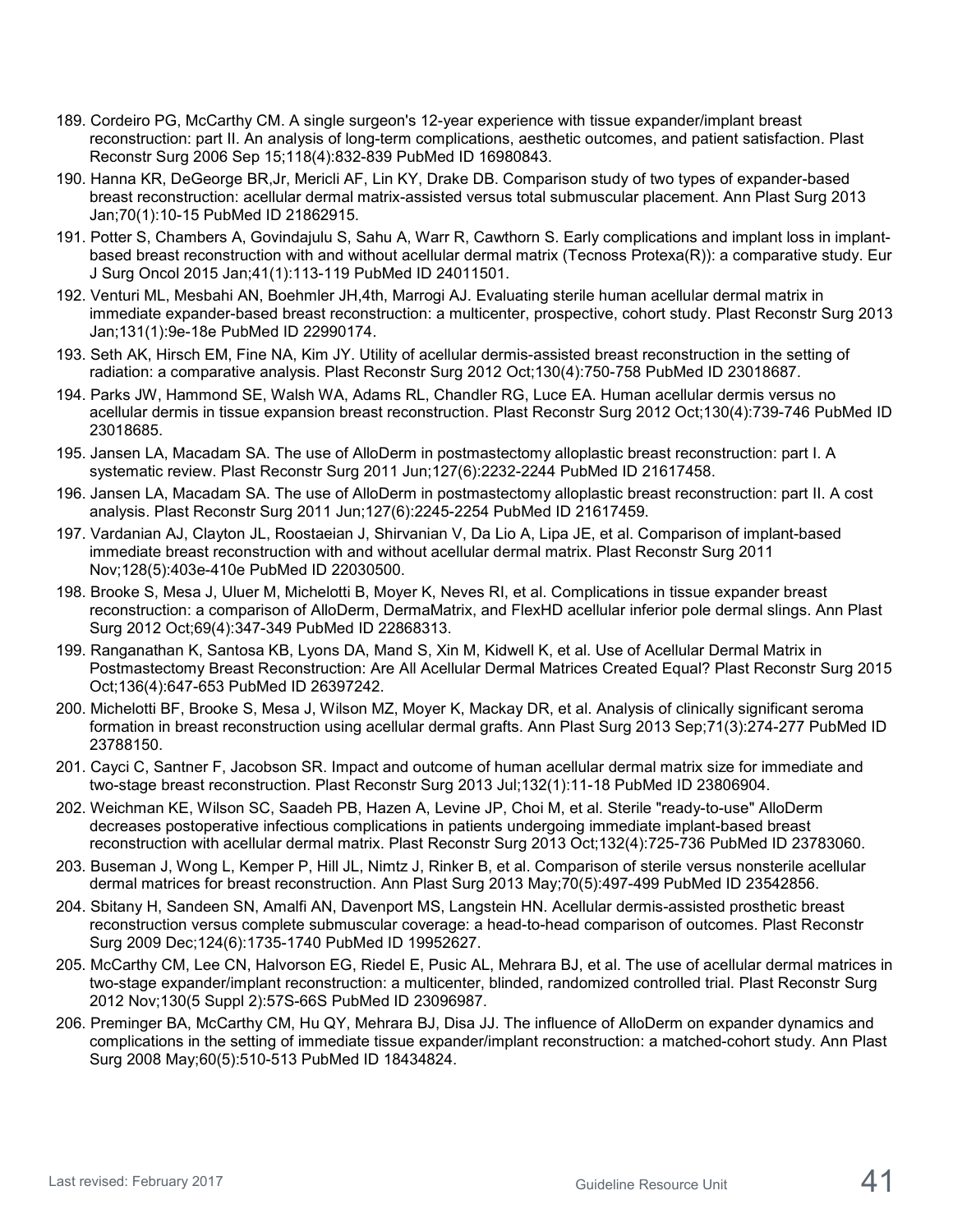189. Cordeiro PG, McCarthy CM. A single surgeon's 12-year experience with tissue expander/implant breast reconstruction: part II. An analysis of long-term complications, aesthetic outcomes, and patient satisfaction. Plast Reconstr Surg 2006 Sep 15;118(4):832-839 PubMed ID 16980843.
190. Hanna KR, DeGeorge BR,Jr, Mericli AF, Lin KY, Drake DB. Comparison study of two types of expander-based breast reconstruction: acellular dermal matrix-assisted versus total submuscular placement. Ann Plast Surg 2013 Jan;70(1):10-15 PubMed ID 21862915.
191. Potter S, Chambers A, Govindajulu S, Sahu A, Warr R, Cawthorn S. Early complications and implant loss in implant-based breast reconstruction with and without acellular dermal matrix (Tecnoss Protexa(R)): a comparative study. Eur J Surg Oncol 2015 Jan;41(1):113-119 PubMed ID 24011501.
192. Venturi ML, Mesbahi AN, Boehmler JH,4th, Marrogi AJ. Evaluating sterile human acellular dermal matrix in immediate expander-based breast reconstruction: a multicenter, prospective, cohort study. Plast Reconstr Surg 2013 Jan;131(1):9e-18e PubMed ID 22990174.
193. Seth AK, Hirsch EM, Fine NA, Kim JY. Utility of acellular dermis-assisted breast reconstruction in the setting of radiation: a comparative analysis. Plast Reconstr Surg 2012 Oct;130(4):750-758 PubMed ID 23018687.
194. Parks JW, Hammond SE, Walsh WA, Adams RL, Chandler RG, Luce EA. Human acellular dermis versus no acellular dermis in tissue expansion breast reconstruction. Plast Reconstr Surg 2012 Oct;130(4):739-746 PubMed ID 23018685.
195. Jansen LA, Macadam SA. The use of AlloDerm in postmastectomy alloplastic breast reconstruction: part I. A systematic review. Plast Reconstr Surg 2011 Jun;127(6):2232-2244 PubMed ID 21617458.
196. Jansen LA, Macadam SA. The use of AlloDerm in postmastectomy alloplastic breast reconstruction: part II. A cost analysis. Plast Reconstr Surg 2011 Jun;127(6):2245-2254 PubMed ID 21617459.
197. Vardanian AJ, Clayton JL, Roostaeian J, Shirvanian V, Da Lio A, Lipa JE, et al. Comparison of implant-based immediate breast reconstruction with and without acellular dermal matrix. Plast Reconstr Surg 2011 Nov;128(5):403e-410e PubMed ID 22030500.
198. Brooke S, Mesa J, Uluer M, Michelotti B, Moyer K, Neves RI, et al. Complications in tissue expander breast reconstruction: a comparison of AlloDerm, DermaMatrix, and FlexHD acellular inferior pole dermal slings. Ann Plast Surg 2012 Oct;69(4):347-349 PubMed ID 22868313.
199. Ranganathan K, Santosa KB, Lyons DA, Mand S, Xin M, Kidwell K, et al. Use of Acellular Dermal Matrix in Postmastectomy Breast Reconstruction: Are All Acellular Dermal Matrices Created Equal? Plast Reconstr Surg 2015 Oct;136(4):647-653 PubMed ID 26397242.
200. Michelotti BF, Brooke S, Mesa J, Wilson MZ, Moyer K, Mackay DR, et al. Analysis of clinically significant seroma formation in breast reconstruction using acellular dermal grafts. Ann Plast Surg 2013 Sep;71(3):274-277 PubMed ID 23788150.
201. Cayci C, Santner F, Jacobson SR. Impact and outcome of human acellular dermal matrix size for immediate and two-stage breast reconstruction. Plast Reconstr Surg 2013 Jul;132(1):11-18 PubMed ID 23806904.
202. Weichman KE, Wilson SC, Saadeh PB, Hazen A, Levine JP, Choi M, et al. Sterile "ready-to-use" AlloDerm decreases postoperative infectious complications in patients undergoing immediate implant-based breast reconstruction with acellular dermal matrix. Plast Reconstr Surg 2013 Oct;132(4):725-736 PubMed ID 23783060.
203. Buseman J, Wong L, Kemper P, Hill JL, Nimtz J, Rinker B, et al. Comparison of sterile versus nonsterile acellular dermal matrices for breast reconstruction. Ann Plast Surg 2013 May;70(5):497-499 PubMed ID 23542856.
204. Sbitany H, Sandeen SN, Amalfi AN, Davenport MS, Langstein HN. Acellular dermis-assisted prosthetic breast reconstruction versus complete submuscular coverage: a head-to-head comparison of outcomes. Plast Reconstr Surg 2009 Dec;124(6):1735-1740 PubMed ID 19952627.
205. McCarthy CM, Lee CN, Halvorson EG, Riedel E, Pusic AL, Mehrara BJ, et al. The use of acellular dermal matrices in two-stage expander/implant reconstruction: a multicenter, blinded, randomized controlled trial. Plast Reconstr Surg 2012 Nov;130(5 Suppl 2):57S-66S PubMed ID 23096987.
206. Preminger BA, McCarthy CM, Hu QY, Mehrara BJ, Disa JJ. The influence of AlloDerm on expander dynamics and complications in the setting of immediate tissue expander/implant reconstruction: a matched-cohort study. Ann Plast Surg 2008 May;60(5):510-513 PubMed ID 18434824.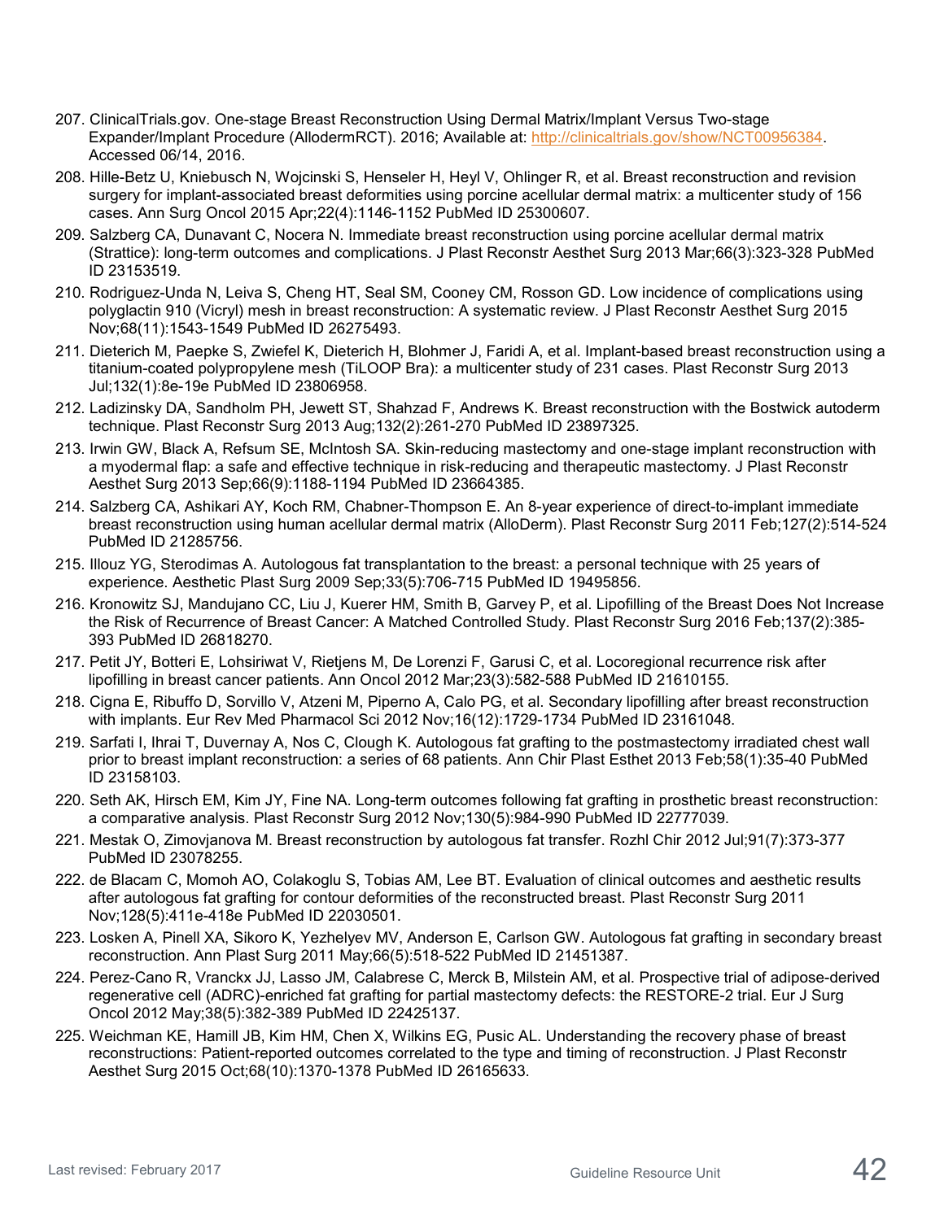207. ClinicalTrials.gov. One-stage Breast Reconstruction Using Dermal Matrix/Implant Versus Two-stage Expander/Implant Procedure (AllodermRCT). 2016; Available at: http://clinicaltrials.gov/show/NCT00956384. Accessed 06/14, 2016.
208. Hille-Betz U, Kniebusch N, Wojcinski S, Henseler H, Heyl V, Ohlinger R, et al. Breast reconstruction and revision surgery for implant-associated breast deformities using porcine acellular dermal matrix: a multicenter study of 156 cases. Ann Surg Oncol 2015 Apr;22(4):1146-1152 PubMed ID 25300607.
209. Salzberg CA, Dunavant C, Nocera N. Immediate breast reconstruction using porcine acellular dermal matrix (Strattice): long-term outcomes and complications. J Plast Reconstr Aesthet Surg 2013 Mar;66(3):323-328 PubMed ID 23153519.
210. Rodriguez-Unda N, Leiva S, Cheng HT, Seal SM, Cooney CM, Rosson GD. Low incidence of complications using polyglactin 910 (Vicryl) mesh in breast reconstruction: A systematic review. J Plast Reconstr Aesthet Surg 2015 Nov;68(11):1543-1549 PubMed ID 26275493.
211. Dieterich M, Paepke S, Zwiefel K, Dieterich H, Blohmer J, Faridi A, et al. Implant-based breast reconstruction using a titanium-coated polypropylene mesh (TiLOOP Bra): a multicenter study of 231 cases. Plast Reconstr Surg 2013 Jul;132(1):8e-19e PubMed ID 23806958.
212. Ladizinsky DA, Sandholm PH, Jewett ST, Shahzad F, Andrews K. Breast reconstruction with the Bostwick autoderm technique. Plast Reconstr Surg 2013 Aug;132(2):261-270 PubMed ID 23897325.
213. Irwin GW, Black A, Refsum SE, McIntosh SA. Skin-reducing mastectomy and one-stage implant reconstruction with a myodermal flap: a safe and effective technique in risk-reducing and therapeutic mastectomy. J Plast Reconstr Aesthet Surg 2013 Sep;66(9):1188-1194 PubMed ID 23664385.
214. Salzberg CA, Ashikari AY, Koch RM, Chabner-Thompson E. An 8-year experience of direct-to-implant immediate breast reconstruction using human acellular dermal matrix (AlloDerm). Plast Reconstr Surg 2011 Feb;127(2):514-524 PubMed ID 21285756.
215. Illouz YG, Sterodimas A. Autologous fat transplantation to the breast: a personal technique with 25 years of experience. Aesthetic Plast Surg 2009 Sep;33(5):706-715 PubMed ID 19495856.
216. Kronowitz SJ, Mandujano CC, Liu J, Kuerer HM, Smith B, Garvey P, et al. Lipofilling of the Breast Does Not Increase the Risk of Recurrence of Breast Cancer: A Matched Controlled Study. Plast Reconstr Surg 2016 Feb;137(2):385-393 PubMed ID 26818270.
217. Petit JY, Botteri E, Lohsiriwat V, Rietjens M, De Lorenzi F, Garusi C, et al. Locoregional recurrence risk after lipofilling in breast cancer patients. Ann Oncol 2012 Mar;23(3):582-588 PubMed ID 21610155.
218. Cigna E, Ribuffo D, Sorvillo V, Atzeni M, Piperno A, Calo PG, et al. Secondary lipofilling after breast reconstruction with implants. Eur Rev Med Pharmacol Sci 2012 Nov;16(12):1729-1734 PubMed ID 23161048.
219. Sarfati I, Ihrai T, Duvernay A, Nos C, Clough K. Autologous fat grafting to the postmastectomy irradiated chest wall prior to breast implant reconstruction: a series of 68 patients. Ann Chir Plast Esthet 2013 Feb;58(1):35-40 PubMed ID 23158103.
220. Seth AK, Hirsch EM, Kim JY, Fine NA. Long-term outcomes following fat grafting in prosthetic breast reconstruction: a comparative analysis. Plast Reconstr Surg 2012 Nov;130(5):984-990 PubMed ID 22777039.
221. Mestak O, Zimovjanova M. Breast reconstruction by autologous fat transfer. Rozhl Chir 2012 Jul;91(7):373-377 PubMed ID 23078255.
222. de Blacam C, Momoh AO, Colakoglu S, Tobias AM, Lee BT. Evaluation of clinical outcomes and aesthetic results after autologous fat grafting for contour deformities of the reconstructed breast. Plast Reconstr Surg 2011 Nov;128(5):411e-418e PubMed ID 22030501.
223. Losken A, Pinell XA, Sikoro K, Yezhelyev MV, Anderson E, Carlson GW. Autologous fat grafting in secondary breast reconstruction. Ann Plast Surg 2011 May;66(5):518-522 PubMed ID 21451387.
224. Perez-Cano R, Vranckx JJ, Lasso JM, Calabrese C, Merck B, Milstein AM, et al. Prospective trial of adipose-derived regenerative cell (ADRC)-enriched fat grafting for partial mastectomy defects: the RESTORE-2 trial. Eur J Surg Oncol 2012 May;38(5):382-389 PubMed ID 22425137.
225. Weichman KE, Hamill JB, Kim HM, Chen X, Wilkins EG, Pusic AL. Understanding the recovery phase of breast reconstructions: Patient-reported outcomes correlated to the type and timing of reconstruction. J Plast Reconstr Aesthet Surg 2015 Oct;68(10):1370-1378 PubMed ID 26165633.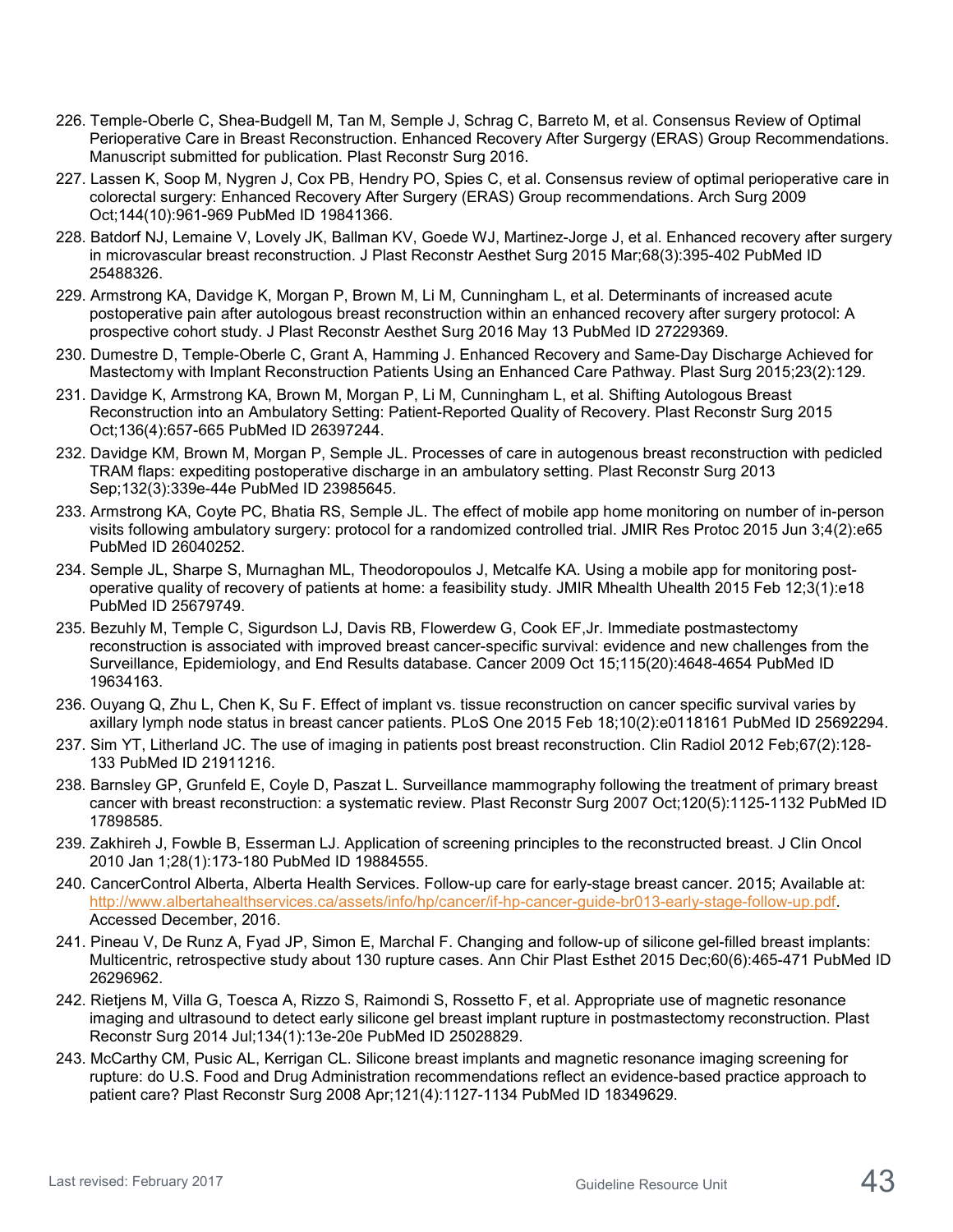226. Temple-Oberle C, Shea-Budgell M, Tan M, Semple J, Schrag C, Barreto M, et al. Consensus Review of Optimal Perioperative Care in Breast Reconstruction. Enhanced Recovery After Surgergy (ERAS) Group Recommendations. Manuscript submitted for publication. Plast Reconstr Surg 2016.
227. Lassen K, Soop M, Nygren J, Cox PB, Hendry PO, Spies C, et al. Consensus review of optimal perioperative care in colorectal surgery: Enhanced Recovery After Surgery (ERAS) Group recommendations. Arch Surg 2009 Oct;144(10):961-969 PubMed ID 19841366.
228. Batdorf NJ, Lemaine V, Lovely JK, Ballman KV, Goede WJ, Martinez-Jorge J, et al. Enhanced recovery after surgery in microvascular breast reconstruction. J Plast Reconstr Aesthet Surg 2015 Mar;68(3):395-402 PubMed ID 25488326.
229. Armstrong KA, Davidge K, Morgan P, Brown M, Li M, Cunningham L, et al. Determinants of increased acute postoperative pain after autologous breast reconstruction within an enhanced recovery after surgery protocol: A prospective cohort study. J Plast Reconstr Aesthet Surg 2016 May 13 PubMed ID 27229369.
230. Dumestre D, Temple-Oberle C, Grant A, Hamming J. Enhanced Recovery and Same-Day Discharge Achieved for Mastectomy with Implant Reconstruction Patients Using an Enhanced Care Pathway. Plast Surg 2015;23(2):129.
231. Davidge K, Armstrong KA, Brown M, Morgan P, Li M, Cunningham L, et al. Shifting Autologous Breast Reconstruction into an Ambulatory Setting: Patient-Reported Quality of Recovery. Plast Reconstr Surg 2015 Oct;136(4):657-665 PubMed ID 26397244.
232. Davidge KM, Brown M, Morgan P, Semple JL. Processes of care in autogenous breast reconstruction with pedicled TRAM flaps: expediting postoperative discharge in an ambulatory setting. Plast Reconstr Surg 2013 Sep;132(3):339e-44e PubMed ID 23985645.
233. Armstrong KA, Coyte PC, Bhatia RS, Semple JL. The effect of mobile app home monitoring on number of in-person visits following ambulatory surgery: protocol for a randomized controlled trial. JMIR Res Protoc 2015 Jun 3;4(2):e65 PubMed ID 26040252.
234. Semple JL, Sharpe S, Murnaghan ML, Theodoropoulos J, Metcalfe KA. Using a mobile app for monitoring post-operative quality of recovery of patients at home: a feasibility study. JMIR Mhealth Uhealth 2015 Feb 12;3(1):e18 PubMed ID 25679749.
235. Bezuhly M, Temple C, Sigurdson LJ, Davis RB, Flowerdew G, Cook EF,Jr. Immediate postmastectomy reconstruction is associated with improved breast cancer-specific survival: evidence and new challenges from the Surveillance, Epidemiology, and End Results database. Cancer 2009 Oct 15;115(20):4648-4654 PubMed ID 19634163.
236. Ouyang Q, Zhu L, Chen K, Su F. Effect of implant vs. tissue reconstruction on cancer specific survival varies by axillary lymph node status in breast cancer patients. PLoS One 2015 Feb 18;10(2):e0118161 PubMed ID 25692294.
237. Sim YT, Litherland JC. The use of imaging in patients post breast reconstruction. Clin Radiol 2012 Feb;67(2):128-133 PubMed ID 21911216.
238. Barnsley GP, Grunfeld E, Coyle D, Paszat L. Surveillance mammography following the treatment of primary breast cancer with breast reconstruction: a systematic review. Plast Reconstr Surg 2007 Oct;120(5):1125-1132 PubMed ID 17898585.
239. Zakhireh J, Fowble B, Esserman LJ. Application of screening principles to the reconstructed breast. J Clin Oncol 2010 Jan 1;28(1):173-180 PubMed ID 19884555.
240. CancerControl Alberta, Alberta Health Services. Follow-up care for early-stage breast cancer. 2015; Available at: http://www.albertahealthservices.ca/assets/info/hp/cancer/if-hp-cancer-guide-br013-early-stage-follow-up.pdf. Accessed December, 2016.
241. Pineau V, De Runz A, Fyad JP, Simon E, Marchal F. Changing and follow-up of silicone gel-filled breast implants: Multicentric, retrospective study about 130 rupture cases. Ann Chir Plast Esthet 2015 Dec;60(6):465-471 PubMed ID 26296962.
242. Rietjens M, Villa G, Toesca A, Rizzo S, Raimondi S, Rossetto F, et al. Appropriate use of magnetic resonance imaging and ultrasound to detect early silicone gel breast implant rupture in postmastectomy reconstruction. Plast Reconstr Surg 2014 Jul;134(1):13e-20e PubMed ID 25028829.
243. McCarthy CM, Pusic AL, Kerrigan CL. Silicone breast implants and magnetic resonance imaging screening for rupture: do U.S. Food and Drug Administration recommendations reflect an evidence-based practice approach to patient care? Plast Reconstr Surg 2008 Apr;121(4):1127-1134 PubMed ID 18349629.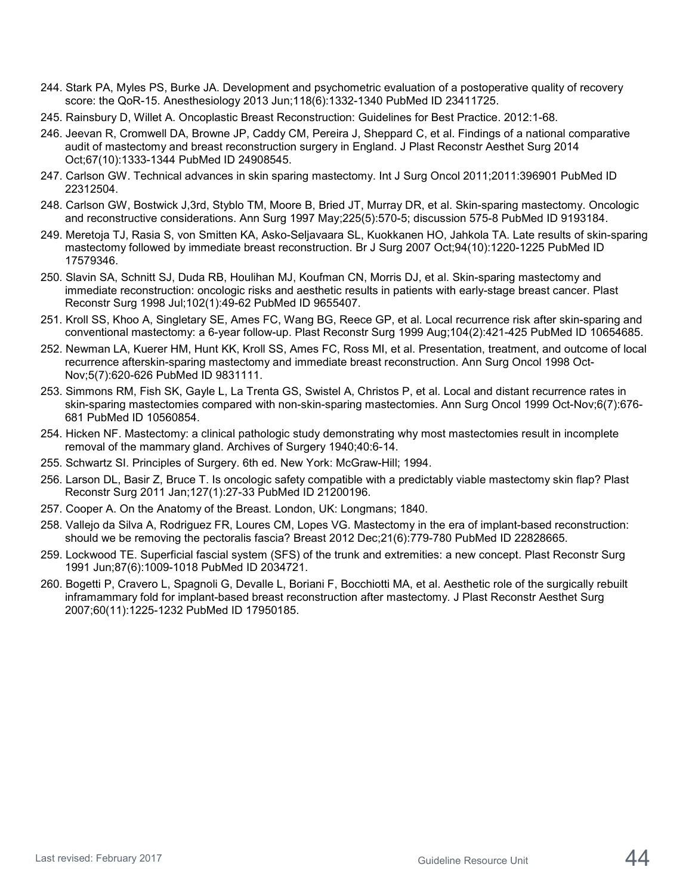244. Stark PA, Myles PS, Burke JA. Development and psychometric evaluation of a postoperative quality of recovery score: the QoR-15. Anesthesiology 2013 Jun;118(6):1332-1340 PubMed ID 23411725.
245. Rainsbury D, Willet A. Oncoplastic Breast Reconstruction: Guidelines for Best Practice. 2012:1-68.
246. Jeevan R, Cromwell DA, Browne JP, Caddy CM, Pereira J, Sheppard C, et al. Findings of a national comparative audit of mastectomy and breast reconstruction surgery in England. J Plast Reconstr Aesthet Surg 2014 Oct;67(10):1333-1344 PubMed ID 24908545.
247. Carlson GW. Technical advances in skin sparing mastectomy. Int J Surg Oncol 2011;2011:396901 PubMed ID 22312504.
248. Carlson GW, Bostwick J,3rd, Styblo TM, Moore B, Bried JT, Murray DR, et al. Skin-sparing mastectomy. Oncologic and reconstructive considerations. Ann Surg 1997 May;225(5):570-5; discussion 575-8 PubMed ID 9193184.
249. Meretoja TJ, Rasia S, von Smitten KA, Asko-Seljavaara SL, Kuokkanen HO, Jahkola TA. Late results of skin-sparing mastectomy followed by immediate breast reconstruction. Br J Surg 2007 Oct;94(10):1220-1225 PubMed ID 17579346.
250. Slavin SA, Schnitt SJ, Duda RB, Houlihan MJ, Koufman CN, Morris DJ, et al. Skin-sparing mastectomy and immediate reconstruction: oncologic risks and aesthetic results in patients with early-stage breast cancer. Plast Reconstr Surg 1998 Jul;102(1):49-62 PubMed ID 9655407.
251. Kroll SS, Khoo A, Singletary SE, Ames FC, Wang BG, Reece GP, et al. Local recurrence risk after skin-sparing and conventional mastectomy: a 6-year follow-up. Plast Reconstr Surg 1999 Aug;104(2):421-425 PubMed ID 10654685.
252. Newman LA, Kuerer HM, Hunt KK, Kroll SS, Ames FC, Ross MI, et al. Presentation, treatment, and outcome of local recurrence afterskin-sparing mastectomy and immediate breast reconstruction. Ann Surg Oncol 1998 Oct-Nov;5(7):620-626 PubMed ID 9831111.
253. Simmons RM, Fish SK, Gayle L, La Trenta GS, Swistel A, Christos P, et al. Local and distant recurrence rates in skin-sparing mastectomies compared with non-skin-sparing mastectomies. Ann Surg Oncol 1999 Oct-Nov;6(7):676-681 PubMed ID 10560854.
254. Hicken NF. Mastectomy: a clinical pathologic study demonstrating why most mastectomies result in incomplete removal of the mammary gland. Archives of Surgery 1940;40:6-14.
255. Schwartz SI. Principles of Surgery. 6th ed. New York: McGraw-Hill; 1994.
256. Larson DL, Basir Z, Bruce T. Is oncologic safety compatible with a predictably viable mastectomy skin flap? Plast Reconstr Surg 2011 Jan;127(1):27-33 PubMed ID 21200196.
257. Cooper A. On the Anatomy of the Breast. London, UK: Longmans; 1840.
258. Vallejo da Silva A, Rodriguez FR, Loures CM, Lopes VG. Mastectomy in the era of implant-based reconstruction: should we be removing the pectoralis fascia? Breast 2012 Dec;21(6):779-780 PubMed ID 22828665.
259. Lockwood TE. Superficial fascial system (SFS) of the trunk and extremities: a new concept. Plast Reconstr Surg 1991 Jun;87(6):1009-1018 PubMed ID 2034721.
260. Bogetti P, Cravero L, Spagnoli G, Devalle L, Boriani F, Bocchiotti MA, et al. Aesthetic role of the surgically rebuilt inframammary fold for implant-based breast reconstruction after mastectomy. J Plast Reconstr Aesthet Surg 2007;60(11):1225-1232 PubMed ID 17950185.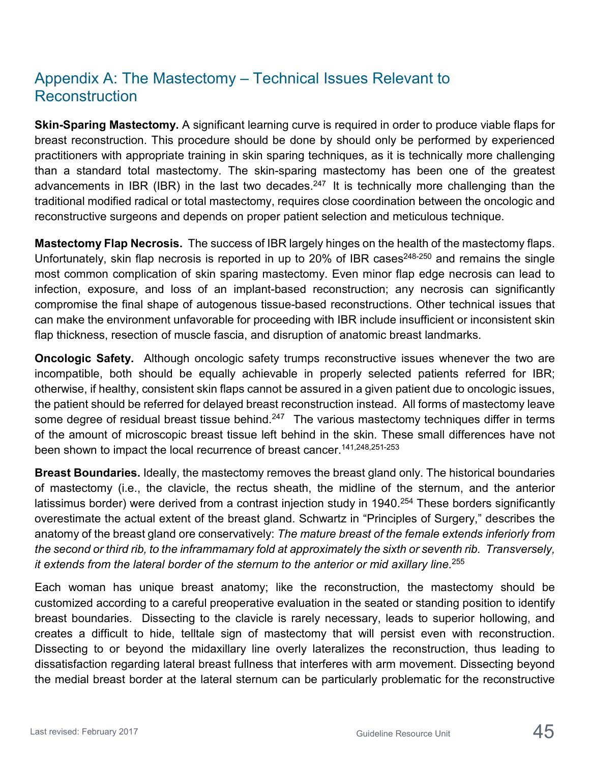## Appendix A: The Mastectomy – Technical Issues Relevant to Reconstruction

**Skin-Sparing Mastectomy.** A significant learning curve is required in order to produce viable flaps for breast reconstruction. This procedure should be done by should only be performed by experienced practitioners with appropriate training in skin sparing techniques, as it is technically more challenging than a standard total mastectomy. The skin-sparing mastectomy has been one of the greatest advancements in IBR (IBR) in the last two decades.[247] It is technically more challenging than the traditional modified radical or total mastectomy, requires close coordination between the oncologic and reconstructive surgeons and depends on proper patient selection and meticulous technique.

**Mastectomy Flap Necrosis.** The success of IBR largely hinges on the health of the mastectomy flaps. Unfortunately, skin flap necrosis is reported in up to 20% of IBR cases[248-250] and remains the single most common complication of skin sparing mastectomy. Even minor flap edge necrosis can lead to infection, exposure, and loss of an implant-based reconstruction; any necrosis can significantly compromise the final shape of autogenous tissue-based reconstructions. Other technical issues that can make the environment unfavorable for proceeding with IBR include insufficient or inconsistent skin flap thickness, resection of muscle fascia, and disruption of anatomic breast landmarks.

**Oncologic Safety.** Although oncologic safety trumps reconstructive issues whenever the two are incompatible, both should be equally achievable in properly selected patients referred for IBR; otherwise, if healthy, consistent skin flaps cannot be assured in a given patient due to oncologic issues, the patient should be referred for delayed breast reconstruction instead. All forms of mastectomy leave some degree of residual breast tissue behind.[247] The various mastectomy techniques differ in terms of the amount of microscopic breast tissue left behind in the skin. These small differences have not been shown to impact the local recurrence of breast cancer.[141,248,251-253]

**Breast Boundaries.** Ideally, the mastectomy removes the breast gland only. The historical boundaries of mastectomy (i.e., the clavicle, the rectus sheath, the midline of the sternum, and the anterior latissimus border) were derived from a contrast injection study in 1940.[254] These borders significantly overestimate the actual extent of the breast gland. Schwartz in "Principles of Surgery," describes the anatomy of the breast gland ore conservatively: *The mature breast of the female extends inferiorly from the second or third rib, to the inframmamary fold at approximately the sixth or seventh rib. Transversely, it extends from the lateral border of the sternum to the anterior or mid axillary line.*[255]

Each woman has unique breast anatomy; like the reconstruction, the mastectomy should be customized according to a careful preoperative evaluation in the seated or standing position to identify breast boundaries. Dissecting to the clavicle is rarely necessary, leads to superior hollowing, and creates a difficult to hide, telltale sign of mastectomy that will persist even with reconstruction. Dissecting to or beyond the midaxillary line overly lateralizes the reconstruction, thus leading to dissatisfaction regarding lateral breast fullness that interferes with arm movement. Dissecting beyond the medial breast border at the lateral sternum can be particularly problematic for the reconstructive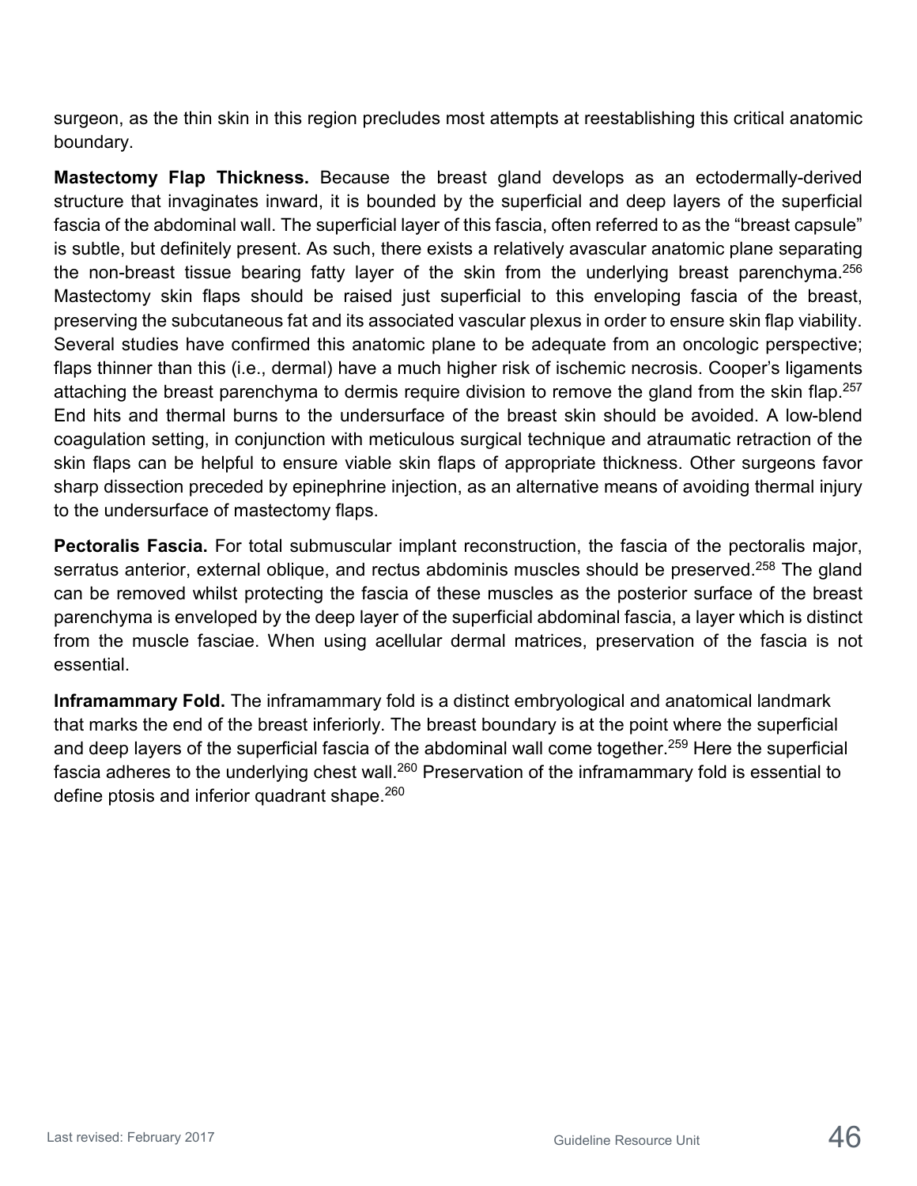surgeon, as the thin skin in this region precludes most attempts at reestablishing this critical anatomic boundary.

**Mastectomy Flap Thickness.** Because the breast gland develops as an ectodermally-derived structure that invaginates inward, it is bounded by the superficial and deep layers of the superficial fascia of the abdominal wall. The superficial layer of this fascia, often referred to as the "breast capsule" is subtle, but definitely present. As such, there exists a relatively avascular anatomic plane separating the non-breast tissue bearing fatty layer of the skin from the underlying breast parenchyma.[256] Mastectomy skin flaps should be raised just superficial to this enveloping fascia of the breast, preserving the subcutaneous fat and its associated vascular plexus in order to ensure skin flap viability. Several studies have confirmed this anatomic plane to be adequate from an oncologic perspective; flaps thinner than this (i.e., dermal) have a much higher risk of ischemic necrosis. Cooper's ligaments attaching the breast parenchyma to dermis require division to remove the gland from the skin flap.[257] End hits and thermal burns to the undersurface of the breast skin should be avoided. A low-blend coagulation setting, in conjunction with meticulous surgical technique and atraumatic retraction of the skin flaps can be helpful to ensure viable skin flaps of appropriate thickness. Other surgeons favor sharp dissection preceded by epinephrine injection, as an alternative means of avoiding thermal injury to the undersurface of mastectomy flaps.

**Pectoralis Fascia.** For total submuscular implant reconstruction, the fascia of the pectoralis major, serratus anterior, external oblique, and rectus abdominis muscles should be preserved.[258] The gland can be removed whilst protecting the fascia of these muscles as the posterior surface of the breast parenchyma is enveloped by the deep layer of the superficial abdominal fascia, a layer which is distinct from the muscle fasciae. When using acellular dermal matrices, preservation of the fascia is not essential.

**Inframammary Fold.** The inframammary fold is a distinct embryological and anatomical landmark that marks the end of the breast inferiorly. The breast boundary is at the point where the superficial and deep layers of the superficial fascia of the abdominal wall come together.[259] Here the superficial fascia adheres to the underlying chest wall.[260] Preservation of the inframammary fold is essential to define ptosis and inferior quadrant shape.[260]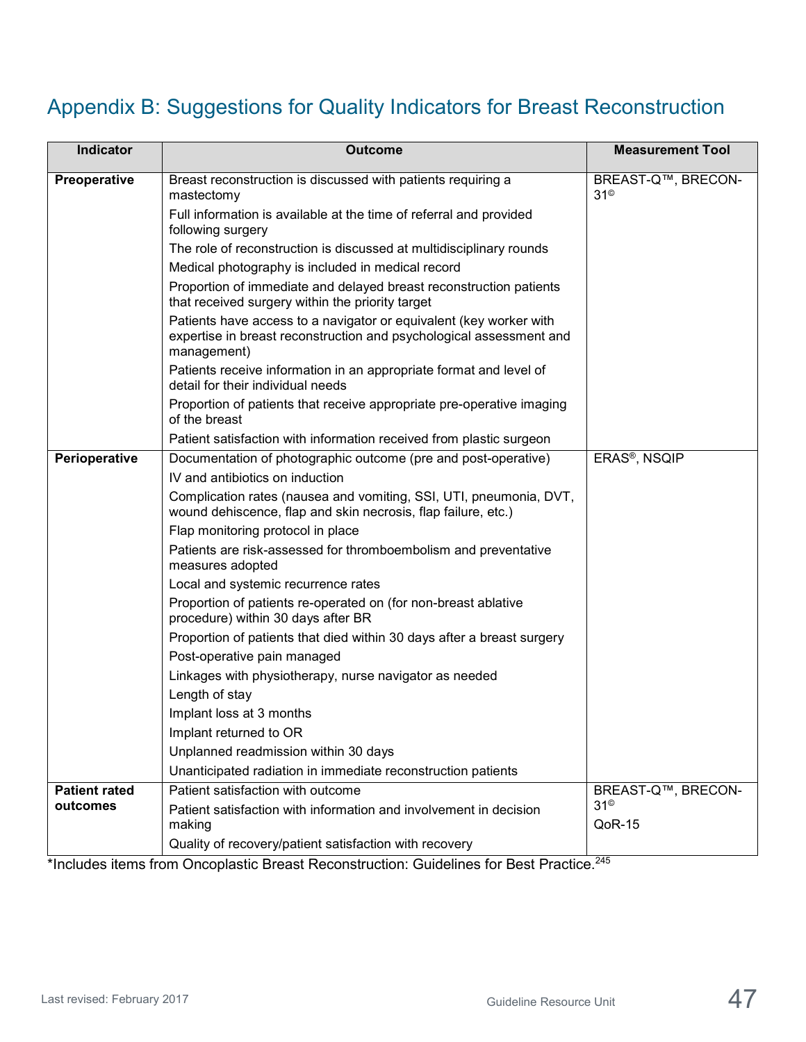## Appendix B: Suggestions for Quality Indicators for Breast Reconstruction

| Indicator | Outcome | Measurement Tool |
|---|---|---|
| **Preoperative** | Breast reconstruction is discussed with patients requiring a mastectomy | BREAST-Q™, BRECON-31© |
| | Full information is available at the time of referral and provided following surgery | |
| | The role of reconstruction is discussed at multidisciplinary rounds | |
| | Medical photography is included in medical record | |
| | Proportion of immediate and delayed breast reconstruction patients that received surgery within the priority target | |
| | Patients have access to a navigator or equivalent (key worker with expertise in breast reconstruction and psychological assessment and management) | |
| | Patients receive information in an appropriate format and level of detail for their individual needs | |
| | Proportion of patients that receive appropriate pre-operative imaging of the breast | |
| | Patient satisfaction with information received from plastic surgeon | |
| **Perioperative** | Documentation of photographic outcome (pre and post-operative) | ERAS®, NSQIP |
| | IV and antibiotics on induction | |
| | Complication rates (nausea and vomiting, SSI, UTI, pneumonia, DVT, wound dehiscence, flap and skin necrosis, flap failure, etc.) | |
| | Flap monitoring protocol in place | |
| | Patients are risk-assessed for thromboembolism and preventative measures adopted | |
| | Local and systemic recurrence rates | |
| | Proportion of patients re-operated on (for non-breast ablative procedure) within 30 days after BR | |
| | Proportion of patients that died within 30 days after a breast surgery | |
| | Post-operative pain managed | |
| | Linkages with physiotherapy, nurse navigator as needed | |
| | Length of stay | |
| | Implant loss at 3 months | |
| | Implant returned to OR | |
| | Unplanned readmission within 30 days | |
| | Unanticipated radiation in immediate reconstruction patients | |
| **Patient rated outcomes** | Patient satisfaction with outcome | BREAST-Q™, BRECON-31© |
| | Patient satisfaction with information and involvement in decision making | QoR-15 |
| | Quality of recovery/patient satisfaction with recovery | |

*Includes items from Oncoplastic Breast Reconstruction: Guidelines for Best Practice.[245]

Last revised: February 2017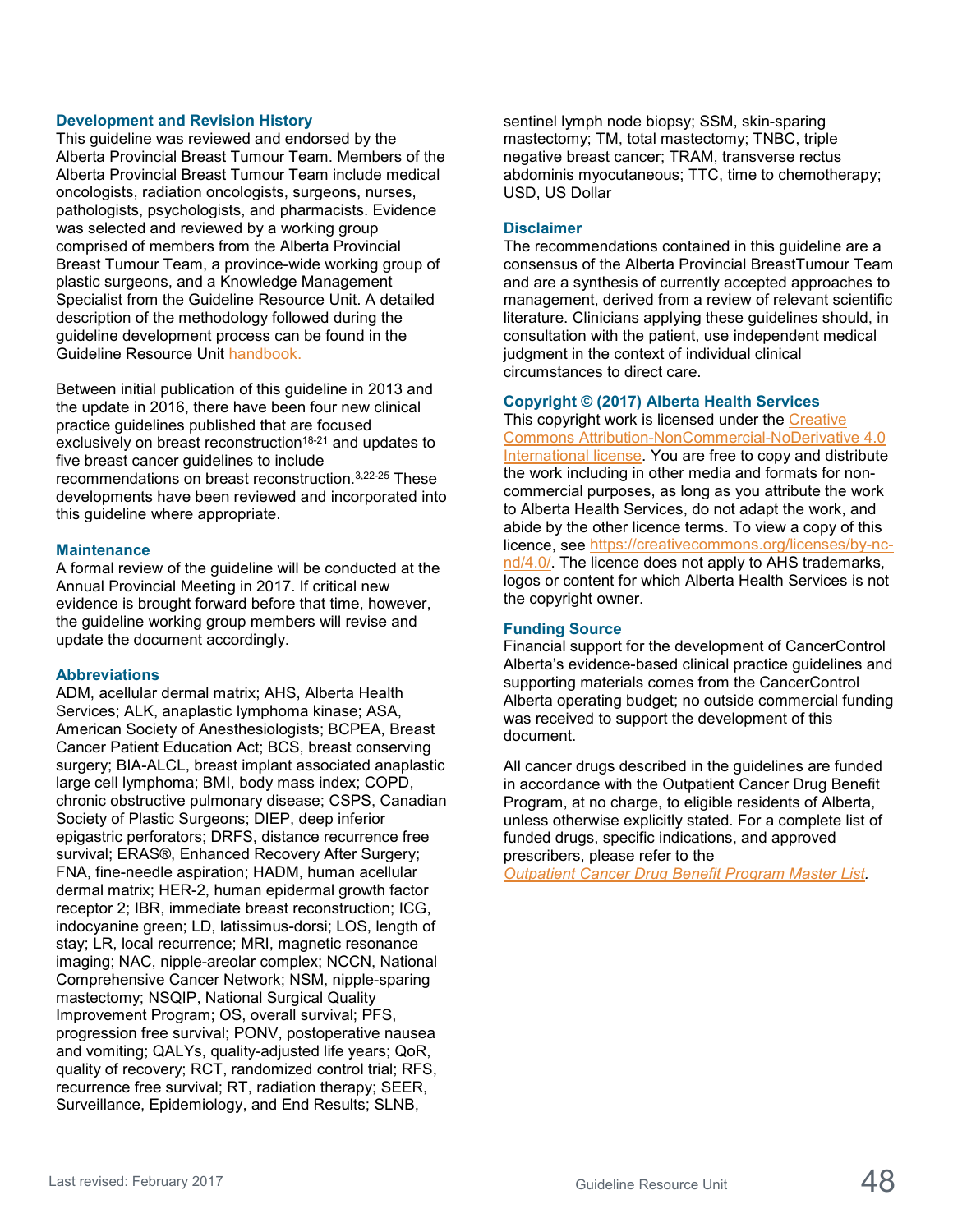### Development and Revision History

This guideline was reviewed and endorsed by the Alberta Provincial Breast Tumour Team. Members of the Alberta Provincial Breast Tumour Team include medical oncologists, radiation oncologists, surgeons, nurses, pathologists, psychologists, and pharmacists. Evidence was selected and reviewed by a working group comprised of members from the Alberta Provincial Breast Tumour Team, a province-wide working group of plastic surgeons, and a Knowledge Management Specialist from the Guideline Resource Unit. A detailed description of the methodology followed during the guideline development process can be found in the Guideline Resource Unit handbook.

Between initial publication of this guideline in 2013 and the update in 2016, there have been four new clinical practice guidelines published that are focused exclusively on breast reconstruction[18-21] and updates to five breast cancer guidelines to include recommendations on breast reconstruction.[3,22-25] These developments have been reviewed and incorporated into this guideline where appropriate.

### Maintenance

A formal review of the guideline will be conducted at the Annual Provincial Meeting in 2017. If critical new evidence is brought forward before that time, however, the guideline working group members will revise and update the document accordingly.

### Abbreviations

ADM, acellular dermal matrix; AHS, Alberta Health Services; ALK, anaplastic lymphoma kinase; ASA, American Society of Anesthesiologists; BCPEA, Breast Cancer Patient Education Act; BCS, breast conserving surgery; BIA-ALCL, breast implant associated anaplastic large cell lymphoma; BMI, body mass index; COPD, chronic obstructive pulmonary disease; CSPS, Canadian Society of Plastic Surgeons; DIEP, deep inferior epigastric perforators; DRFS, distance recurrence free survival; ERAS®, Enhanced Recovery After Surgery; FNA, fine-needle aspiration; HADM, human acellular dermal matrix; HER-2, human epidermal growth factor receptor 2; IBR, immediate breast reconstruction; ICG, indocyanine green; LD, latissimus-dorsi; LOS, length of stay; LR, local recurrence; MRI, magnetic resonance imaging; NAC, nipple-areolar complex; NCCN, National Comprehensive Cancer Network; NSM, nipple-sparing mastectomy; NSQIP, National Surgical Quality Improvement Program; OS, overall survival; PFS, progression free survival; PONV, postoperative nausea and vomiting; QALYs, quality-adjusted life years; QoR, quality of recovery; RCT, randomized control trial; RFS, recurrence free survival; RT, radiation therapy; SEER, Surveillance, Epidemiology, and End Results; SLNB, sentinel lymph node biopsy; SSM, skin-sparing mastectomy; TM, total mastectomy; TNBC, triple negative breast cancer; TRAM, transverse rectus abdominis myocutaneous; TTC, time to chemotherapy; USD, US Dollar

### Disclaimer

The recommendations contained in this guideline are a consensus of the Alberta Provincial BreastTumour Team and are a synthesis of currently accepted approaches to management, derived from a review of relevant scientific literature. Clinicians applying these guidelines should, in consultation with the patient, use independent medical judgment in the context of individual clinical circumstances to direct care.

### Copyright © (2017) Alberta Health Services

This copyright work is licensed under the Creative Commons Attribution-NonCommercial-NoDerivative 4.0 International license. You are free to copy and distribute the work including in other media and formats for non-commercial purposes, as long as you attribute the work to Alberta Health Services, do not adapt the work, and abide by the other licence terms. To view a copy of this licence, see https://creativecommons.org/licenses/by-nc-nd/4.0/. The licence does not apply to AHS trademarks, logos or content for which Alberta Health Services is not the copyright owner.

### Funding Source

Financial support for the development of CancerControl Alberta's evidence-based clinical practice guidelines and supporting materials comes from the CancerControl Alberta operating budget; no outside commercial funding was received to support the development of this document.

All cancer drugs described in the guidelines are funded in accordance with the Outpatient Cancer Drug Benefit Program, at no charge, to eligible residents of Alberta, unless otherwise explicitly stated. For a complete list of funded drugs, specific indications, and approved prescribers, please refer to the *Outpatient Cancer Drug Benefit Program Master List*.